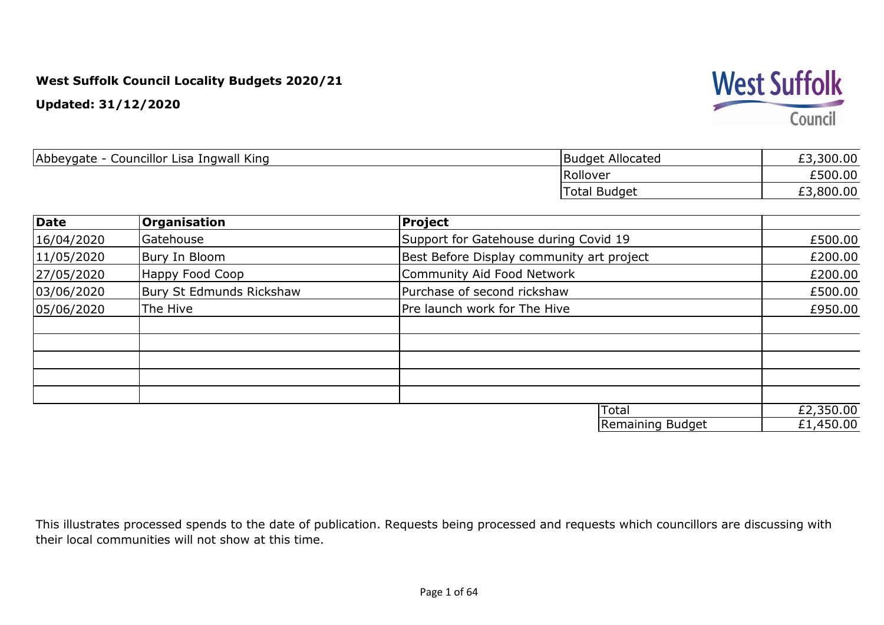**West Suffolk Council Locality Budgets 2020/21**

**Updated: 31/12/2020**

| Abbeygate - Councillor Lisa Ingwall King | Budget Allocated | £3,300.00 |
|---|---|---|
| | Rollover | £500.00 |
| | Total Budget | £3,800.00 |

| Date | Organisation | Project | |
|---|---|---|---|
| 16/04/2020 | Gatehouse | Support for Gatehouse during Covid 19 | £500.00 |
| 11/05/2020 | Bury In Bloom | Best Before Display community art project | £200.00 |
| 27/05/2020 | Happy Food Coop | Community Aid Food Network | £200.00 |
| 03/06/2020 | Bury St Edmunds Rickshaw | Purchase of second rickshaw | £500.00 |
| 05/06/2020 | The Hive | Pre launch work for The Hive | £950.00 |
| | | | |
| | | | |
| | | | |
| | | | |
| | | | |
| | | Total | £2,350.00 |
| | | Remaining Budget | £1,450.00 |

This illustrates processed spends to the date of publication. Requests being processed and requests which councillors are discussing with their local communities will not show at this time.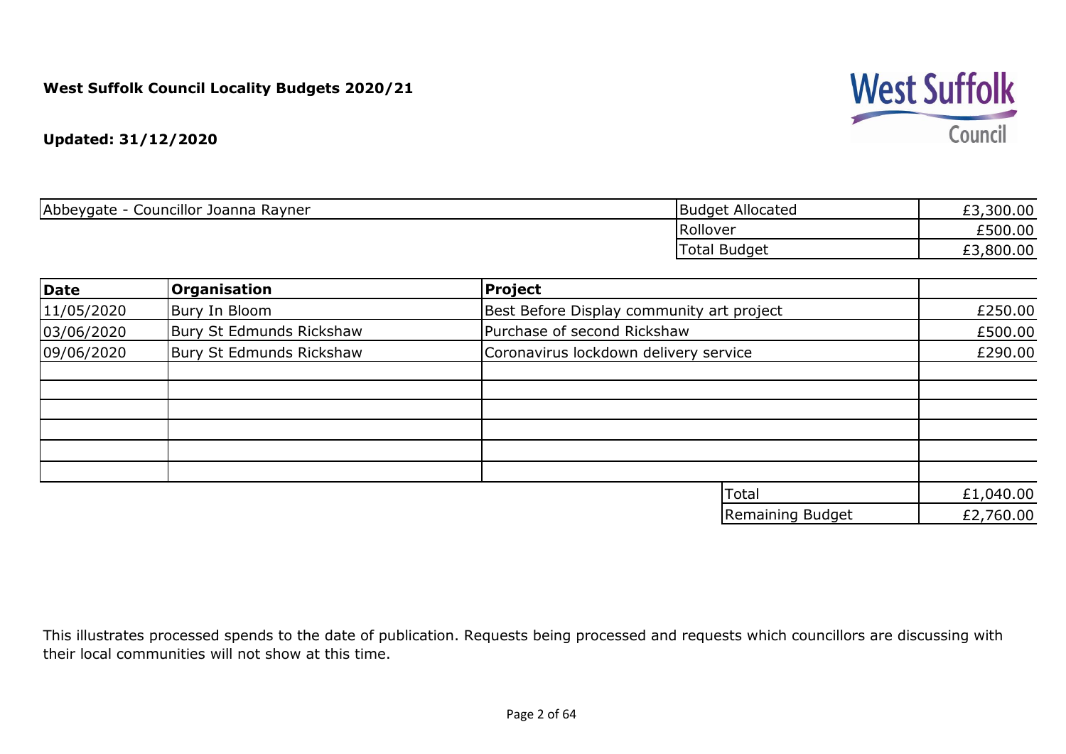**West Suffolk Council Locality Budgets 2020/21**

**Updated: 31/12/2020**

| Abbeygate - Councillor Joanna Rayner | Budget Allocated | £3,300.00 |
|---|---|---|
| | Rollover | £500.00 |
| | Total Budget | £3,800.00 |

| **Date** | **Organisation** | **Project** | |
|---|---|---|---|
| 11/05/2020 | Bury In Bloom | Best Before Display community art project | £250.00 |
| 03/06/2020 | Bury St Edmunds Rickshaw | Purchase of second Rickshaw | £500.00 |
| 09/06/2020 | Bury St Edmunds Rickshaw | Coronavirus lockdown delivery service | £290.00 |
| | | | |
| | | | |
| | | | |
| | | | |
| | | | |
| | | | |
| | | Total | £1,040.00 |
| | | Remaining Budget | £2,760.00 |

This illustrates processed spends to the date of publication. Requests being processed and requests which councillors are discussing with their local communities will not show at this time.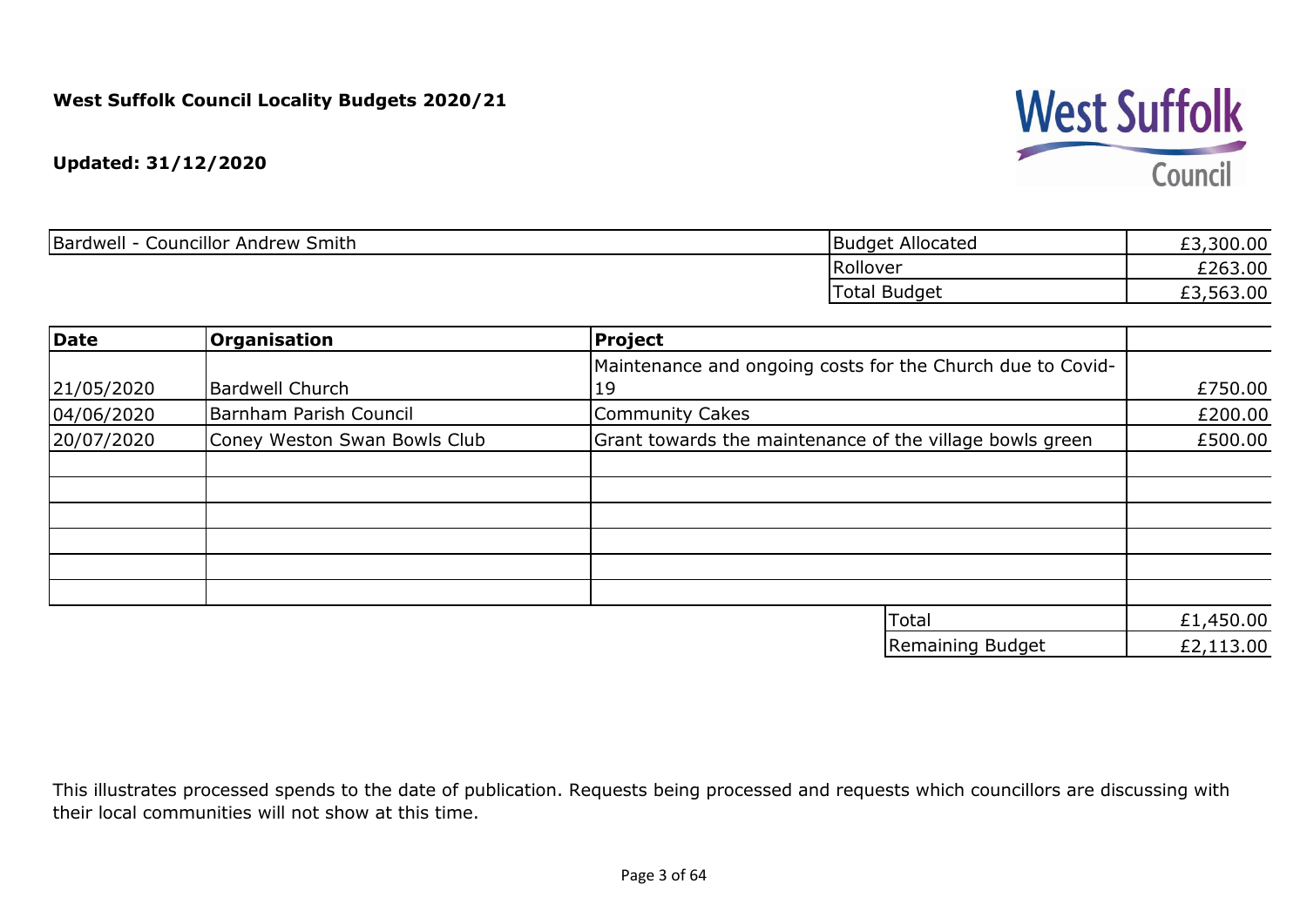**West Suffolk Council Locality Budgets 2020/21**

**Updated: 31/12/2020**

| Bardwell - Councillor Andrew Smith | Budget Allocated | £3,300.00 |
|---|---|---|
| | Rollover | £263.00 |
| | Total Budget | £3,563.00 |

| Date | Organisation | Project | |
|---|---|---|---|
| 21/05/2020 | Bardwell Church | Maintenance and ongoing costs for the Church due to Covid-19 | £750.00 |
| 04/06/2020 | Barnham Parish Council | Community Cakes | £200.00 |
| 20/07/2020 | Coney Weston Swan Bowls Club | Grant towards the maintenance of the village bowls green | £500.00 |
| | | | |
| | | | |
| | | | |
| | | | |
| | | | |
| | | | |
| | | Total | £1,450.00 |
| | | Remaining Budget | £2,113.00 |

This illustrates processed spends to the date of publication. Requests being processed and requests which councillors are discussing with their local communities will not show at this time.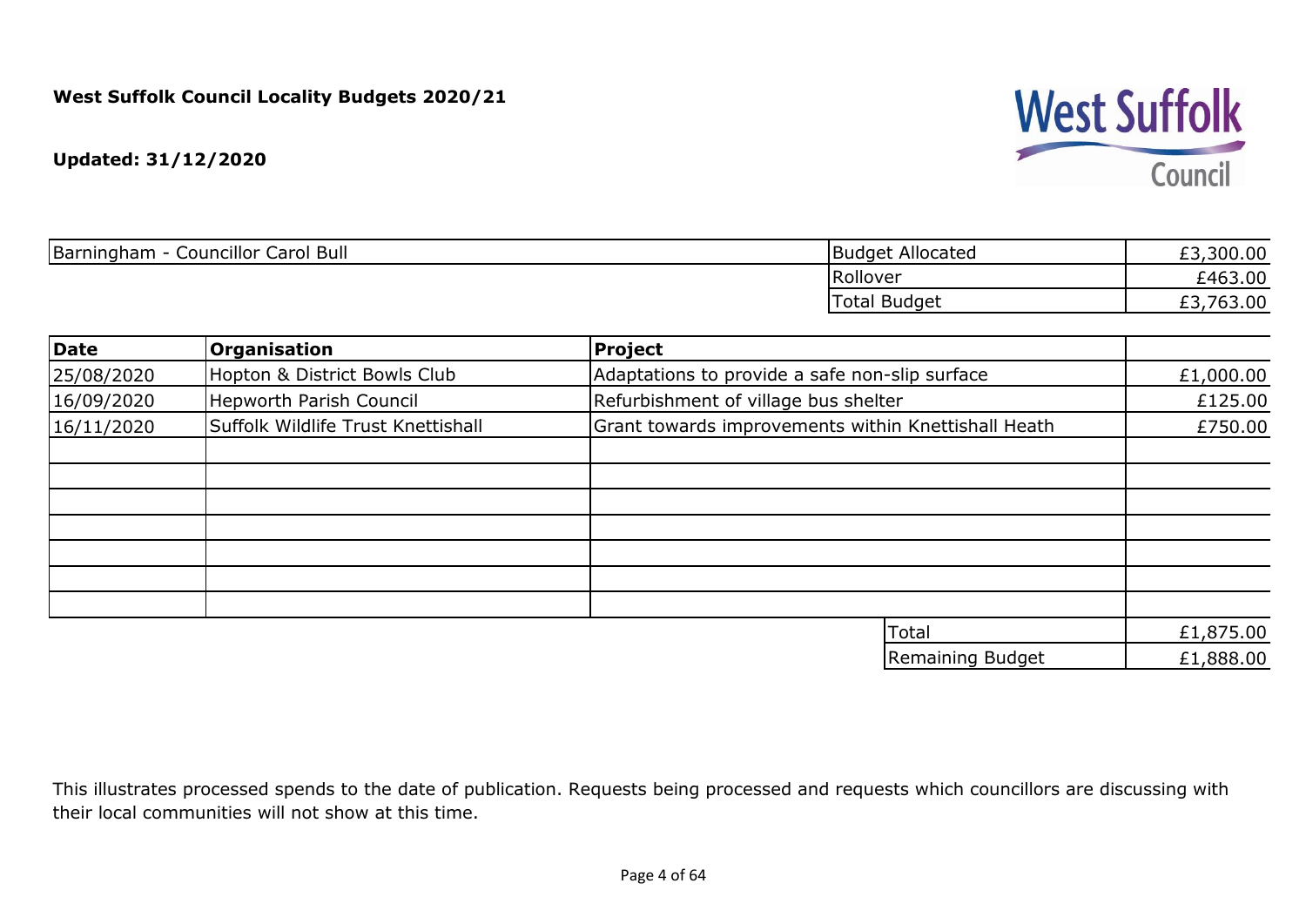**West Suffolk Council Locality Budgets 2020/21**

**Updated: 31/12/2020**

| Barningham - Councillor Carol Bull | Budget Allocated | £3,300.00 |
|---|---|---|
| | Rollover | £463.00 |
| | Total Budget | £3,763.00 |

| **Date** | **Organisation** | **Project** | |
|---|---|---|---|
| 25/08/2020 | Hopton & District Bowls Club | Adaptations to provide a safe non-slip surface | £1,000.00 |
| 16/09/2020 | Hepworth Parish Council | Refurbishment of village bus shelter | £125.00 |
| 16/11/2020 | Suffolk Wildlife Trust Knettishall | Grant towards improvements within Knettishall Heath | £750.00 |
| | | | |
| | | | |
| | | | |
| | | | |
| | | | |
| | | | |
| | | | |
| | | Total | £1,875.00 |
| | | Remaining Budget | £1,888.00 |

This illustrates processed spends to the date of publication. Requests being processed and requests which councillors are discussing with their local communities will not show at this time.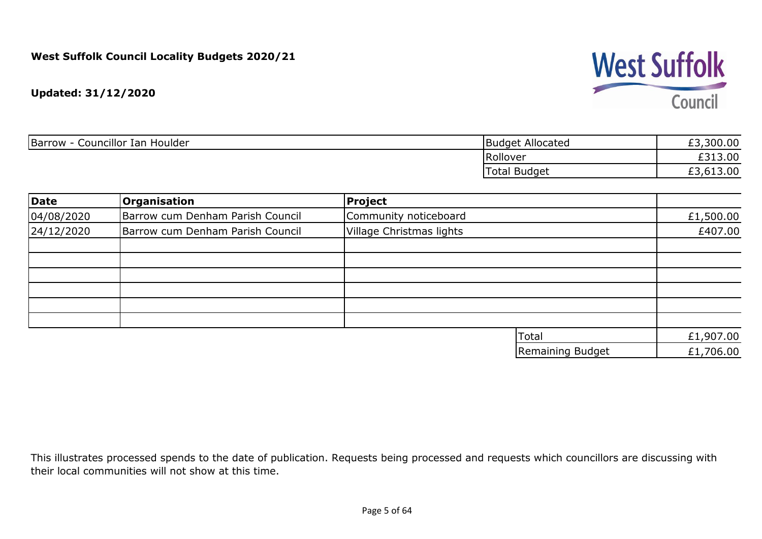**West Suffolk Council Locality Budgets 2020/21**

**Updated: 31/12/2020**

West Suffolk Council

| Barrow - Councillor Ian Houlder | Budget Allocated | £3,300.00 |
|---|---|---|
| | Rollover | £313.00 |
| | Total Budget | £3,613.00 |

| Date | Organisation | Project | |
|---|---|---|---|
| 04/08/2020 | Barrow cum Denham Parish Council | Community noticeboard | £1,500.00 |
| 24/12/2020 | Barrow cum Denham Parish Council | Village Christmas lights | £407.00 |
| | | | |
| | | | |
| | | | |
| | | | |
| | | | |
| | | | |
| | | Total | £1,907.00 |
| | | Remaining Budget | £1,706.00 |

This illustrates processed spends to the date of publication. Requests being processed and requests which councillors are discussing with their local communities will not show at this time.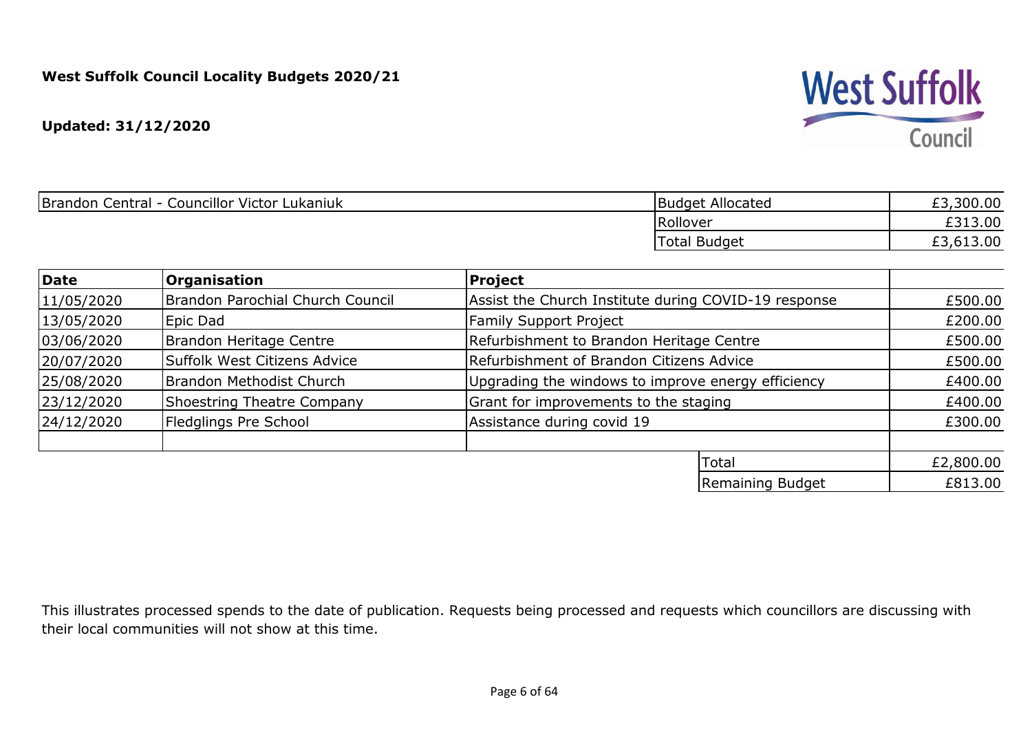**West Suffolk Council Locality Budgets 2020/21**

**Updated: 31/12/2020**

| Brandon Central - Councillor Victor Lukaniuk | Budget Allocated | £3,300.00 |
|---|---|---|
| | Rollover | £313.00 |
| | Total Budget | £3,613.00 |

| Date | Organisation | Project | |
|---|---|---|---|
| 11/05/2020 | Brandon Parochial Church Council | Assist the Church Institute during COVID-19 response | £500.00 |
| 13/05/2020 | Epic Dad | Family Support Project | £200.00 |
| 03/06/2020 | Brandon Heritage Centre | Refurbishment to Brandon Heritage Centre | £500.00 |
| 20/07/2020 | Suffolk West Citizens Advice | Refurbishment of Brandon Citizens Advice | £500.00 |
| 25/08/2020 | Brandon Methodist Church | Upgrading the windows to improve energy efficiency | £400.00 |
| 23/12/2020 | Shoestring Theatre Company | Grant for improvements to the staging | £400.00 |
| 24/12/2020 | Fledglings Pre School | Assistance during covid 19 | £300.00 |
| | | | |
| | | Total | £2,800.00 |
| | | Remaining Budget | £813.00 |

This illustrates processed spends to the date of publication. Requests being processed and requests which councillors are discussing with their local communities will not show at this time.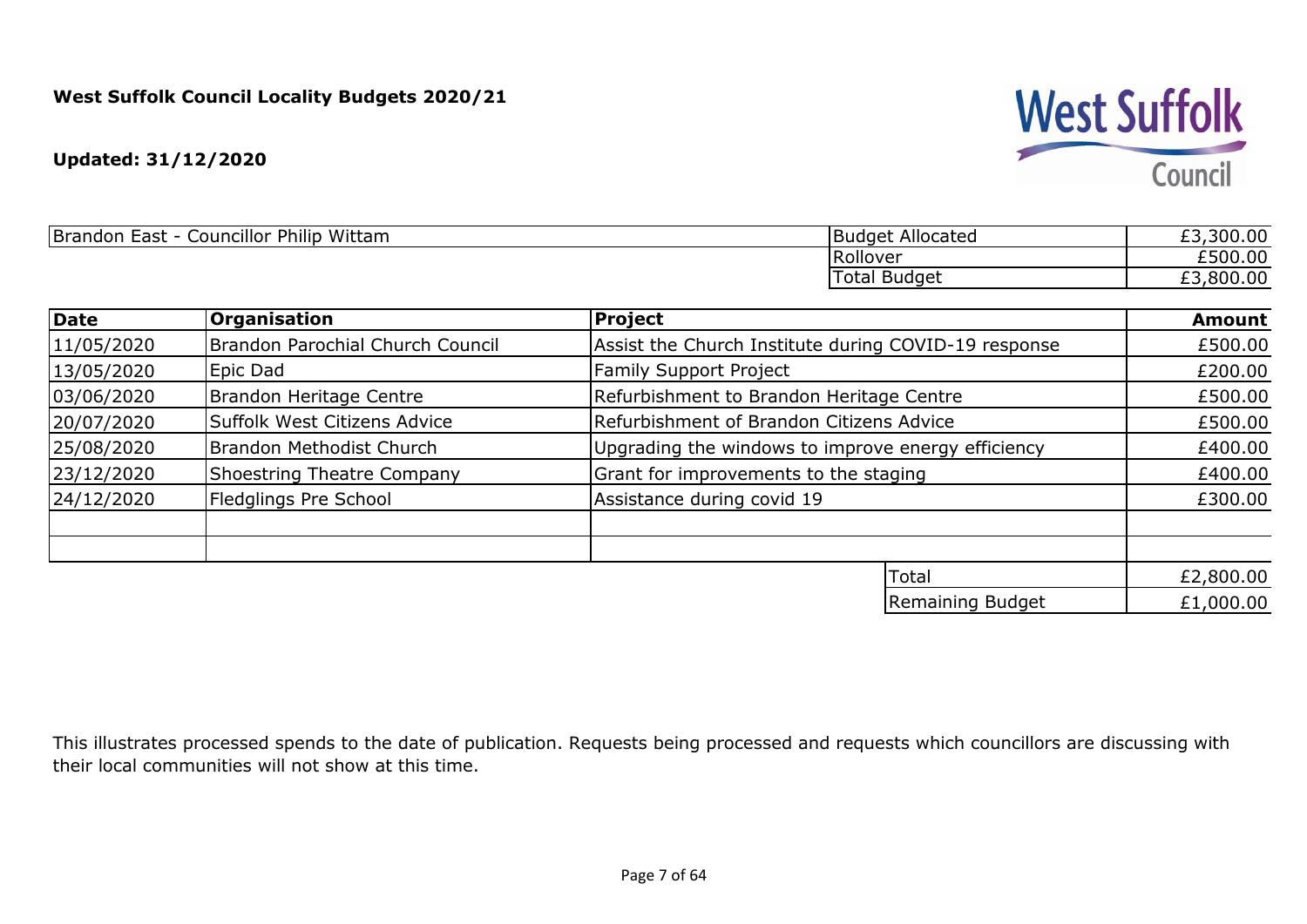**West Suffolk Council Locality Budgets 2020/21**

**Updated: 31/12/2020**

West Suffolk Council

| Brandon East - Councillor Philip Wittam | Budget Allocated | £3,300.00 |
|---|---|---|
| | Rollover | £500.00 |
| | Total Budget | £3,800.00 |

| Date | Organisation | Project | Amount |
|---|---|---|---|
| 11/05/2020 | Brandon Parochial Church Council | Assist the Church Institute during COVID-19 response | £500.00 |
| 13/05/2020 | Epic Dad | Family Support Project | £200.00 |
| 03/06/2020 | Brandon Heritage Centre | Refurbishment to Brandon Heritage Centre | £500.00 |
| 20/07/2020 | Suffolk West Citizens Advice | Refurbishment of Brandon Citizens Advice | £500.00 |
| 25/08/2020 | Brandon Methodist Church | Upgrading the windows to improve energy efficiency | £400.00 |
| 23/12/2020 | Shoestring Theatre Company | Grant for improvements to the staging | £400.00 |
| 24/12/2020 | Fledglings Pre School | Assistance during covid 19 | £300.00 |
| | | | |
| | | | |
| | | Total | £2,800.00 |
| | | Remaining Budget | £1,000.00 |

This illustrates processed spends to the date of publication. Requests being processed and requests which councillors are discussing with their local communities will not show at this time.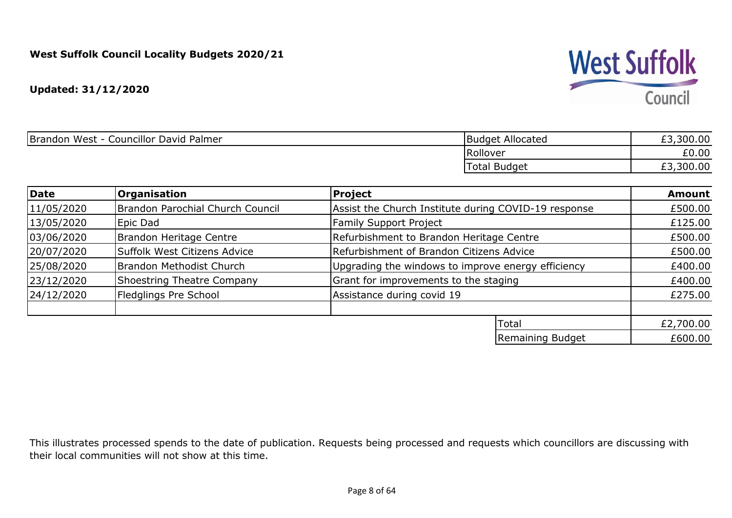**West Suffolk Council Locality Budgets 2020/21**

**Updated: 31/12/2020**

| Brandon West - Councillor David Palmer | Budget Allocated | £3,300.00 |
|---|---|---|
| | Rollover | £0.00 |
| | Total Budget | £3,300.00 |

| Date | Organisation | Project | Amount |
|---|---|---|---|
| 11/05/2020 | Brandon Parochial Church Council | Assist the Church Institute during COVID-19 response | £500.00 |
| 13/05/2020 | Epic Dad | Family Support Project | £125.00 |
| 03/06/2020 | Brandon Heritage Centre | Refurbishment to Brandon Heritage Centre | £500.00 |
| 20/07/2020 | Suffolk West Citizens Advice | Refurbishment of Brandon Citizens Advice | £500.00 |
| 25/08/2020 | Brandon Methodist Church | Upgrading the windows to improve energy efficiency | £400.00 |
| 23/12/2020 | Shoestring Theatre Company | Grant for improvements to the staging | £400.00 |
| 24/12/2020 | Fledglings Pre School | Assistance during covid 19 | £275.00 |
| | | | |
| | | Total | £2,700.00 |
| | | Remaining Budget | £600.00 |

This illustrates processed spends to the date of publication. Requests being processed and requests which councillors are discussing with their local communities will not show at this time.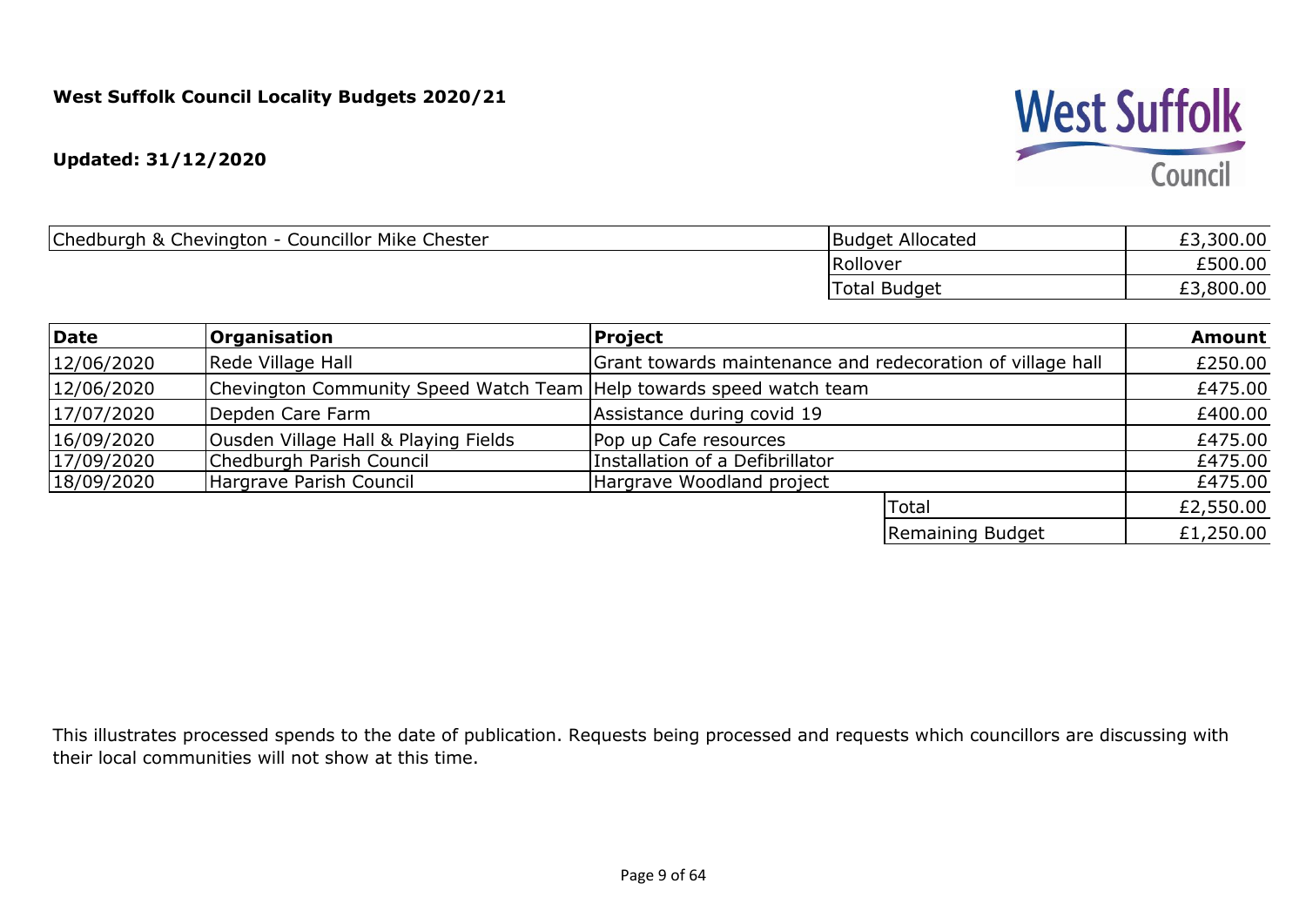**West Suffolk Council Locality Budgets 2020/21**

**Updated: 31/12/2020**

| Chedburgh & Chevington - Councillor Mike Chester | | |
|---|---|---|
| | Budget Allocated | £3,300.00 |
| | Rollover | £500.00 |
| | Total Budget | £3,800.00 |

| Date | Organisation | Project | | Amount |
|---|---|---|---|---|
| 12/06/2020 | Rede Village Hall | Grant towards maintenance and redecoration of village hall | | £250.00 |
| 12/06/2020 | Chevington Community Speed Watch Team | Help towards speed watch team | | £475.00 |
| 17/07/2020 | Depden Care Farm | Assistance during covid 19 | | £400.00 |
| 16/09/2020 | Ousden Village Hall & Playing Fields | Pop up Cafe resources | | £475.00 |
| 17/09/2020 | Chedburgh Parish Council | Installation of a Defibrillator | | £475.00 |
| 18/09/2020 | Hargrave Parish Council | Hargrave Woodland project | | £475.00 |
| | | | Total | £2,550.00 |
| | | | Remaining Budget | £1,250.00 |

This illustrates processed spends to the date of publication. Requests being processed and requests which councillors are discussing with their local communities will not show at this time.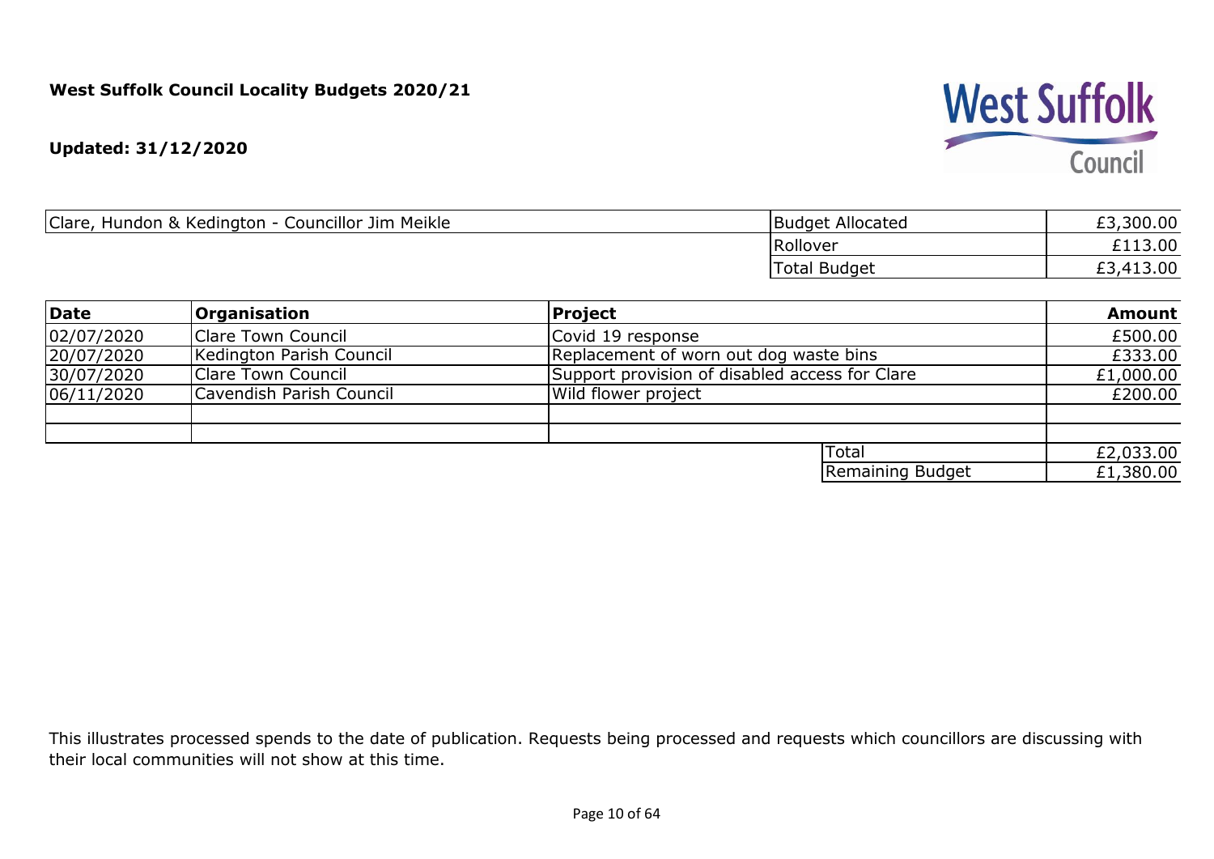**West Suffolk Council Locality Budgets 2020/21**

**Updated: 31/12/2020**

West Suffolk Council

| Clare, Hundon & Kedington - Councillor Jim Meikle | Budget Allocated | £3,300.00 |
|---|---|---|
| | Rollover | £113.00 |
| | Total Budget | £3,413.00 |

| Date | Organisation | Project | Amount |
|---|---|---|---|
| 02/07/2020 | Clare Town Council | Covid 19 response | £500.00 |
| 20/07/2020 | Kedington Parish Council | Replacement of worn out dog waste bins | £333.00 |
| 30/07/2020 | Clare Town Council | Support provision of disabled access for Clare | £1,000.00 |
| 06/11/2020 | Cavendish Parish Council | Wild flower project | £200.00 |
| | | | |
| | | | |
| | | Total | £2,033.00 |
| | | Remaining Budget | £1,380.00 |

This illustrates processed spends to the date of publication. Requests being processed and requests which councillors are discussing with their local communities will not show at this time.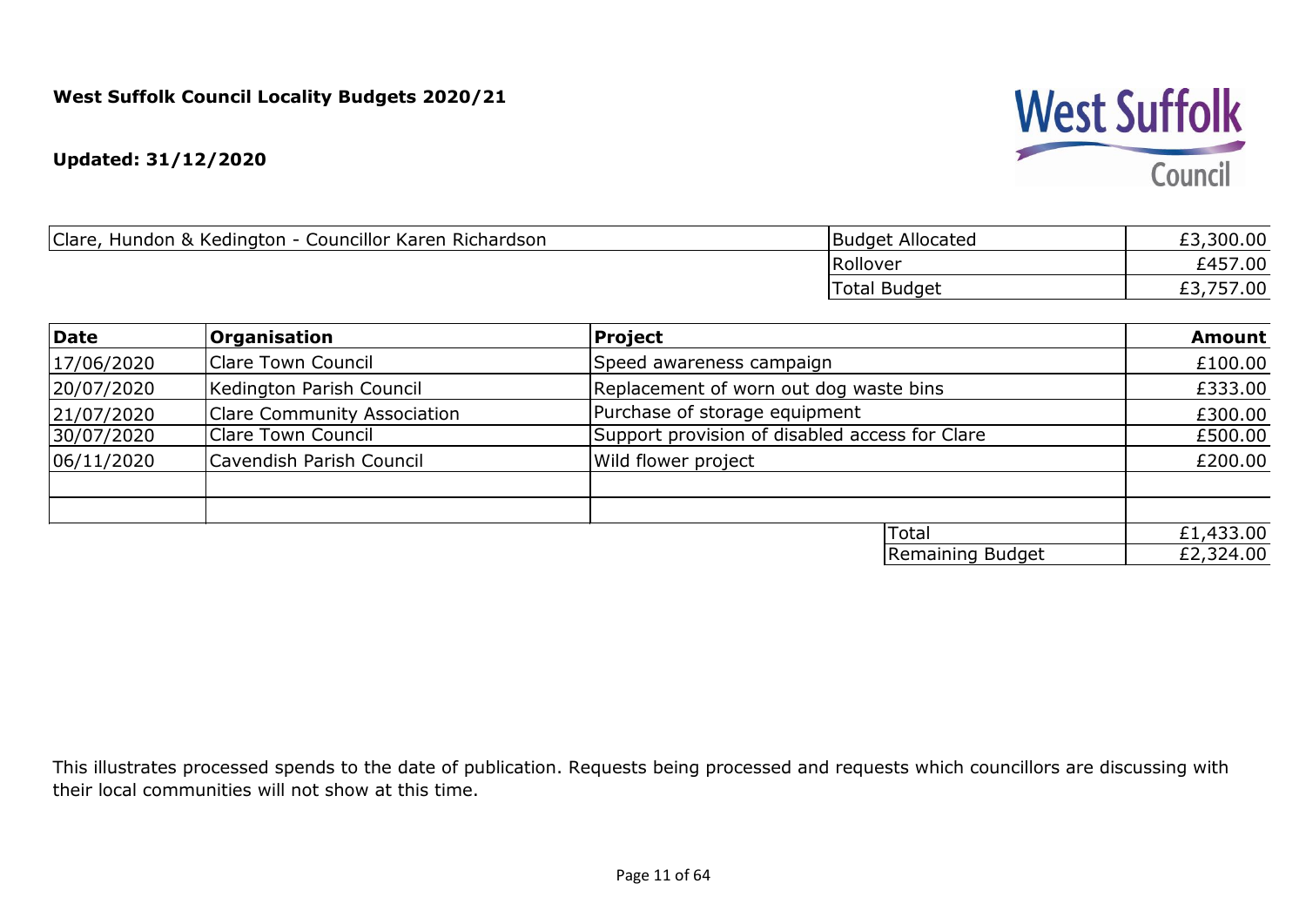**West Suffolk Council Locality Budgets 2020/21**

**Updated: 31/12/2020**

| Clare, Hundon & Kedington - Councillor Karen Richardson | Budget Allocated | £3,300.00 |
|---|---|---|
| | Rollover | £457.00 |
| | Total Budget | £3,757.00 |

| Date | Organisation | Project | Amount |
|---|---|---|---|
| 17/06/2020 | Clare Town Council | Speed awareness campaign | £100.00 |
| 20/07/2020 | Kedington Parish Council | Replacement of worn out dog waste bins | £333.00 |
| 21/07/2020 | Clare Community Association | Purchase of storage equipment | £300.00 |
| 30/07/2020 | Clare Town Council | Support provision of disabled access for Clare | £500.00 |
| 06/11/2020 | Cavendish Parish Council | Wild flower project | £200.00 |
| | | | |
| | | | |
| | | Total | £1,433.00 |
| | | Remaining Budget | £2,324.00 |

This illustrates processed spends to the date of publication. Requests being processed and requests which councillors are discussing with their local communities will not show at this time.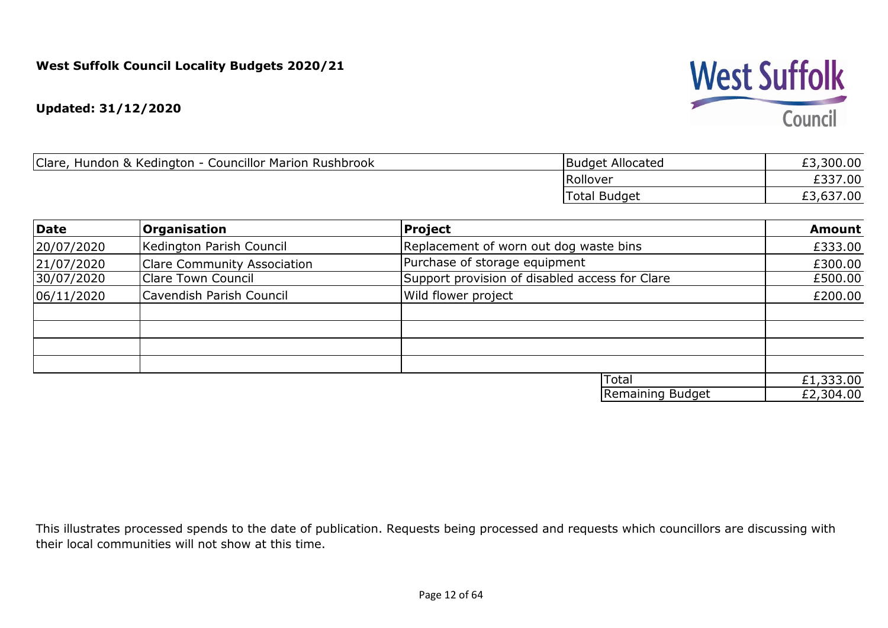**West Suffolk Council Locality Budgets 2020/21**

**Updated: 31/12/2020**

| Clare, Hundon & Kedington - Councillor Marion Rushbrook | Budget Allocated | £3,300.00 |
|---|---|---|
| | Rollover | £337.00 |
| | Total Budget | £3,637.00 |

| **Date** | **Organisation** | **Project** | **Amount** |
|---|---|---|---|
| 20/07/2020 | Kedington Parish Council | Replacement of worn out dog waste bins | £333.00 |
| 21/07/2020 | Clare Community Association | Purchase of storage equipment | £300.00 |
| 30/07/2020 | Clare Town Council | Support provision of disabled access for Clare | £500.00 |
| 06/11/2020 | Cavendish Parish Council | Wild flower project | £200.00 |
| | | | |
| | | | |
| | | | |
| | | | |
| | | Total | £1,333.00 |
| | | Remaining Budget | £2,304.00 |

This illustrates processed spends to the date of publication. Requests being processed and requests which councillors are discussing with their local communities will not show at this time.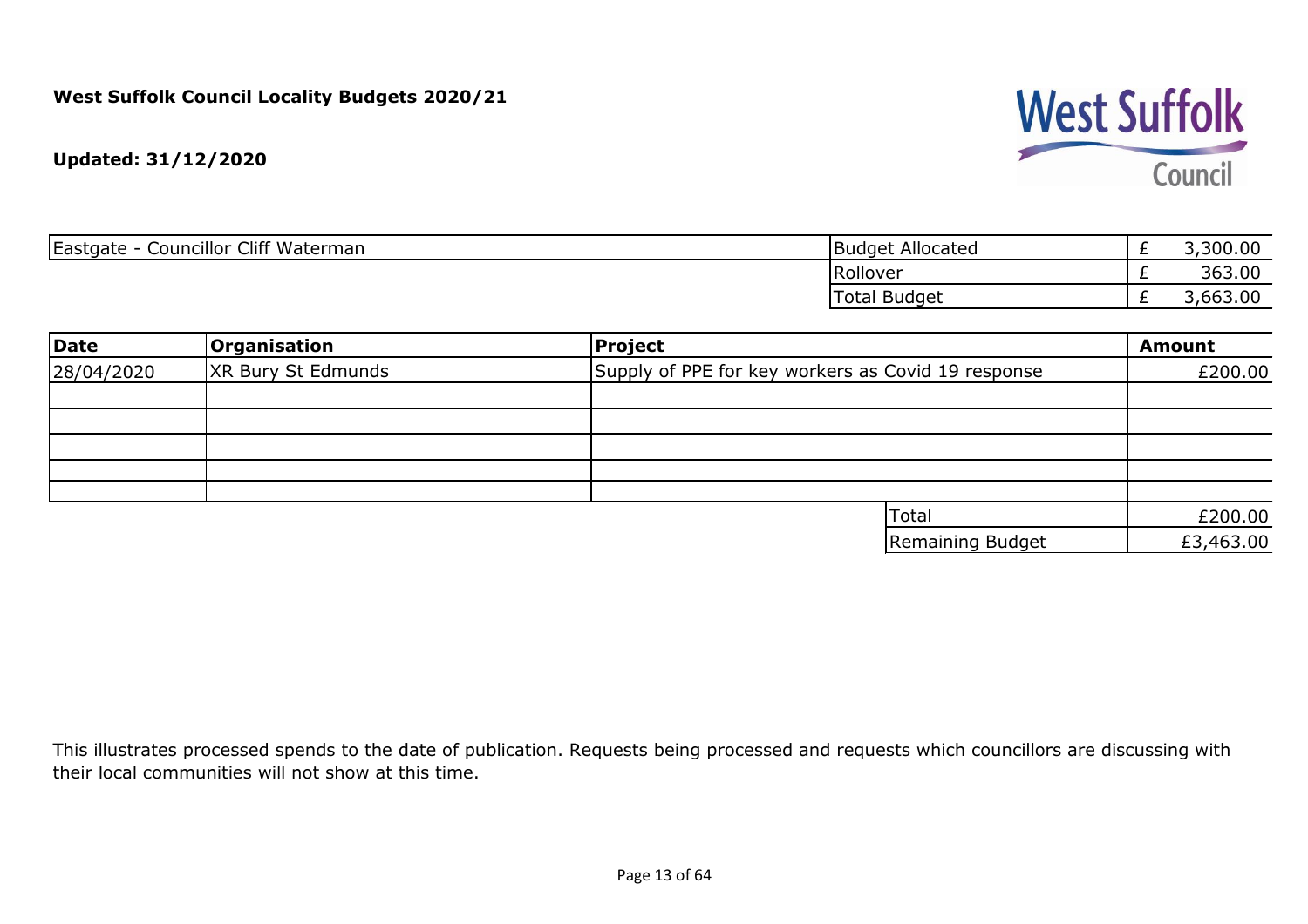**West Suffolk Council Locality Budgets 2020/21**

**Updated: 31/12/2020**

| Eastgate - Councillor Cliff Waterman | | |
|---|---|---|
| Budget Allocated | £ | 3,300.00 |
| Rollover | £ | 363.00 |
| Total Budget | £ | 3,663.00 |

| Date | Organisation | Project | Amount |
|---|---|---|---|
| 28/04/2020 | XR Bury St Edmunds | Supply of PPE for key workers as Covid 19 response | £200.00 |
| | | | |
| | | | |
| | | | |
| | | | |
| | | | |
| | | Total | £200.00 |
| | | Remaining Budget | £3,463.00 |

This illustrates processed spends to the date of publication. Requests being processed and requests which councillors are discussing with their local communities will not show at this time.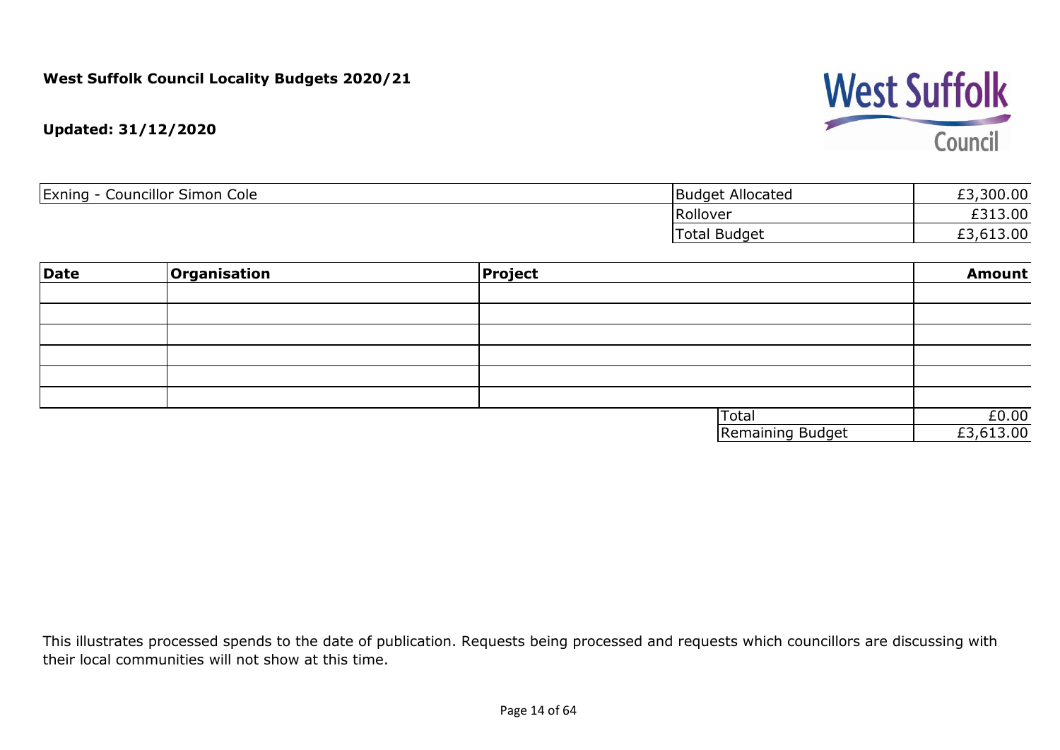**West Suffolk Council Locality Budgets 2020/21**

**Updated: 31/12/2020**

| Exning - Councillor Simon Cole | Budget Allocated | £3,300.00 |
|---|---|---|
| | Rollover | £313.00 |
| | Total Budget | £3,613.00 |

| Date | Organisation | Project | Amount |
|---|---|---|---|
| | | | |
| | | | |
| | | | |
| | | | |
| | | | |
| | | | |
| | | Total | £0.00 |
| | | Remaining Budget | £3,613.00 |

This illustrates processed spends to the date of publication. Requests being processed and requests which councillors are discussing with their local communities will not show at this time.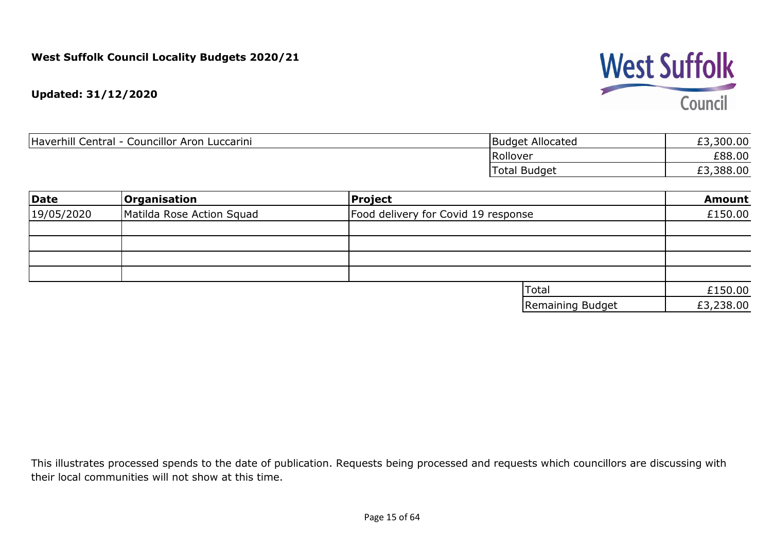**West Suffolk Council Locality Budgets 2020/21**

**Updated: 31/12/2020**

| Haverhill Central - Councillor Aron Luccarini | | |
|---|---|---|
| | Budget Allocated | £3,300.00 |
| | Rollover | £88.00 |
| | Total Budget | £3,388.00 |

| Date | Organisation | Project | Amount |
|---|---|---|---|
| 19/05/2020 | Matilda Rose Action Squad | Food delivery for Covid 19 response | £150.00 |
| | | | |
| | | | |
| | | | |
| | | | |
| | | Total | £150.00 |
| | | Remaining Budget | £3,238.00 |

This illustrates processed spends to the date of publication. Requests being processed and requests which councillors are discussing with their local communities will not show at this time.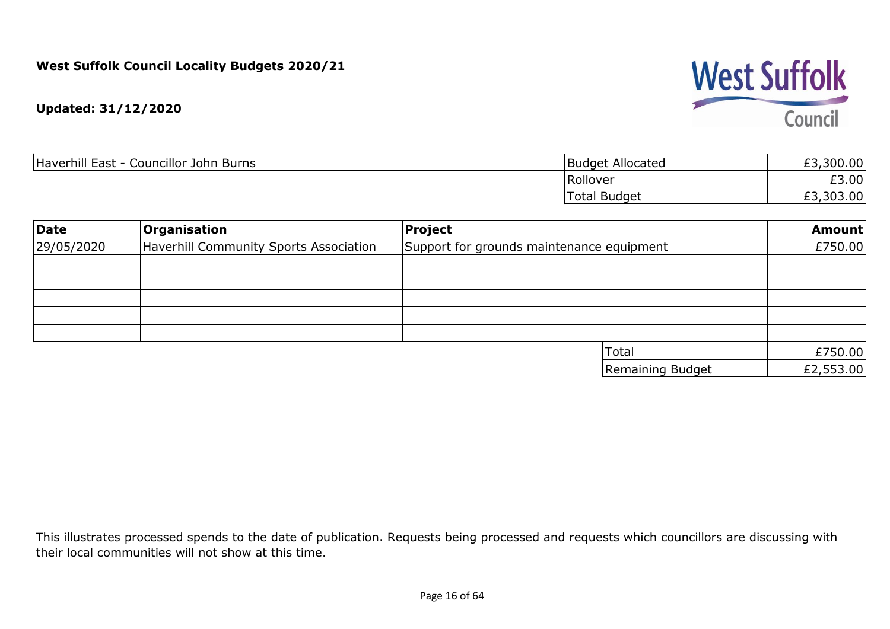**West Suffolk Council Locality Budgets 2020/21**

**Updated: 31/12/2020**

| Haverhill East - Councillor John Burns | | |
|---|---|---|
| | Budget Allocated | £3,300.00 |
| | Rollover | £3.00 |
| | Total Budget | £3,303.00 |

| Date | Organisation | Project | Amount |
|---|---|---|---|
| 29/05/2020 | Haverhill Community Sports Association | Support for grounds maintenance equipment | £750.00 |
| | | | |
| | | | |
| | | | |
| | | | |
| | | | |
| | | Total | £750.00 |
| | | Remaining Budget | £2,553.00 |

This illustrates processed spends to the date of publication. Requests being processed and requests which councillors are discussing with their local communities will not show at this time.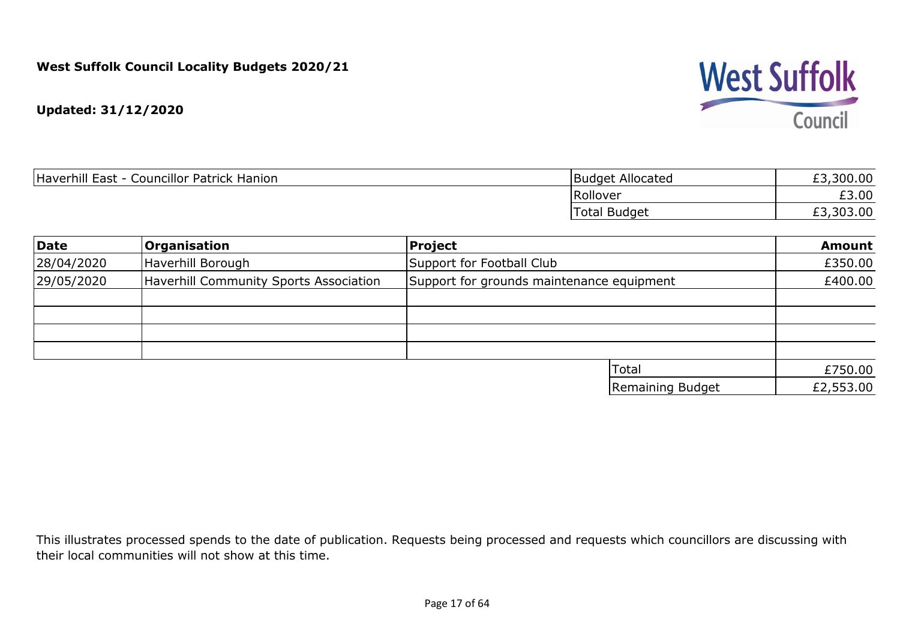**West Suffolk Council Locality Budgets 2020/21**

**Updated: 31/12/2020**

| Haverhill East - Councillor Patrick Hanion | Budget Allocated | £3,300.00 |
|---|---|---|
| | Rollover | £3.00 |
| | Total Budget | £3,303.00 |

| Date | Organisation | Project | Amount |
|---|---|---|---|
| 28/04/2020 | Haverhill Borough | Support for Football Club | £350.00 |
| 29/05/2020 | Haverhill Community Sports Association | Support for grounds maintenance equipment | £400.00 |
| | | | |
| | | | |
| | | | |
| | | | |
| | | Total | £750.00 |
| | | Remaining Budget | £2,553.00 |

This illustrates processed spends to the date of publication. Requests being processed and requests which councillors are discussing with their local communities will not show at this time.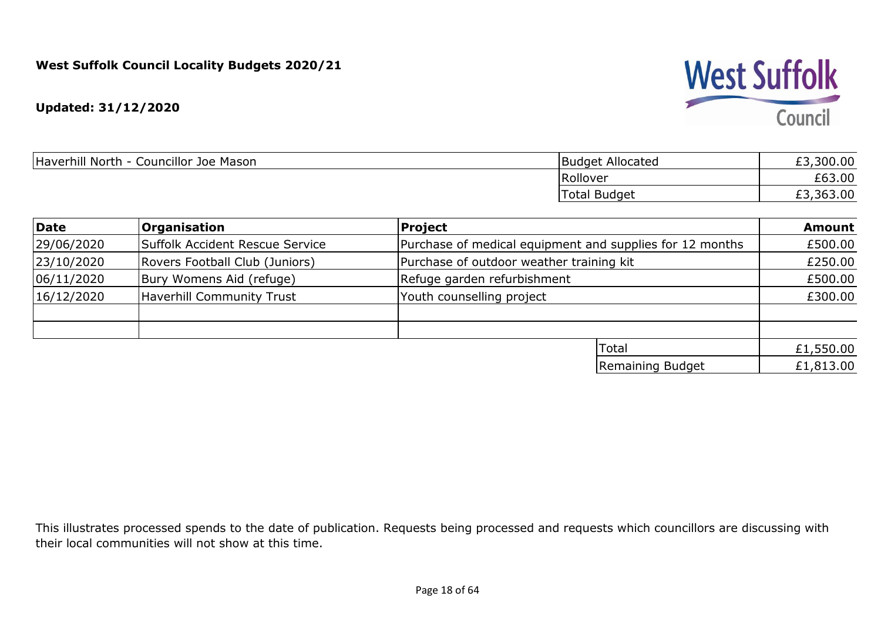**West Suffolk Council Locality Budgets 2020/21**

**Updated: 31/12/2020**

| Haverhill North - Councillor Joe Mason | Budget Allocated | £3,300.00 |
|---|---|---|
| | Rollover | £63.00 |
| | Total Budget | £3,363.00 |

| **Date** | **Organisation** | **Project** | **Amount** |
|---|---|---|---|
| 29/06/2020 | Suffolk Accident Rescue Service | Purchase of medical equipment and supplies for 12 months | £500.00 |
| 23/10/2020 | Rovers Football Club (Juniors) | Purchase of outdoor weather training kit | £250.00 |
| 06/11/2020 | Bury Womens Aid (refuge) | Refuge garden refurbishment | £500.00 |
| 16/12/2020 | Haverhill Community Trust | Youth counselling project | £300.00 |
| | | | |
| | | | |
| | | Total | £1,550.00 |
| | | Remaining Budget | £1,813.00 |

This illustrates processed spends to the date of publication. Requests being processed and requests which councillors are discussing with their local communities will not show at this time.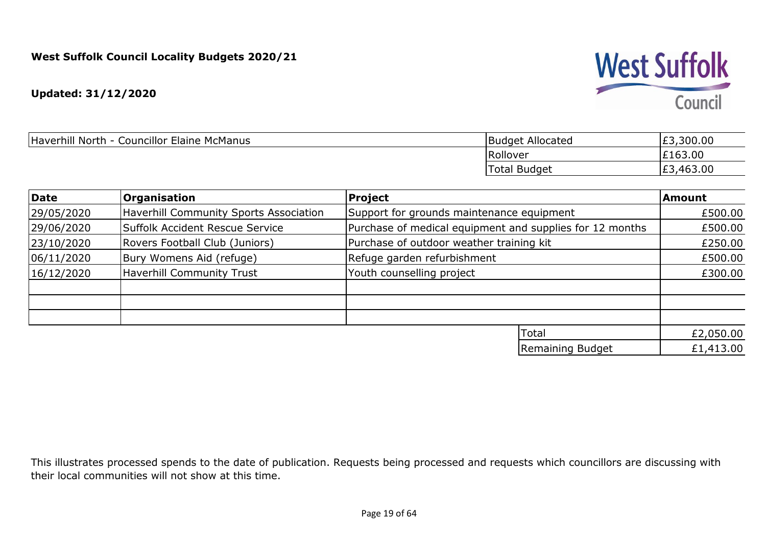**West Suffolk Council Locality Budgets 2020/21**

**Updated: 31/12/2020**

| Haverhill North - Councillor Elaine McManus | Budget Allocated | £3,300.00 |
|---|---|---|
| | Rollover | £163.00 |
| | Total Budget | £3,463.00 |

| Date | Organisation | Project | Amount |
|---|---|---|---|
| 29/05/2020 | Haverhill Community Sports Association | Support for grounds maintenance equipment | £500.00 |
| 29/06/2020 | Suffolk Accident Rescue Service | Purchase of medical equipment and supplies for 12 months | £500.00 |
| 23/10/2020 | Rovers Football Club (Juniors) | Purchase of outdoor weather training kit | £250.00 |
| 06/11/2020 | Bury Womens Aid (refuge) | Refuge garden refurbishment | £500.00 |
| 16/12/2020 | Haverhill Community Trust | Youth counselling project | £300.00 |
| | | | |
| | | | |
| | | | |
| | | Total | £2,050.00 |
| | | Remaining Budget | £1,413.00 |

This illustrates processed spends to the date of publication. Requests being processed and requests which councillors are discussing with their local communities will not show at this time.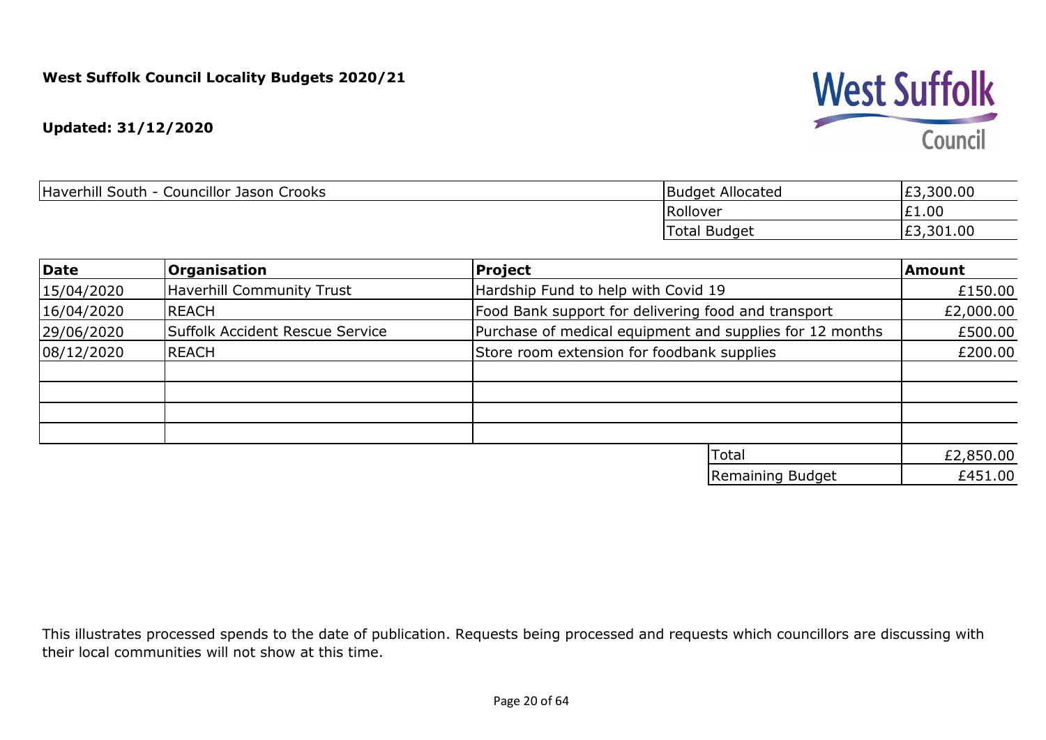**West Suffolk Council Locality Budgets 2020/21**

**Updated: 31/12/2020**

| Haverhill South - Councillor Jason Crooks | Budget Allocated | £3,300.00 |
|---|---|---|
| | Rollover | £1.00 |
| | Total Budget | £3,301.00 |

| Date | Organisation | Project | Amount |
|---|---|---|---|
| 15/04/2020 | Haverhill Community Trust | Hardship Fund to help with Covid 19 | £150.00 |
| 16/04/2020 | REACH | Food Bank support for delivering food and transport | £2,000.00 |
| 29/06/2020 | Suffolk Accident Rescue Service | Purchase of medical equipment and supplies for 12 months | £500.00 |
| 08/12/2020 | REACH | Store room extension for foodbank supplies | £200.00 |
| | | | |
| | | | |
| | | | |
| | | | |
| | | Total | £2,850.00 |
| | | Remaining Budget | £451.00 |

This illustrates processed spends to the date of publication. Requests being processed and requests which councillors are discussing with their local communities will not show at this time.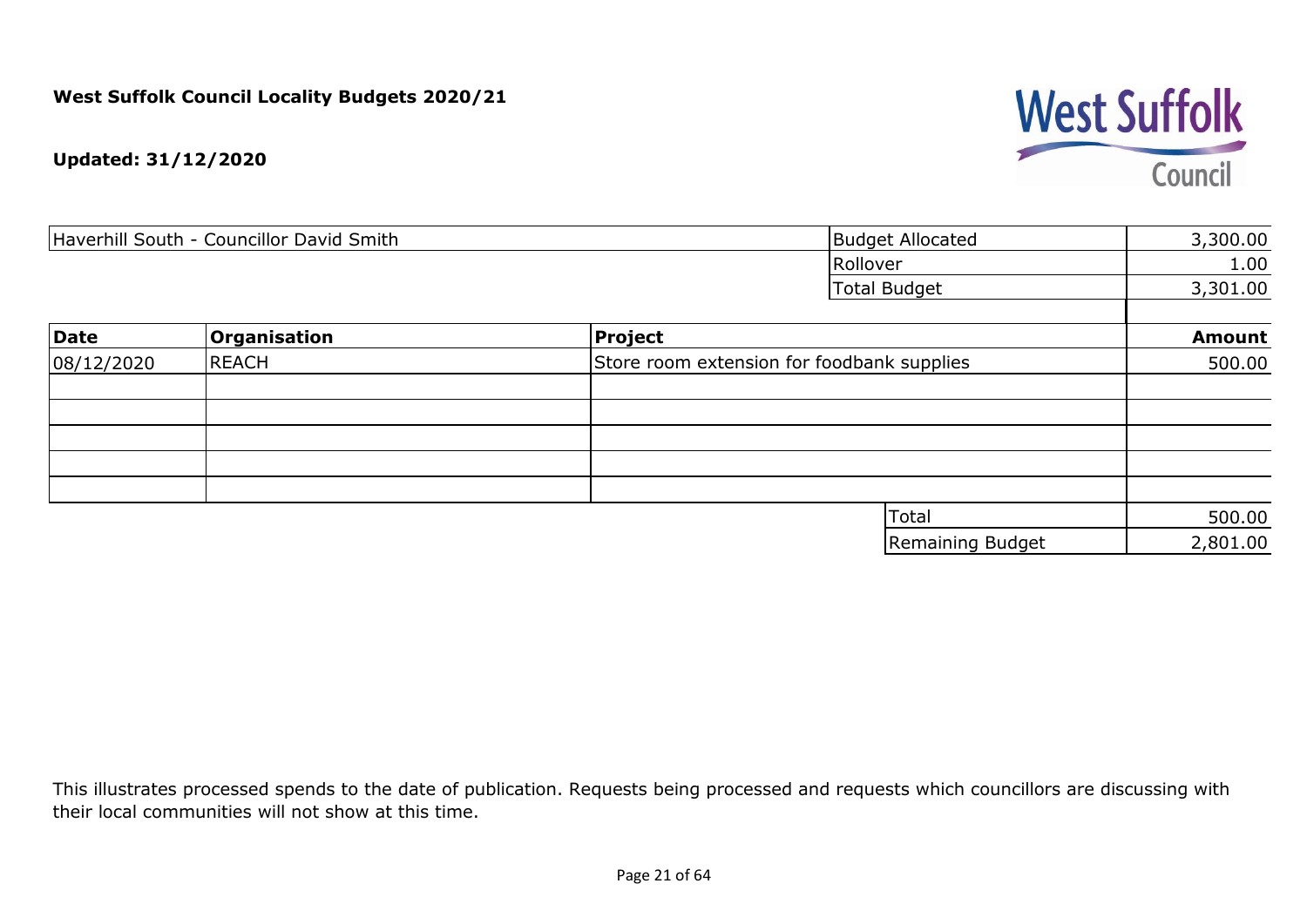**West Suffolk Council Locality Budgets 2020/21**

**Updated: 31/12/2020**

| Haverhill South - Councillor David Smith | | Budget Allocated | 3,300.00 |
|---|---|---|---|
| | | Rollover | 1.00 |
| | | Total Budget | 3,301.00 |

| Date | Organisation | Project | Amount |
|---|---|---|---|
| 08/12/2020 | REACH | Store room extension for foodbank supplies | 500.00 |
| | | | |
| | | | |
| | | | |
| | | | |
| | | | |
| | | Total | 500.00 |
| | | Remaining Budget | 2,801.00 |

This illustrates processed spends to the date of publication. Requests being processed and requests which councillors are discussing with their local communities will not show at this time.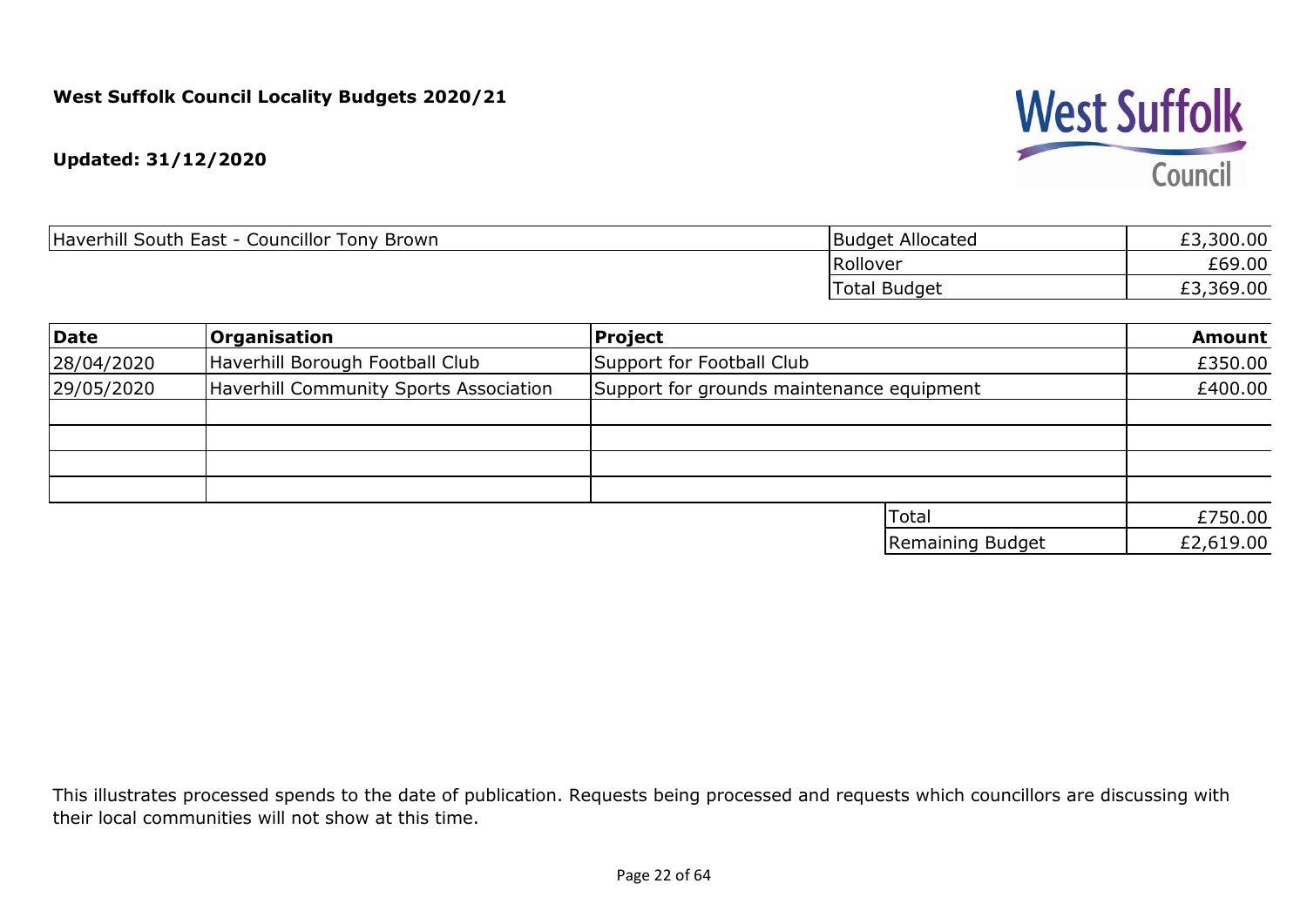**West Suffolk Council Locality Budgets 2020/21**

**Updated: 31/12/2020**

| Haverhill South East - Councillor Tony Brown | Budget Allocated | £3,300.00 |
|---|---|---|
| | Rollover | £69.00 |
| | Total Budget | £3,369.00 |

| Date | Organisation | Project | Amount |
|---|---|---|---|
| 28/04/2020 | Haverhill Borough Football Club | Support for Football Club | £350.00 |
| 29/05/2020 | Haverhill Community Sports Association | Support for grounds maintenance equipment | £400.00 |
| | | | |
| | | | |
| | | | |
| | | | |
| | | Total | £750.00 |
| | | Remaining Budget | £2,619.00 |

This illustrates processed spends to the date of publication. Requests being processed and requests which councillors are discussing with their local communities will not show at this time.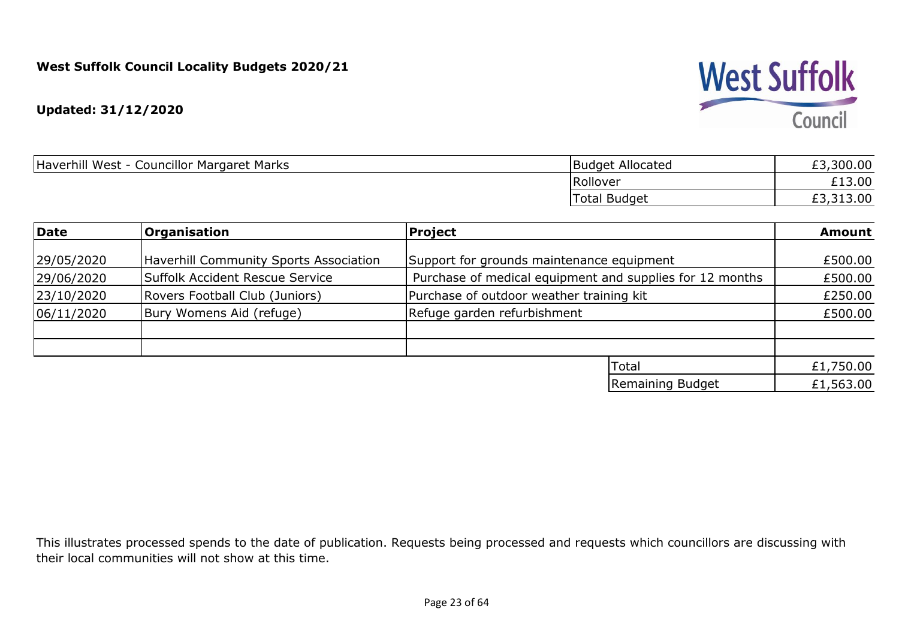**West Suffolk Council Locality Budgets 2020/21**

**Updated: 31/12/2020**

| Haverhill West - Councillor Margaret Marks | Budget Allocated | £3,300.00 |
|---|---|---|
| | Rollover | £13.00 |
| | Total Budget | £3,313.00 |

| Date | Organisation | Project | Amount |
|---|---|---|---|
| 29/05/2020 | Haverhill Community Sports Association | Support for grounds maintenance equipment | £500.00 |
| 29/06/2020 | Suffolk Accident Rescue Service | Purchase of medical equipment and supplies for 12 months | £500.00 |
| 23/10/2020 | Rovers Football Club (Juniors) | Purchase of outdoor weather training kit | £250.00 |
| 06/11/2020 | Bury Womens Aid (refuge) | Refuge garden refurbishment | £500.00 |
| | | | |
| | | | |
| | | Total | £1,750.00 |
| | | Remaining Budget | £1,563.00 |

This illustrates processed spends to the date of publication. Requests being processed and requests which councillors are discussing with their local communities will not show at this time.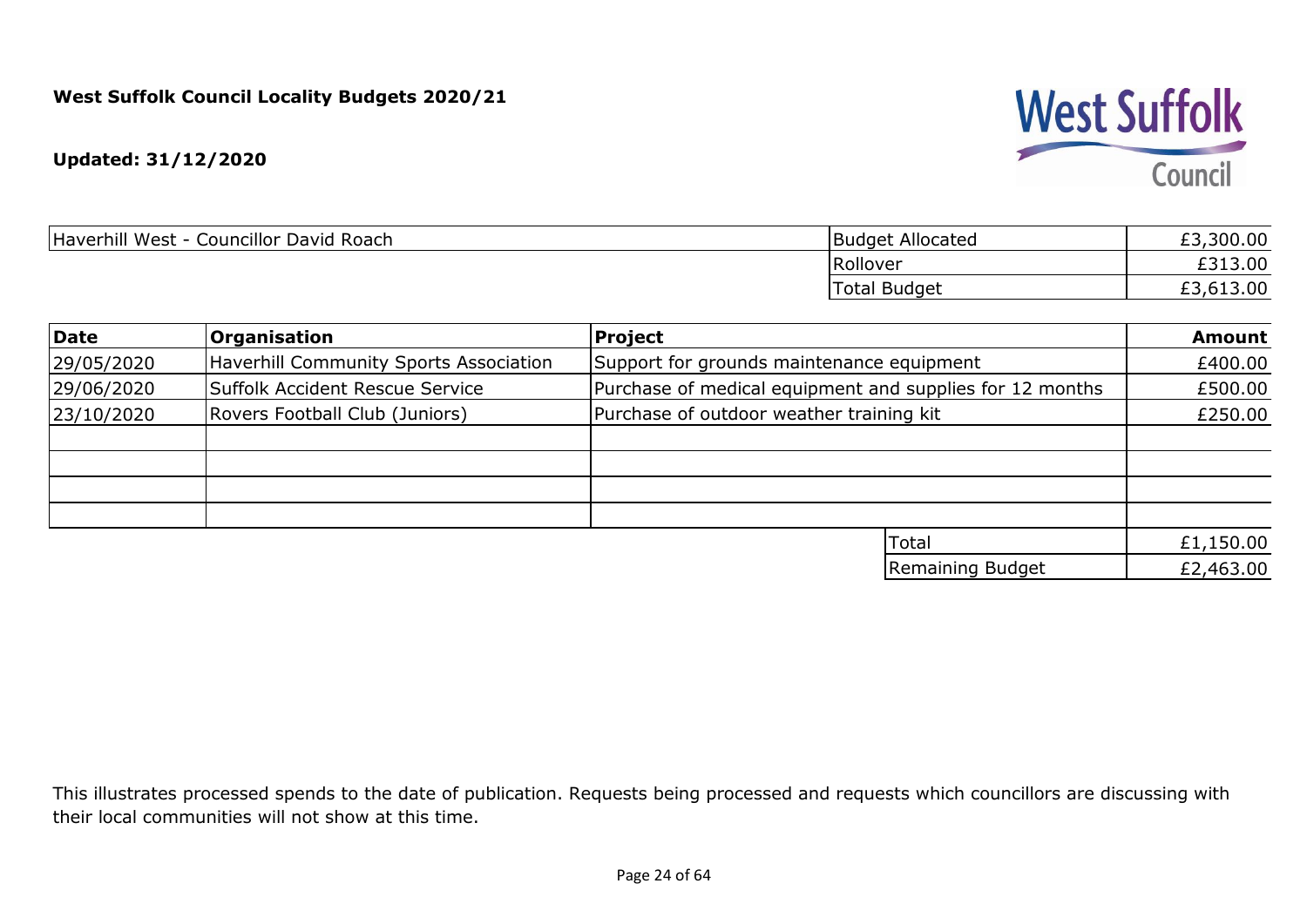**West Suffolk Council Locality Budgets 2020/21**

**Updated: 31/12/2020**

| Haverhill West - Councillor David Roach | | |
|---|---|---|
| | Budget Allocated | £3,300.00 |
| | Rollover | £313.00 |
| | Total Budget | £3,613.00 |

| Date | Organisation | Project | Amount |
|---|---|---|---|
| 29/05/2020 | Haverhill Community Sports Association | Support for grounds maintenance equipment | £400.00 |
| 29/06/2020 | Suffolk Accident Rescue Service | Purchase of medical equipment and supplies for 12 months | £500.00 |
| 23/10/2020 | Rovers Football Club (Juniors) | Purchase of outdoor weather training kit | £250.00 |
| | | | |
| | | | |
| | | | |
| | | | |
| | | Total | £1,150.00 |
| | | Remaining Budget | £2,463.00 |

This illustrates processed spends to the date of publication. Requests being processed and requests which councillors are discussing with their local communities will not show at this time.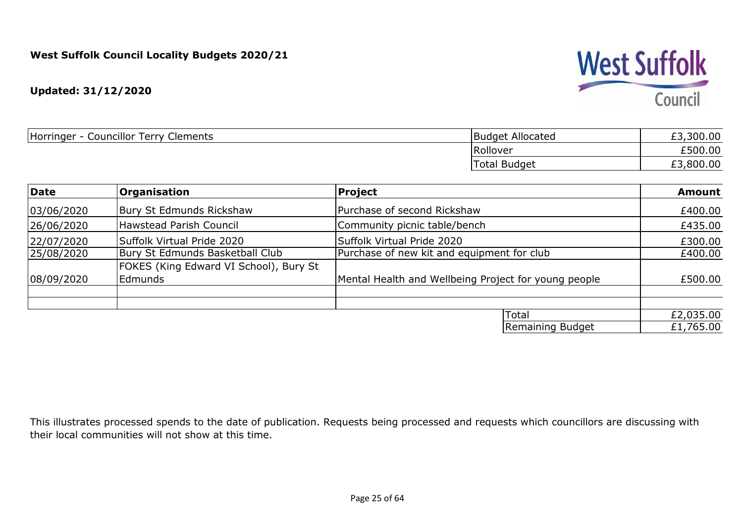**West Suffolk Council Locality Budgets 2020/21**

**Updated: 31/12/2020**

| Horringer - Councillor Terry Clements | Budget Allocated | £3,300.00 |
|---|---|---|
| | Rollover | £500.00 |
| | Total Budget | £3,800.00 |

| Date | Organisation | Project | | Amount |
|---|---|---|---|---|
| 03/06/2020 | Bury St Edmunds Rickshaw | Purchase of second Rickshaw | | £400.00 |
| 26/06/2020 | Hawstead Parish Council | Community picnic table/bench | | £435.00 |
| 22/07/2020 | Suffolk Virtual Pride 2020 | Suffolk Virtual Pride 2020 | | £300.00 |
| 25/08/2020 | Bury St Edmunds Basketball Club | Purchase of new kit and equipment for club | | £400.00 |
| 08/09/2020 | FOKES (King Edward VI School), Bury St Edmunds | Mental Health and Wellbeing Project for young people | | £500.00 |
| | | | | |
| | | | | |
| | | | Total | £2,035.00 |
| | | | Remaining Budget | £1,765.00 |

This illustrates processed spends to the date of publication. Requests being processed and requests which councillors are discussing with their local communities will not show at this time.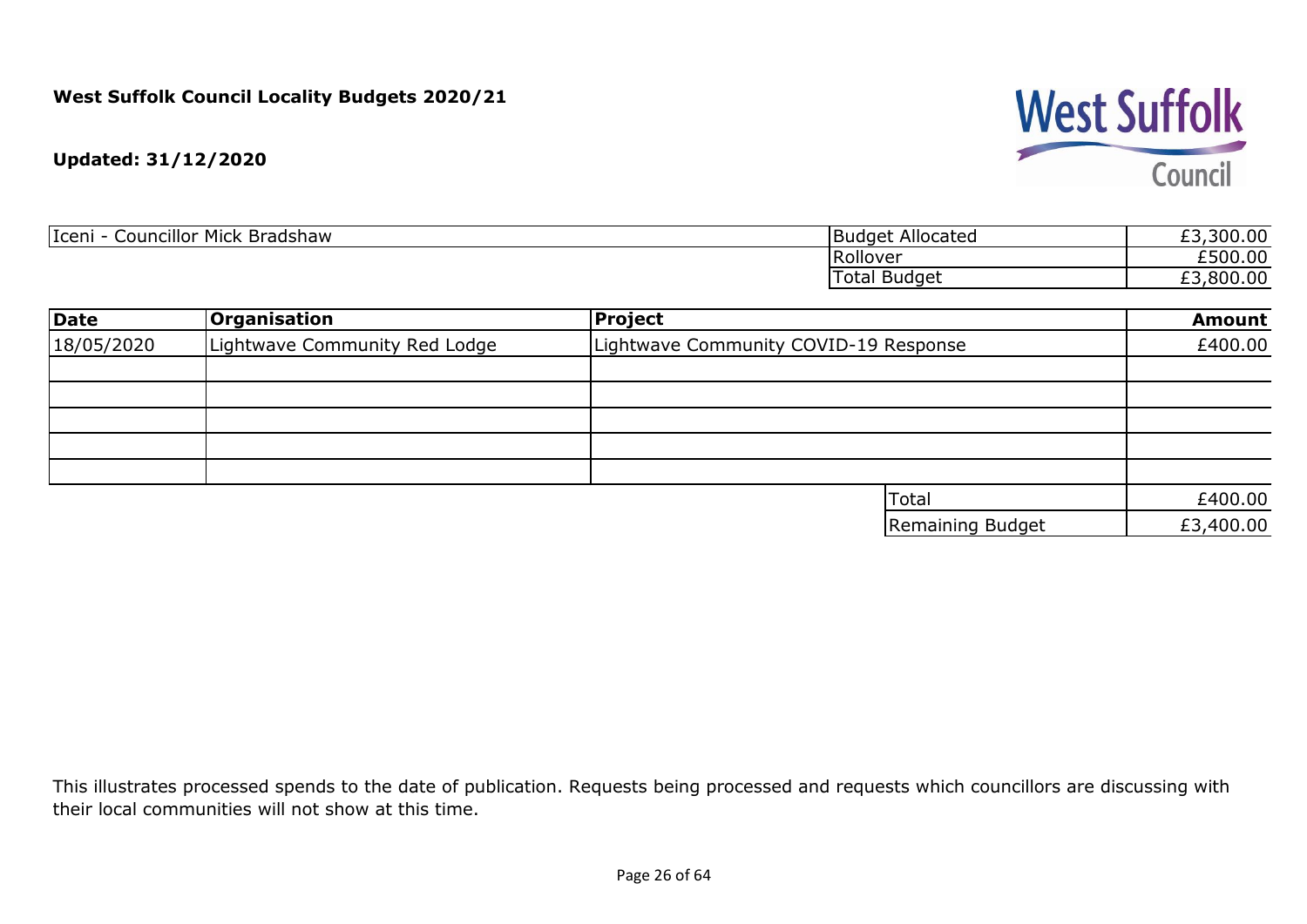**West Suffolk Council Locality Budgets 2020/21**

**Updated: 31/12/2020**

| Iceni - Councillor Mick Bradshaw | Budget Allocated | £3,300.00 |
|---|---|---|
| | Rollover | £500.00 |
| | Total Budget | £3,800.00 |

| Date | Organisation | Project | Amount |
|---|---|---|---|
| 18/05/2020 | Lightwave Community Red Lodge | Lightwave Community COVID-19 Response | £400.00 |
| | | | |
| | | | |
| | | | |
| | | | |
| | | | |
| | | Total | £400.00 |
| | | Remaining Budget | £3,400.00 |

This illustrates processed spends to the date of publication. Requests being processed and requests which councillors are discussing with their local communities will not show at this time.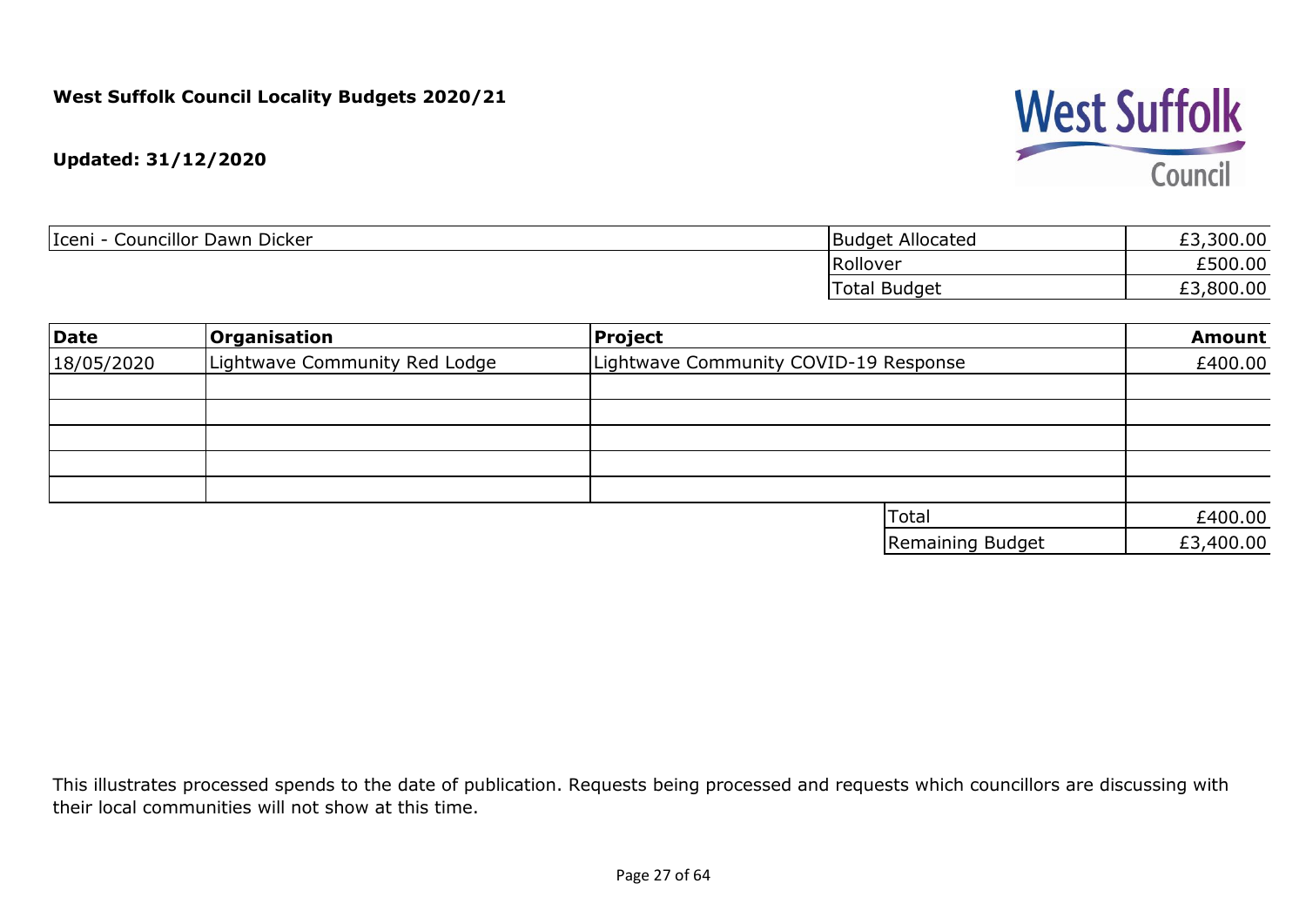**West Suffolk Council Locality Budgets 2020/21**

**Updated: 31/12/2020**

| Iceni - Councillor Dawn Dicker | | |
|---|---|---|
| | Budget Allocated | £3,300.00 |
| | Rollover | £500.00 |
| | Total Budget | £3,800.00 |

| **Date** | **Organisation** | **Project** | **Amount** |
|---|---|---|---|
| 18/05/2020 | Lightwave Community Red Lodge | Lightwave Community COVID-19 Response | £400.00 |
| | | | |
| | | | |
| | | | |
| | | | |
| | | | |
| | | Total | £400.00 |
| | | Remaining Budget | £3,400.00 |

This illustrates processed spends to the date of publication. Requests being processed and requests which councillors are discussing with their local communities will not show at this time.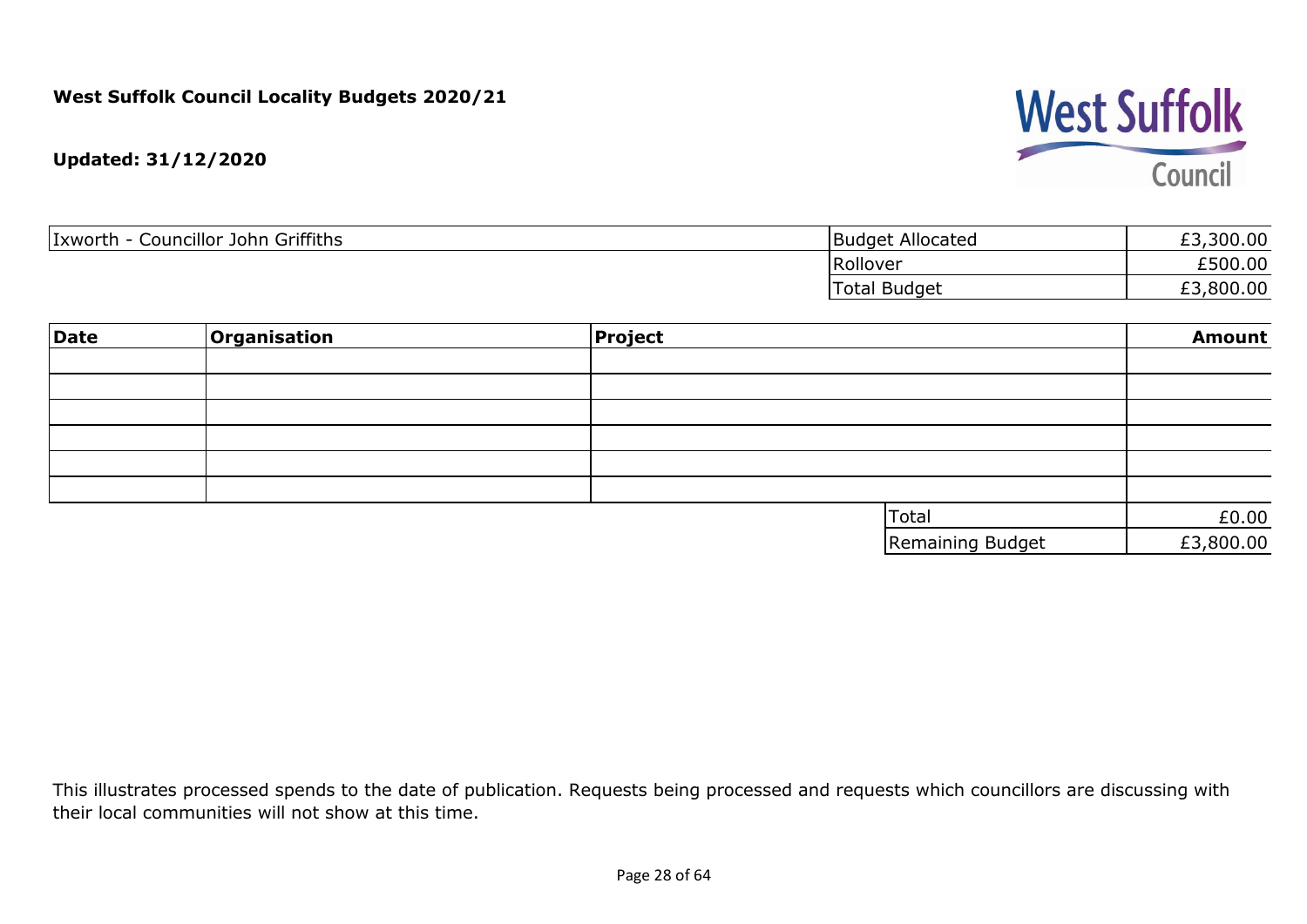**West Suffolk Council Locality Budgets 2020/21**

**Updated: 31/12/2020**

| Ixworth - Councillor John Griffiths | Budget Allocated | £3,300.00 |
|---|---|---|
| | Rollover | £500.00 |
| | Total Budget | £3,800.00 |

| Date | Organisation | Project | Amount |
|---|---|---|---|
| | | | |
| | | | |
| | | | |
| | | | |
| | | | |
| | | | |
| | | Total | £0.00 |
| | | Remaining Budget | £3,800.00 |

This illustrates processed spends to the date of publication. Requests being processed and requests which councillors are discussing with their local communities will not show at this time.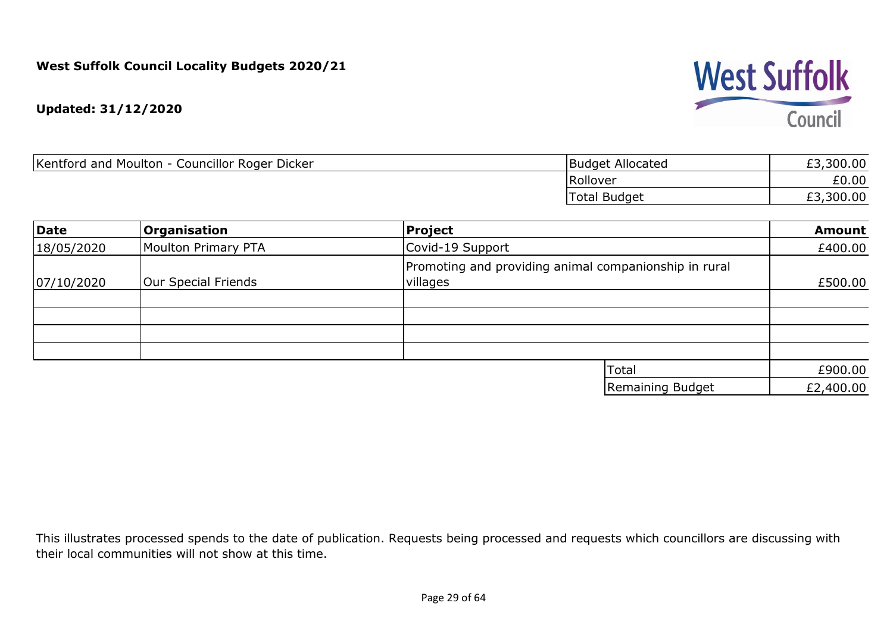**West Suffolk Council Locality Budgets 2020/21**

**Updated: 31/12/2020**

| Kentford and Moulton - Councillor Roger Dicker | Budget Allocated | £3,300.00 |
|---|---|---|
| | Rollover | £0.00 |
| | Total Budget | £3,300.00 |

| Date | Organisation | Project | Amount |
|---|---|---|---|
| 18/05/2020 | Moulton Primary PTA | Covid-19 Support | £400.00 |
| 07/10/2020 | Our Special Friends | Promoting and providing animal companionship in rural villages | £500.00 |
| | | | |
| | | | |
| | | | |
| | | | |
| | | Total | £900.00 |
| | | Remaining Budget | £2,400.00 |

This illustrates processed spends to the date of publication. Requests being processed and requests which councillors are discussing with their local communities will not show at this time.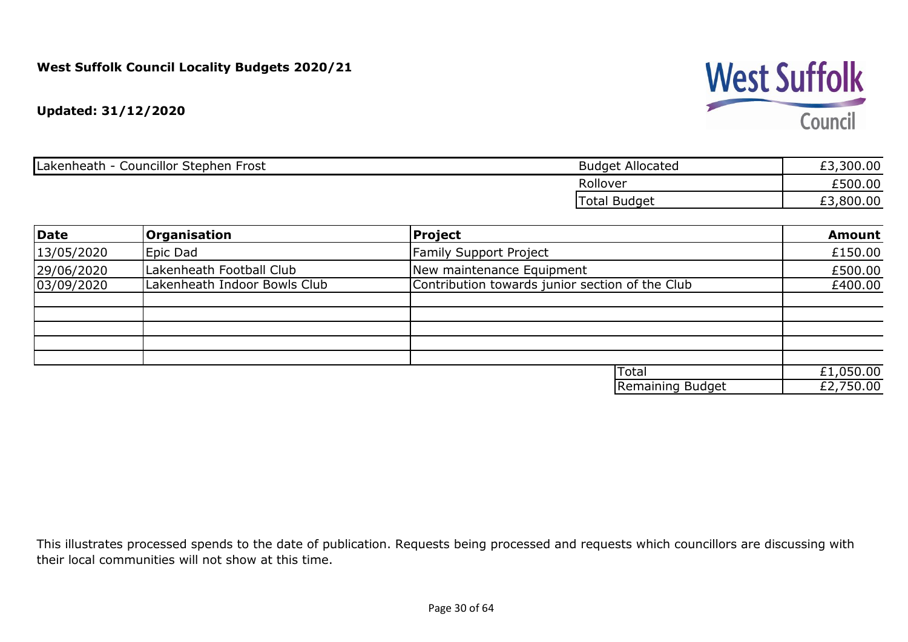**West Suffolk Council Locality Budgets 2020/21**

**Updated: 31/12/2020**

| Lakenheath - Councillor Stephen Frost | Budget Allocated | £3,300.00 |
|---|---|---|
| | Rollover | £500.00 |
| | Total Budget | £3,800.00 |

| Date | Organisation | Project | Amount |
|---|---|---|---|
| 13/05/2020 | Epic Dad | Family Support Project | £150.00 |
| 29/06/2020 | Lakenheath Football Club | New maintenance Equipment | £500.00 |
| 03/09/2020 | Lakenheath Indoor Bowls Club | Contribution towards junior section of the Club | £400.00 |
| | | | |
| | | | |
| | | | |
| | | | |
| | | | |
| | | Total | £1,050.00 |
| | | Remaining Budget | £2,750.00 |

This illustrates processed spends to the date of publication. Requests being processed and requests which councillors are discussing with their local communities will not show at this time.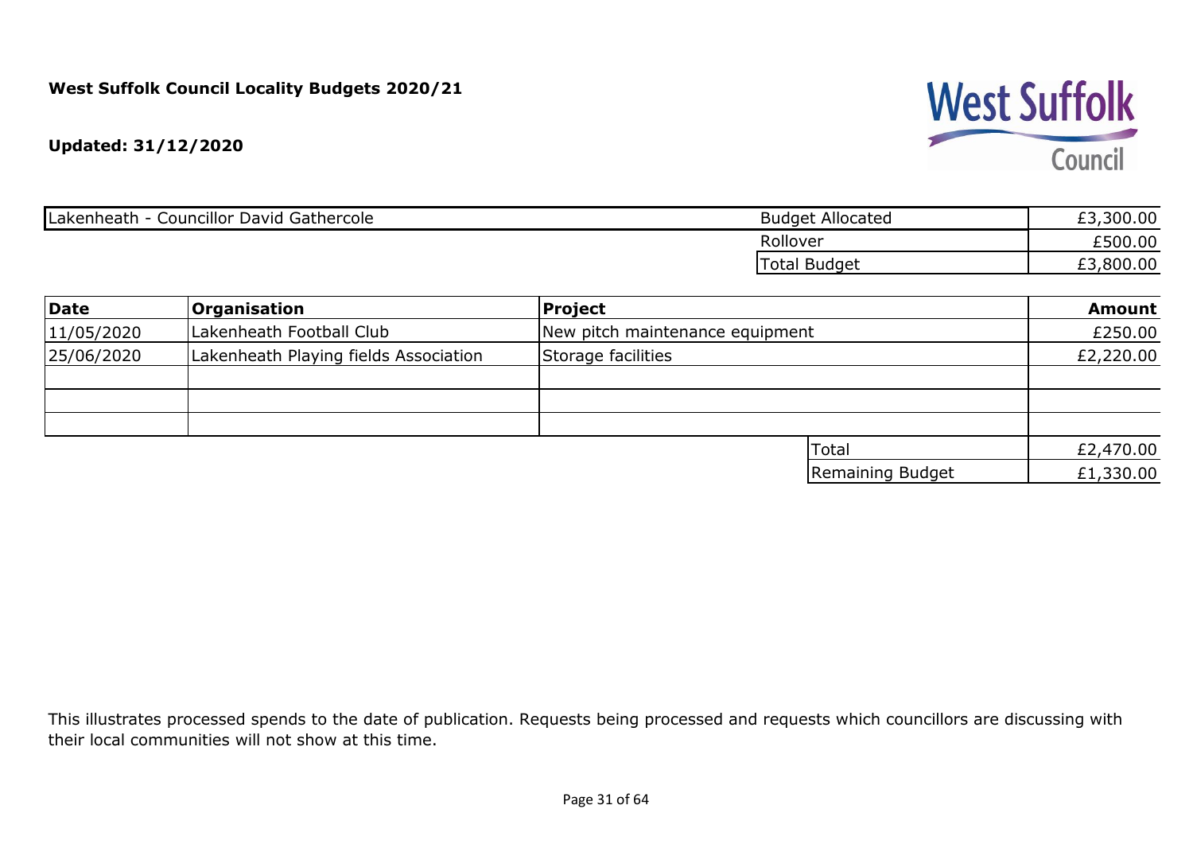**West Suffolk Council Locality Budgets 2020/21**

**Updated: 31/12/2020**

| Lakenheath - Councillor David Gathercole | Budget Allocated | £3,300.00 |
|---|---|---|
| | Rollover | £500.00 |
| | Total Budget | £3,800.00 |

| **Date** | **Organisation** | **Project** | **Amount** |
|---|---|---|---|
| 11/05/2020 | Lakenheath Football Club | New pitch maintenance equipment | £250.00 |
| 25/06/2020 | Lakenheath Playing fields Association | Storage facilities | £2,220.00 |
| | | | |
| | | | |
| | | | |
| | | Total | £2,470.00 |
| | | Remaining Budget | £1,330.00 |

This illustrates processed spends to the date of publication. Requests being processed and requests which councillors are discussing with their local communities will not show at this time.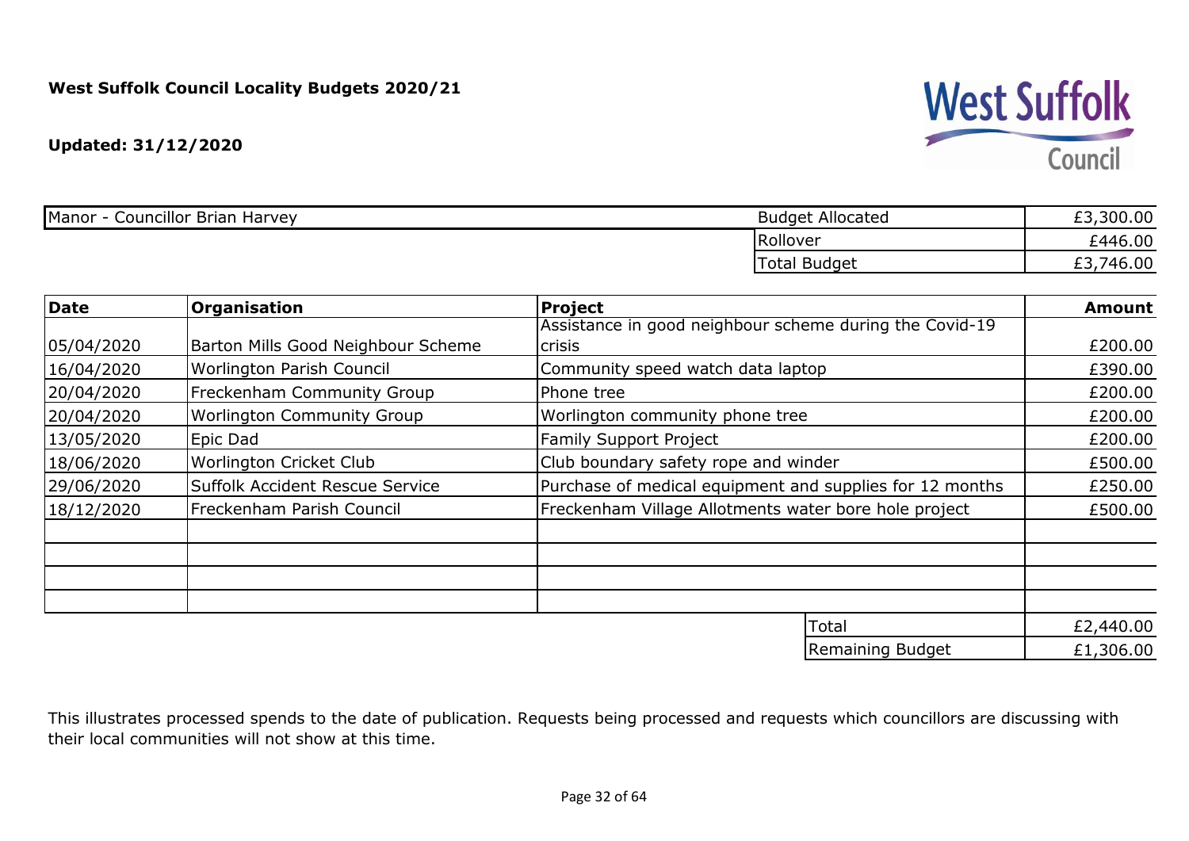**West Suffolk Council Locality Budgets 2020/21**

**Updated: 31/12/2020**

| Manor - Councillor Brian Harvey | Budget Allocated | £3,300.00 |
|---|---|---|
| | Rollover | £446.00 |
| | Total Budget | £3,746.00 |

| Date | Organisation | Project | Amount |
|---|---|---|---|
| 05/04/2020 | Barton Mills Good Neighbour Scheme | Assistance in good neighbour scheme during the Covid-19 crisis | £200.00 |
| 16/04/2020 | Worlington Parish Council | Community speed watch data laptop | £390.00 |
| 20/04/2020 | Freckenham Community Group | Phone tree | £200.00 |
| 20/04/2020 | Worlington Community Group | Worlington community phone tree | £200.00 |
| 13/05/2020 | Epic Dad | Family Support Project | £200.00 |
| 18/06/2020 | Worlington Cricket Club | Club boundary safety rope and winder | £500.00 |
| 29/06/2020 | Suffolk Accident Rescue Service | Purchase of medical equipment and supplies for 12 months | £250.00 |
| 18/12/2020 | Freckenham Parish Council | Freckenham Village Allotments water bore hole project | £500.00 |
| | | | |
| | | | |
| | | | |
| | | | |
| | | Total | £2,440.00 |
| | | Remaining Budget | £1,306.00 |

This illustrates processed spends to the date of publication. Requests being processed and requests which councillors are discussing with their local communities will not show at this time.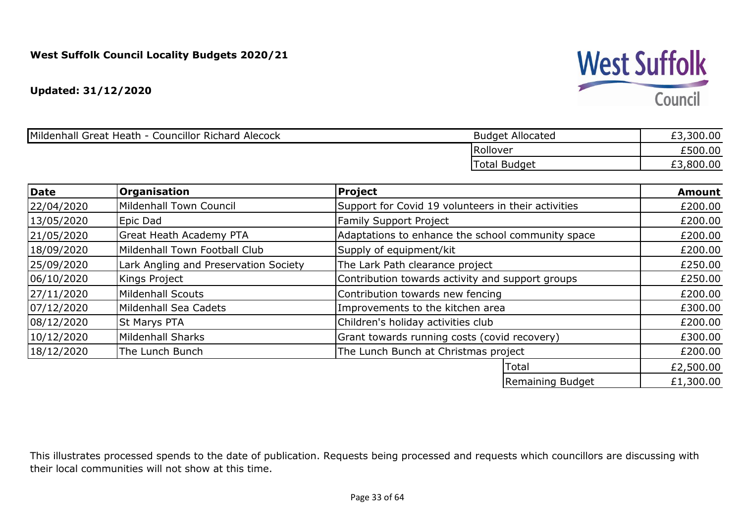**West Suffolk Council Locality Budgets 2020/21**

**Updated: 31/12/2020**

| Mildenhall Great Heath - Councillor Richard Alecock | Budget Allocated | £3,300.00 |
|---|---|---|
| | Rollover | £500.00 |
| | Total Budget | £3,800.00 |

| Date | Organisation | Project | Amount |
|---|---|---|---|
| 22/04/2020 | Mildenhall Town Council | Support for Covid 19 volunteers in their activities | £200.00 |
| 13/05/2020 | Epic Dad | Family Support Project | £200.00 |
| 21/05/2020 | Great Heath Academy PTA | Adaptations to enhance the school community space | £200.00 |
| 18/09/2020 | Mildenhall Town Football Club | Supply of equipment/kit | £200.00 |
| 25/09/2020 | Lark Angling and Preservation Society | The Lark Path clearance project | £250.00 |
| 06/10/2020 | Kings Project | Contribution towards activity and support groups | £250.00 |
| 27/11/2020 | Mildenhall Scouts | Contribution towards new fencing | £200.00 |
| 07/12/2020 | Mildenhall Sea Cadets | Improvements to the kitchen area | £300.00 |
| 08/12/2020 | St Marys PTA | Children's holiday activities club | £200.00 |
| 10/12/2020 | Mildenhall Sharks | Grant towards running costs (covid recovery) | £300.00 |
| 18/12/2020 | The Lunch Bunch | The Lunch Bunch at Christmas project | £200.00 |
| | | Total | £2,500.00 |
| | | Remaining Budget | £1,300.00 |

This illustrates processed spends to the date of publication. Requests being processed and requests which councillors are discussing with their local communities will not show at this time.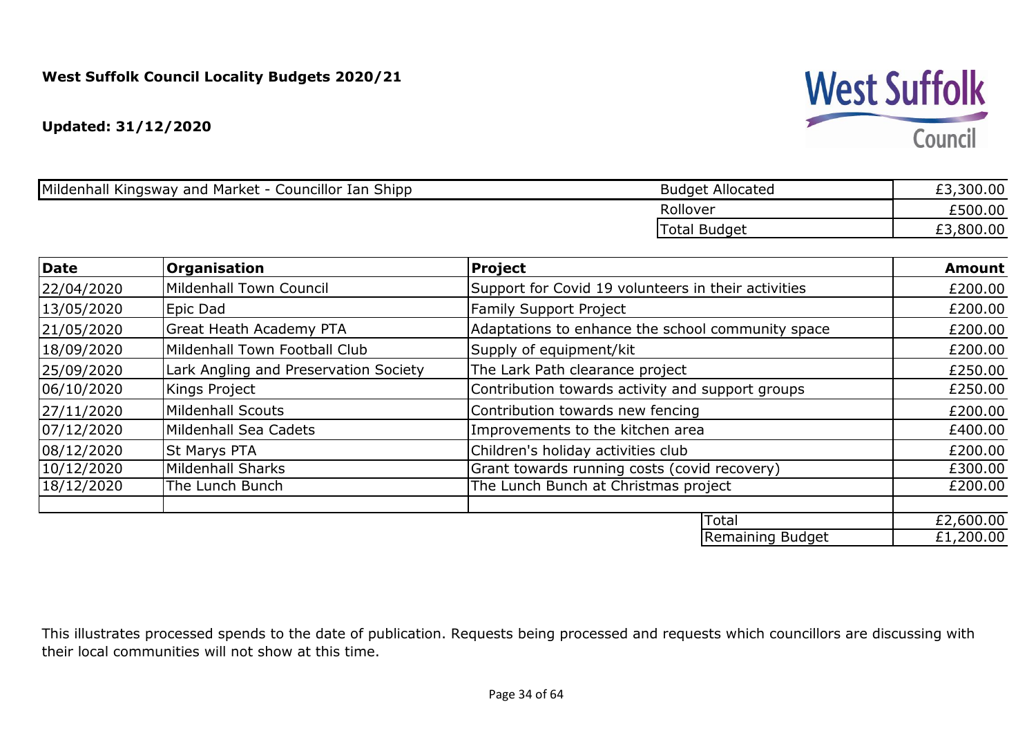**West Suffolk Council Locality Budgets 2020/21**

**Updated: 31/12/2020**

West Suffolk Council

| Mildenhall Kingsway and Market - Councillor Ian Shipp | Budget Allocated | £3,300.00 |
|---|---|---|
| | Rollover | £500.00 |
| | Total Budget | £3,800.00 |

| Date | Organisation | Project | Amount |
|---|---|---|---|
| 22/04/2020 | Mildenhall Town Council | Support for Covid 19 volunteers in their activities | £200.00 |
| 13/05/2020 | Epic Dad | Family Support Project | £200.00 |
| 21/05/2020 | Great Heath Academy PTA | Adaptations to enhance the school community space | £200.00 |
| 18/09/2020 | Mildenhall Town Football Club | Supply of equipment/kit | £200.00 |
| 25/09/2020 | Lark Angling and Preservation Society | The Lark Path clearance project | £250.00 |
| 06/10/2020 | Kings Project | Contribution towards activity and support groups | £250.00 |
| 27/11/2020 | Mildenhall Scouts | Contribution towards new fencing | £200.00 |
| 07/12/2020 | Mildenhall Sea Cadets | Improvements to the kitchen area | £400.00 |
| 08/12/2020 | St Marys PTA | Children's holiday activities club | £200.00 |
| 10/12/2020 | Mildenhall Sharks | Grant towards running costs (covid recovery) | £300.00 |
| 18/12/2020 | The Lunch Bunch | The Lunch Bunch at Christmas project | £200.00 |
| | | | |
| | | Total | £2,600.00 |
| | | Remaining Budget | £1,200.00 |

This illustrates processed spends to the date of publication. Requests being processed and requests which councillors are discussing with their local communities will not show at this time.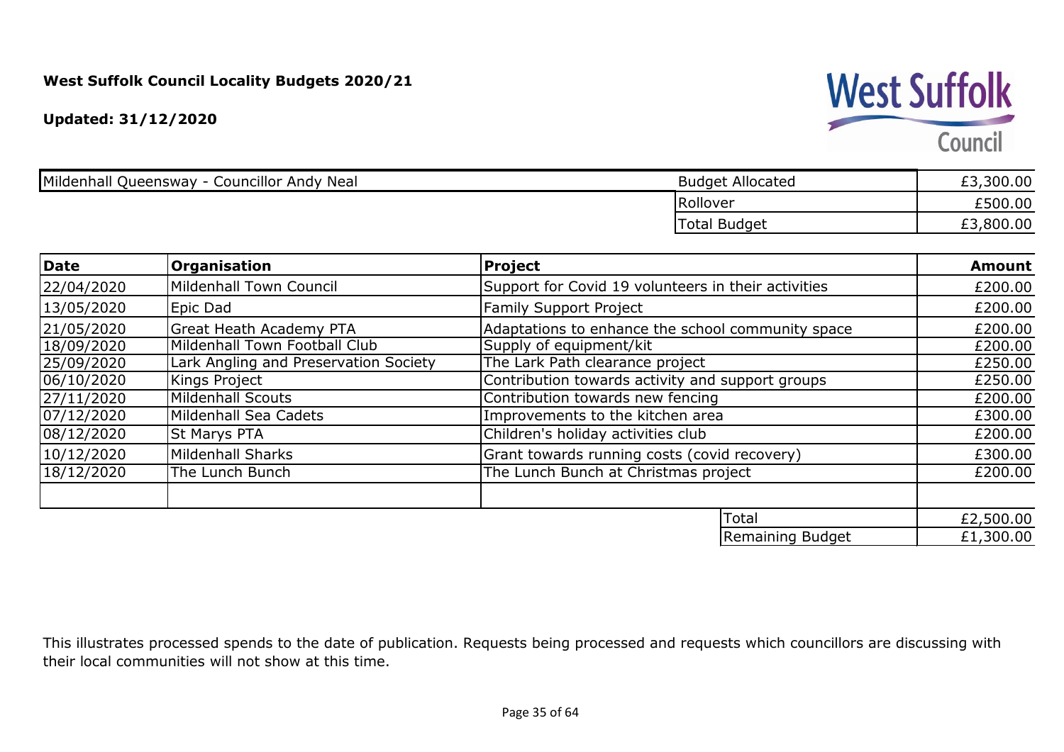**West Suffolk Council Locality Budgets 2020/21**

**Updated: 31/12/2020**

| Mildenhall Queensway - Councillor Andy Neal | Budget Allocated | £3,300.00 |
|---|---|---|
| | Rollover | £500.00 |
| | Total Budget | £3,800.00 |

| **Date** | **Organisation** | **Project** | **Amount** |
|---|---|---|---|
| 22/04/2020 | Mildenhall Town Council | Support for Covid 19 volunteers in their activities | £200.00 |
| 13/05/2020 | Epic Dad | Family Support Project | £200.00 |
| 21/05/2020 | Great Heath Academy PTA | Adaptations to enhance the school community space | £200.00 |
| 18/09/2020 | Mildenhall Town Football Club | Supply of equipment/kit | £200.00 |
| 25/09/2020 | Lark Angling and Preservation Society | The Lark Path clearance project | £250.00 |
| 06/10/2020 | Kings Project | Contribution towards activity and support groups | £250.00 |
| 27/11/2020 | Mildenhall Scouts | Contribution towards new fencing | £200.00 |
| 07/12/2020 | Mildenhall Sea Cadets | Improvements to the kitchen area | £300.00 |
| 08/12/2020 | St Marys PTA | Children's holiday activities club | £200.00 |
| 10/12/2020 | Mildenhall Sharks | Grant towards running costs (covid recovery) | £300.00 |
| 18/12/2020 | The Lunch Bunch | The Lunch Bunch at Christmas project | £200.00 |
| | | | |
| | | Total | £2,500.00 |
| | | Remaining Budget | £1,300.00 |

This illustrates processed spends to the date of publication. Requests being processed and requests which councillors are discussing with their local communities will not show at this time.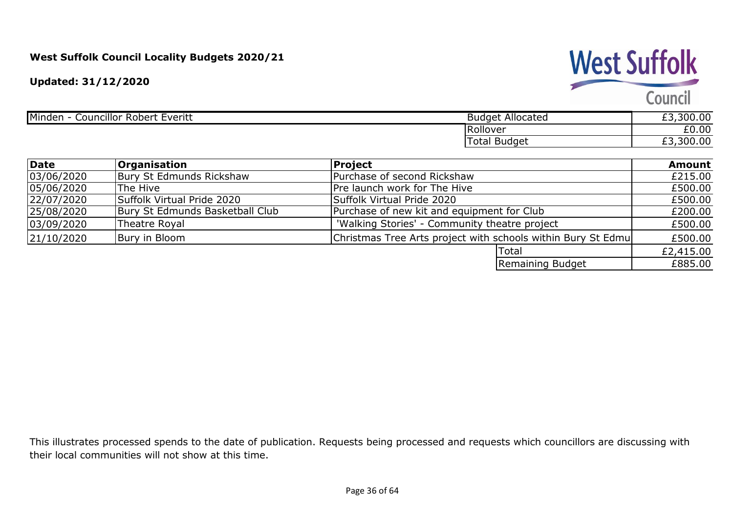**West Suffolk Council Locality Budgets 2020/21**

**Updated: 31/12/2020**

| Minden - Councillor Robert Everitt | Budget Allocated | £3,300.00 |
|---|---|---|
| | Rollover | £0.00 |
| | Total Budget | £3,300.00 |

| Date | Organisation | Project | Amount |
|---|---|---|---|
| 03/06/2020 | Bury St Edmunds Rickshaw | Purchase of second Rickshaw | £215.00 |
| 05/06/2020 | The Hive | Pre launch work for The Hive | £500.00 |
| 22/07/2020 | Suffolk Virtual Pride 2020 | Suffolk Virtual Pride 2020 | £500.00 |
| 25/08/2020 | Bury St Edmunds Basketball Club | Purchase of new kit and equipment for Club | £200.00 |
| 03/09/2020 | Theatre Royal | 'Walking Stories' - Community theatre project | £500.00 |
| 21/10/2020 | Bury in Bloom | Christmas Tree Arts project with schools within Bury St Edmu | £500.00 |
| | | Total | £2,415.00 |
| | | Remaining Budget | £885.00 |

This illustrates processed spends to the date of publication. Requests being processed and requests which councillors are discussing with their local communities will not show at this time.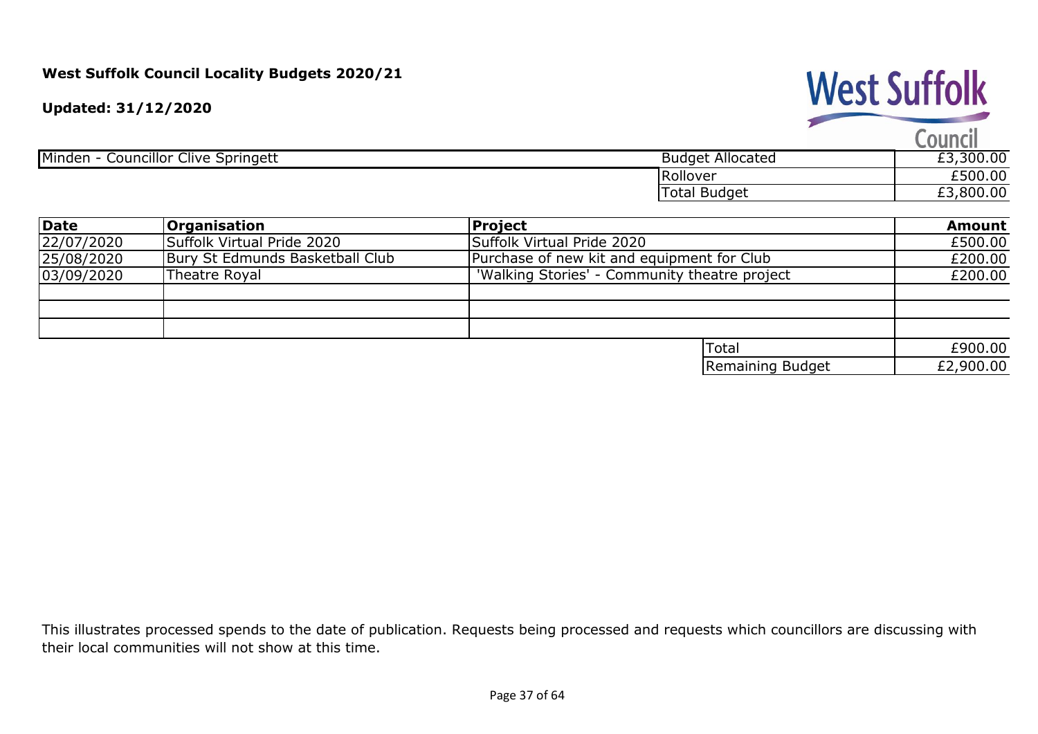**West Suffolk Council Locality Budgets 2020/21**

**Updated: 31/12/2020**

West Suffolk Council

| Minden - Councillor Clive Springett | Budget Allocated | £3,300.00 |
|---|---|---|
| | Rollover | £500.00 |
| | Total Budget | £3,800.00 |

| Date | Organisation | Project | Amount |
|---|---|---|---|
| 22/07/2020 | Suffolk Virtual Pride 2020 | Suffolk Virtual Pride 2020 | £500.00 |
| 25/08/2020 | Bury St Edmunds Basketball Club | Purchase of new kit and equipment for Club | £200.00 |
| 03/09/2020 | Theatre Royal | 'Walking Stories' - Community theatre project | £200.00 |
| | | | |
| | | | |
| | | | |
| | | Total | £900.00 |
| | | Remaining Budget | £2,900.00 |

This illustrates processed spends to the date of publication. Requests being processed and requests which councillors are discussing with their local communities will not show at this time.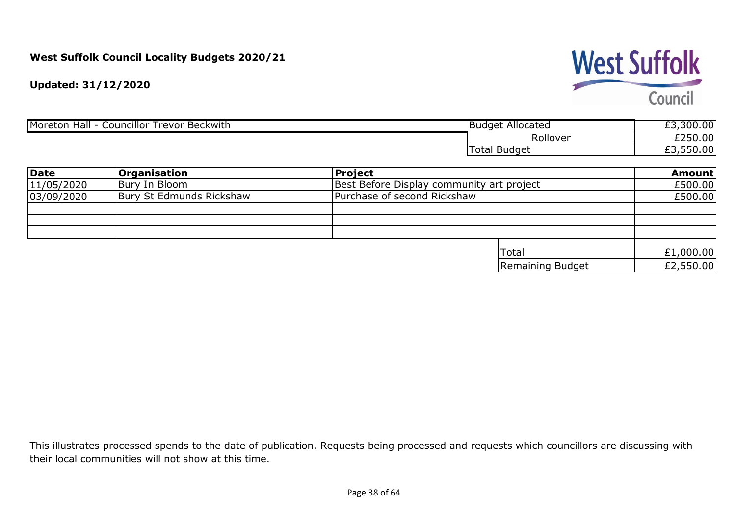**West Suffolk Council Locality Budgets 2020/21**

**Updated: 31/12/2020**

| Moreton Hall - Councillor Trevor Beckwith | Budget Allocated | £3,300.00 |
|---|---|---|
| | Rollover | £250.00 |
| | Total Budget | £3,550.00 |

| **Date** | **Organisation** | **Project** | **Amount** |
|---|---|---|---|
| 11/05/2020 | Bury In Bloom | Best Before Display community art project | £500.00 |
| 03/09/2020 | Bury St Edmunds Rickshaw | Purchase of second Rickshaw | £500.00 |
| | | | |
| | | | |
| | | | |
| | | Total | £1,000.00 |
| | | Remaining Budget | £2,550.00 |

This illustrates processed spends to the date of publication. Requests being processed and requests which councillors are discussing with their local communities will not show at this time.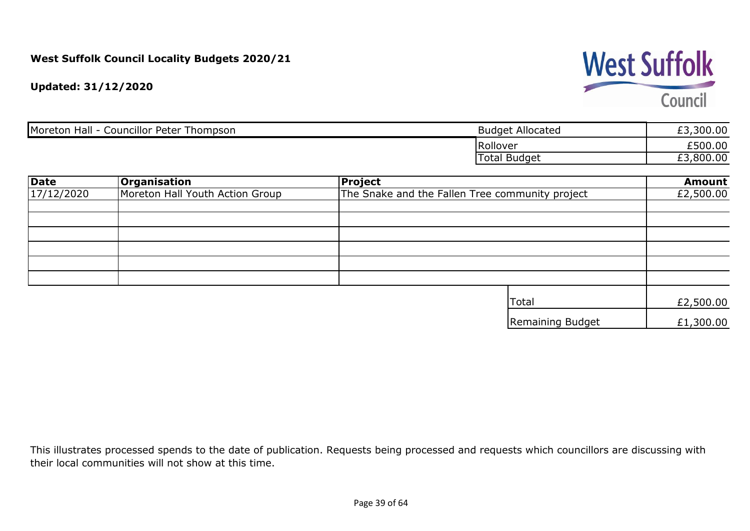**West Suffolk Council Locality Budgets 2020/21**

**Updated: 31/12/2020**

West Suffolk Council

| Moreton Hall - Councillor Peter Thompson | Budget Allocated | £3,300.00 |
|---|---|---|
| | Rollover | £500.00 |
| | Total Budget | £3,800.00 |

| Date | Organisation | Project | Amount |
|---|---|---|---|
| 17/12/2020 | Moreton Hall Youth Action Group | The Snake and the Fallen Tree community project | £2,500.00 |
| | | | |
| | | | |
| | | | |
| | | | |
| | | | |
| | | | |
| | | Total | £2,500.00 |
| | | Remaining Budget | £1,300.00 |

This illustrates processed spends to the date of publication. Requests being processed and requests which councillors are discussing with their local communities will not show at this time.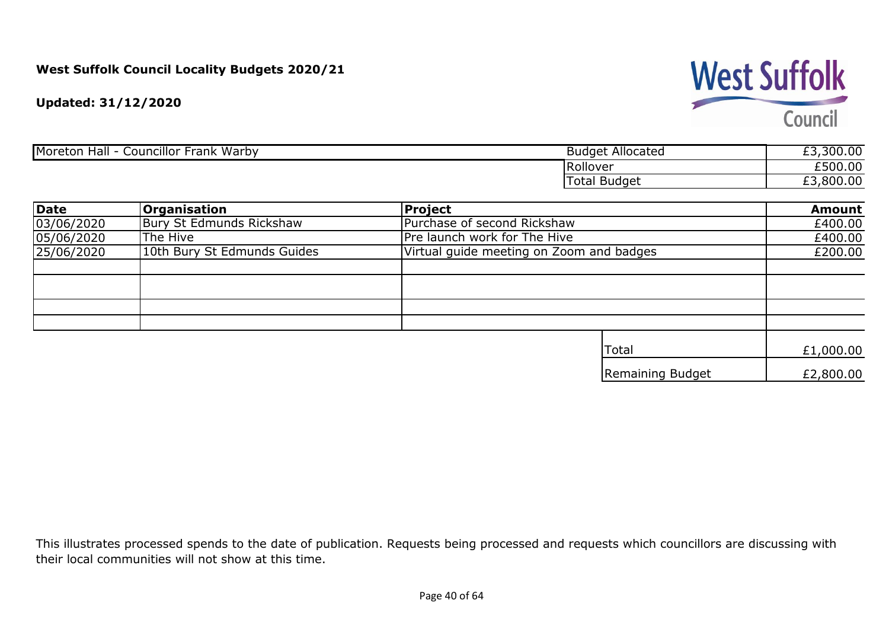**West Suffolk Council Locality Budgets 2020/21**

**Updated: 31/12/2020**

| Moreton Hall - Councillor Frank Warby | Budget Allocated | £3,300.00 |
|---|---|---|
| | Rollover | £500.00 |
| | Total Budget | £3,800.00 |

| **Date** | **Organisation** | **Project** | **Amount** |
|---|---|---|---|
| 03/06/2020 | Bury St Edmunds Rickshaw | Purchase of second Rickshaw | £400.00 |
| 05/06/2020 | The Hive | Pre launch work for The Hive | £400.00 |
| 25/06/2020 | 10th Bury St Edmunds Guides | Virtual guide meeting on Zoom and badges | £200.00 |
| | | | |
| | | | |
| | | | |
| | | | |
| | | Total | £1,000.00 |
| | | Remaining Budget | £2,800.00 |

This illustrates processed spends to the date of publication. Requests being processed and requests which councillors are discussing with their local communities will not show at this time.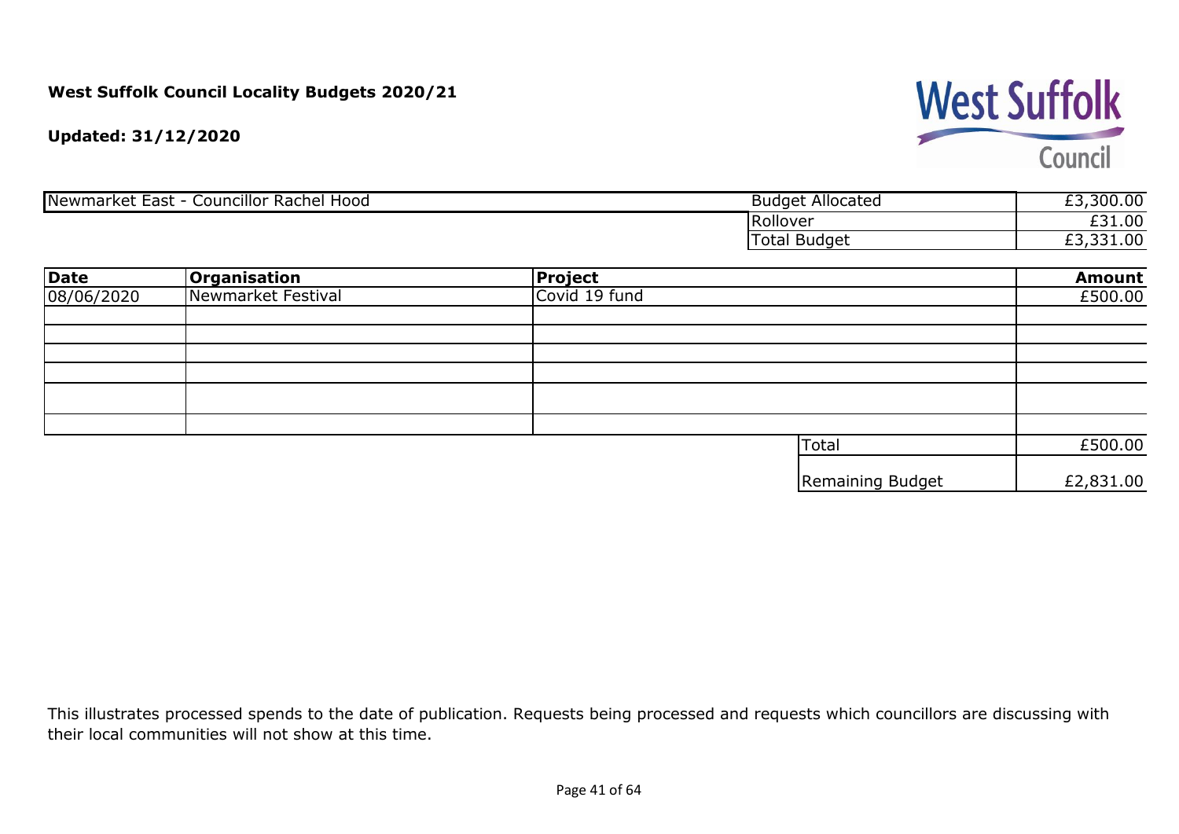**West Suffolk Council Locality Budgets 2020/21**

**Updated: 31/12/2020**

West Suffolk Council

| Newmarket East - Councillor Rachel Hood | | |
|---|---|---|
| | Budget Allocated | £3,300.00 |
| | Rollover | £31.00 |
| | Total Budget | £3,331.00 |

| Date | Organisation | Project | Amount |
|---|---|---|---|
| 08/06/2020 | Newmarket Festival | Covid 19 fund | £500.00 |
| | | | |
| | | | |
| | | | |
| | | | |
| | | | |
| | | | |
| | | Total | £500.00 |
| | | Remaining Budget | £2,831.00 |

This illustrates processed spends to the date of publication. Requests being processed and requests which councillors are discussing with their local communities will not show at this time.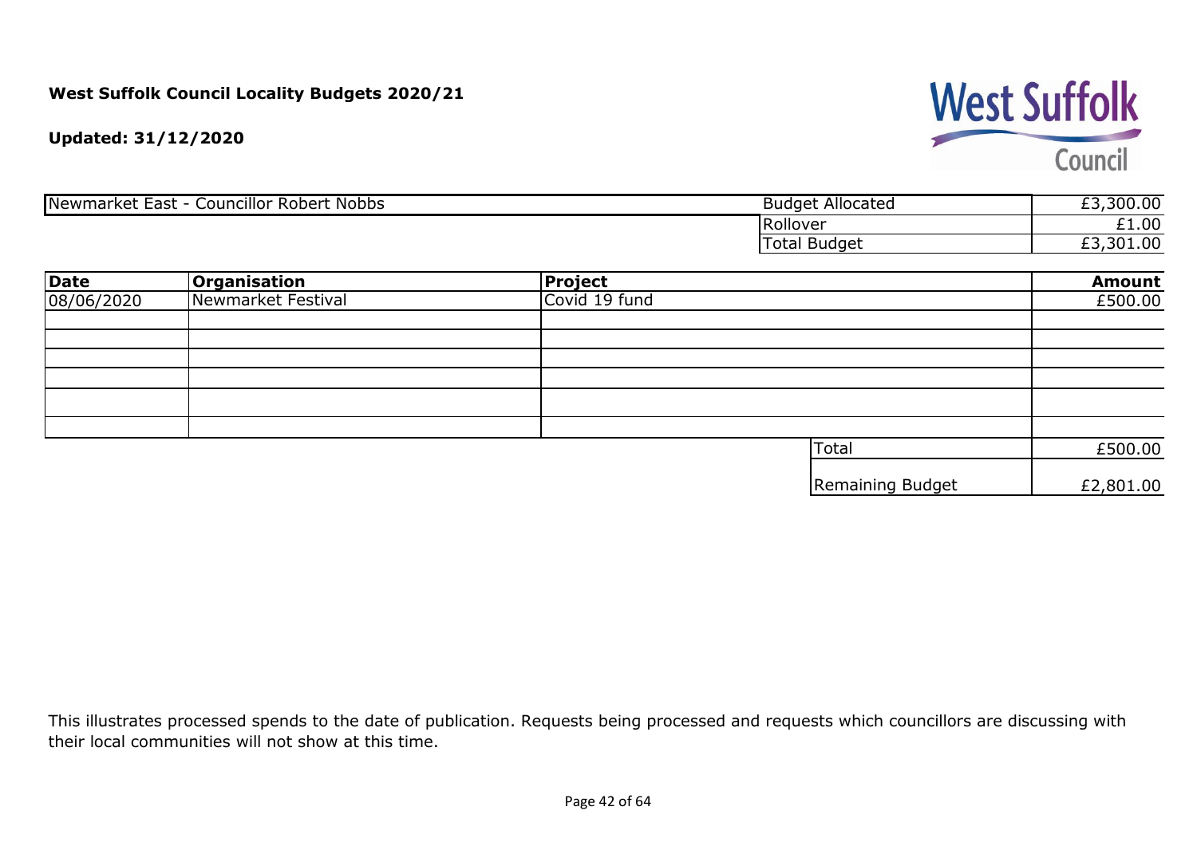**West Suffolk Council Locality Budgets 2020/21**

**Updated: 31/12/2020**

West Suffolk Council

| Newmarket East - Councillor Robert Nobbs | Budget Allocated | £3,300.00 |
|---|---|---|
| | Rollover | £1.00 |
| | Total Budget | £3,301.00 |

| Date | Organisation | Project | Amount |
|---|---|---|---|
| 08/06/2020 | Newmarket Festival | Covid 19 fund | £500.00 |
| | | | |
| | | | |
| | | | |
| | | | |
| | | | |
| | | | |
| | | Total | £500.00 |
| | | Remaining Budget | £2,801.00 |

This illustrates processed spends to the date of publication. Requests being processed and requests which councillors are discussing with their local communities will not show at this time.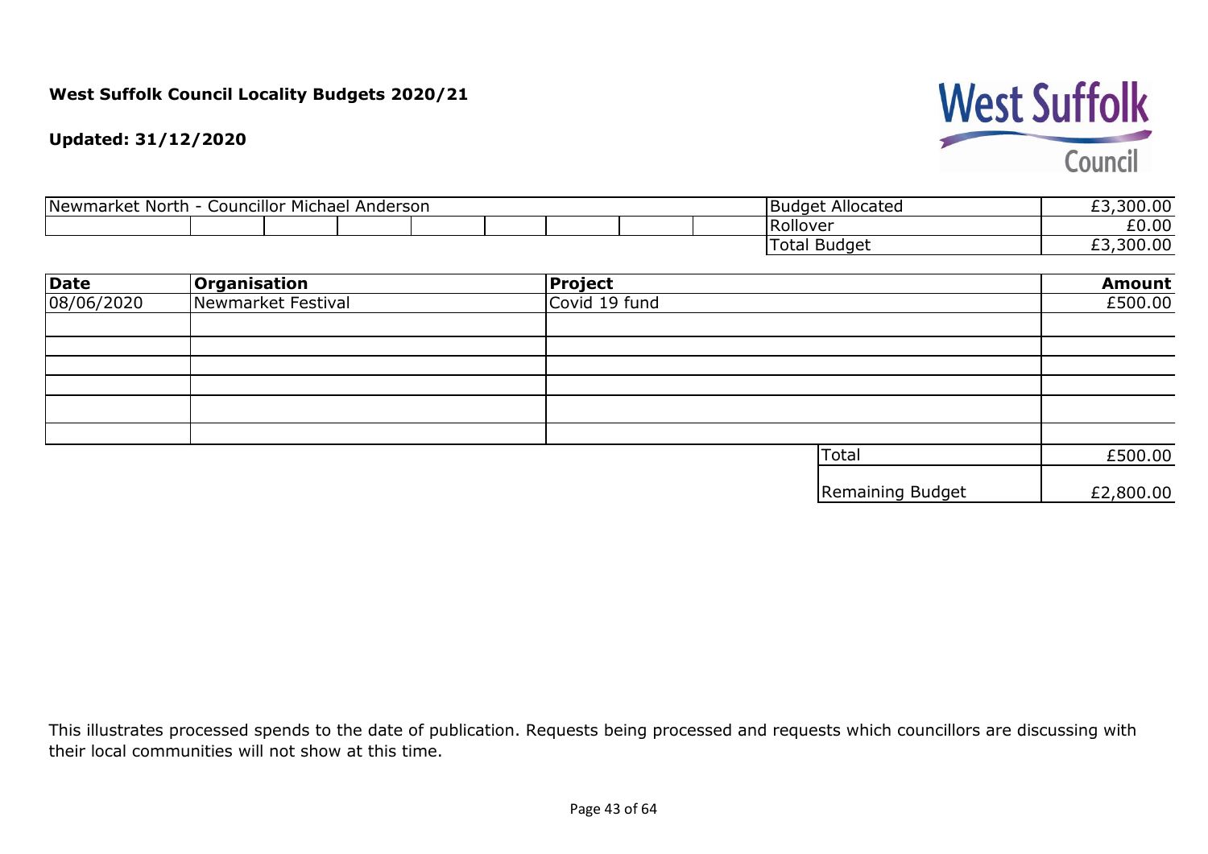**West Suffolk Council Locality Budgets 2020/21**

**Updated: 31/12/2020**

West Suffolk Council

| Newmarket North - Councillor Michael Anderson | |
|---|---|
| Budget Allocated | £3,300.00 |
| Rollover | £0.00 |
| Total Budget | £3,300.00 |

| Date | Organisation | Project | Amount |
|---|---|---|---|
| 08/06/2020 | Newmarket Festival | Covid 19 fund | £500.00 |
| | | | |
| | | | |
| | | | |
| | | | |
| | | | |
| | | | |
| | | Total | £500.00 |
| | | Remaining Budget | £2,800.00 |

This illustrates processed spends to the date of publication. Requests being processed and requests which councillors are discussing with their local communities will not show at this time.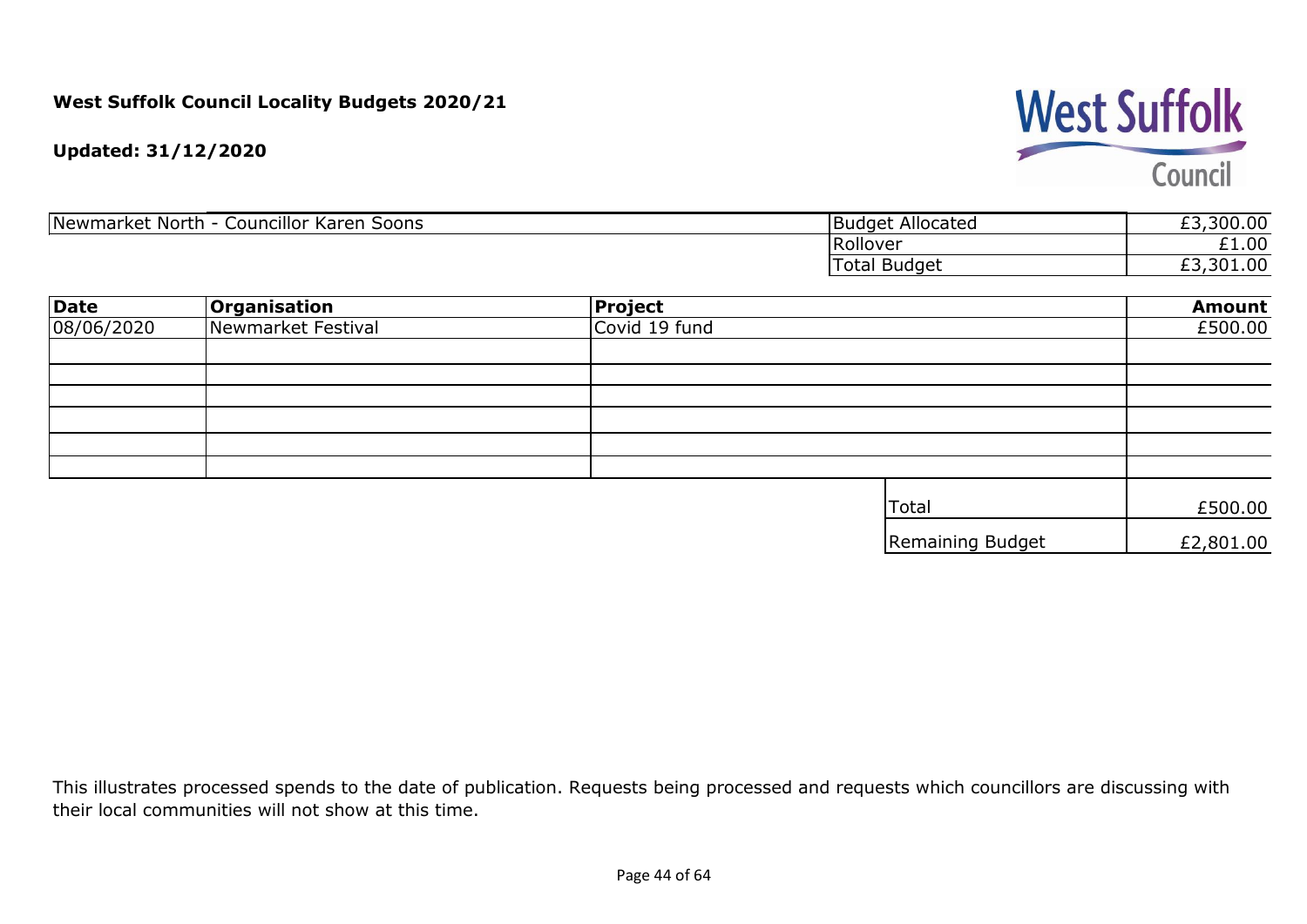**West Suffolk Council Locality Budgets 2020/21**

**Updated: 31/12/2020**

| Newmarket North - Councillor Karen Soons | Budget Allocated | £3,300.00 |
|---|---|---|
| | Rollover | £1.00 |
| | Total Budget | £3,301.00 |

| Date | Organisation | Project | Amount |
|---|---|---|---|
| 08/06/2020 | Newmarket Festival | Covid 19 fund | £500.00 |
| | | | |
| | | | |
| | | | |
| | | | |
| | | | |
| | | | |
| | | Total | £500.00 |
| | | Remaining Budget | £2,801.00 |

This illustrates processed spends to the date of publication. Requests being processed and requests which councillors are discussing with their local communities will not show at this time.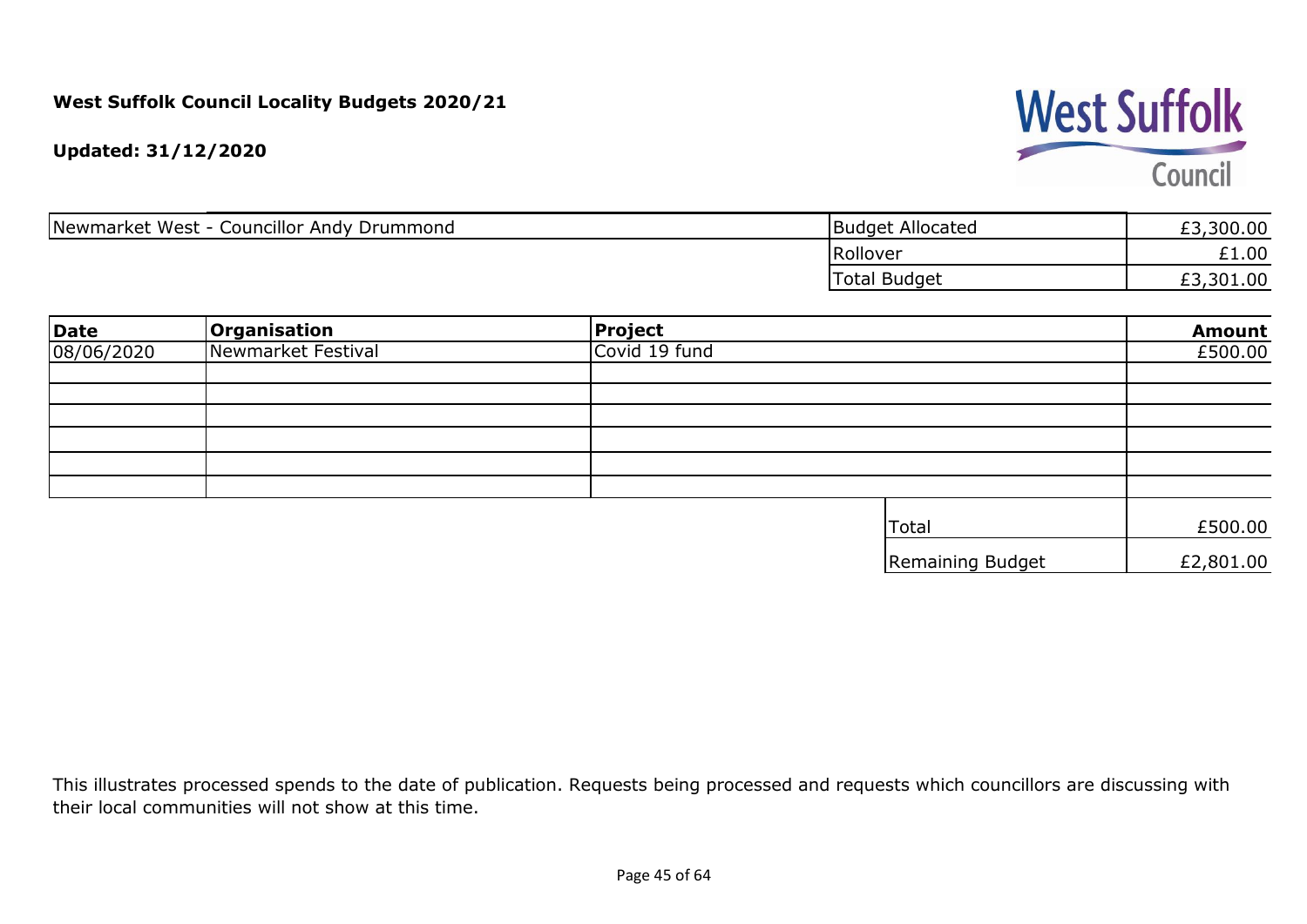**West Suffolk Council Locality Budgets 2020/21**

**Updated: 31/12/2020**

| Newmarket West - Councillor Andy Drummond | Budget Allocated | £3,300.00 |
|---|---|---|
| | Rollover | £1.00 |
| | Total Budget | £3,301.00 |

| Date | Organisation | Project | Amount |
|---|---|---|---|
| 08/06/2020 | Newmarket Festival | Covid 19 fund | £500.00 |
| | | | |
| | | | |
| | | | |
| | | | |
| | | | |
| | | | |
| | | Total | £500.00 |
| | | Remaining Budget | £2,801.00 |

This illustrates processed spends to the date of publication. Requests being processed and requests which councillors are discussing with their local communities will not show at this time.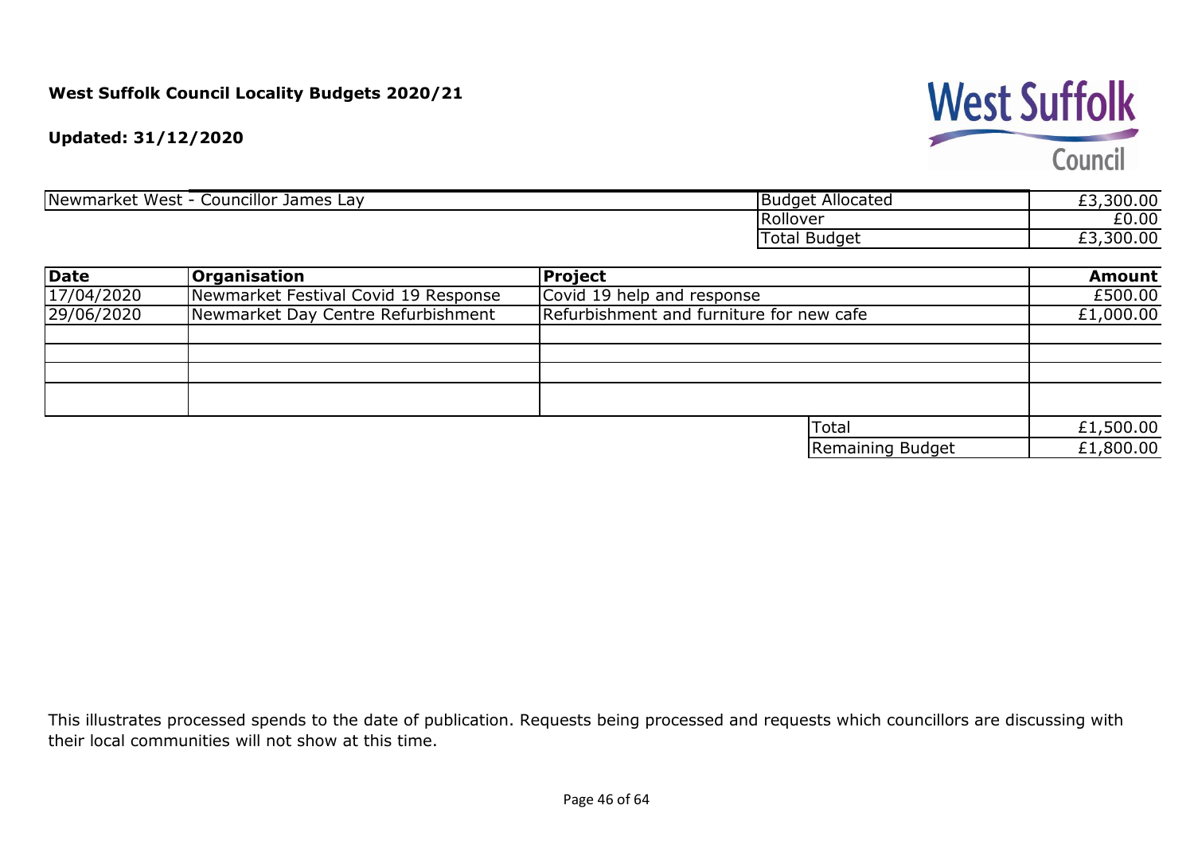**West Suffolk Council Locality Budgets 2020/21**

**Updated: 31/12/2020**

West Suffolk Council

| Newmarket West - Councillor James Lay | | |
|---|---|---|
| | Budget Allocated | £3,300.00 |
| | Rollover | £0.00 |
| | Total Budget | £3,300.00 |

| Date | Organisation | Project | Amount |
|---|---|---|---|
| 17/04/2020 | Newmarket Festival Covid 19 Response | Covid 19 help and response | £500.00 |
| 29/06/2020 | Newmarket Day Centre Refurbishment | Refurbishment and furniture for new cafe | £1,000.00 |
| | | | |
| | | | |
| | | | |
| | | | |
| | | Total | £1,500.00 |
| | | Remaining Budget | £1,800.00 |

This illustrates processed spends to the date of publication. Requests being processed and requests which councillors are discussing with their local communities will not show at this time.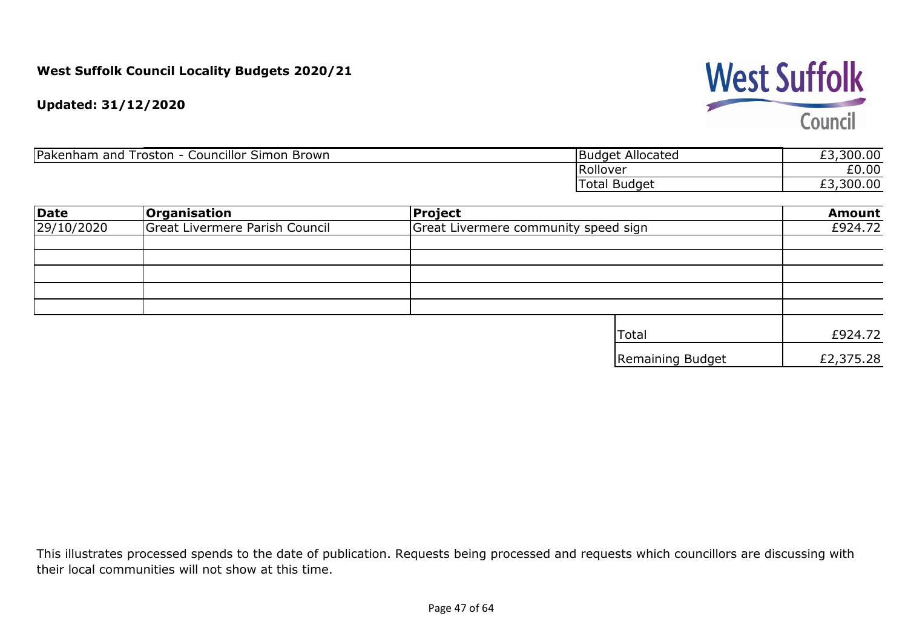**West Suffolk Council Locality Budgets 2020/21**

**Updated: 31/12/2020**

| Pakenham and Troston - Councillor Simon Brown | Budget Allocated | £3,300.00 |
|---|---|---|
| | Rollover | £0.00 |
| | Total Budget | £3,300.00 |

| **Date** | **Organisation** | **Project** | **Amount** |
|---|---|---|---|
| 29/10/2020 | Great Livermere Parish Council | Great Livermere community speed sign | £924.72 |
| | | | |
| | | | |
| | | | |
| | | | |
| | | | |
| | | Total | £924.72 |
| | | Remaining Budget | £2,375.28 |

This illustrates processed spends to the date of publication. Requests being processed and requests which councillors are discussing with their local communities will not show at this time.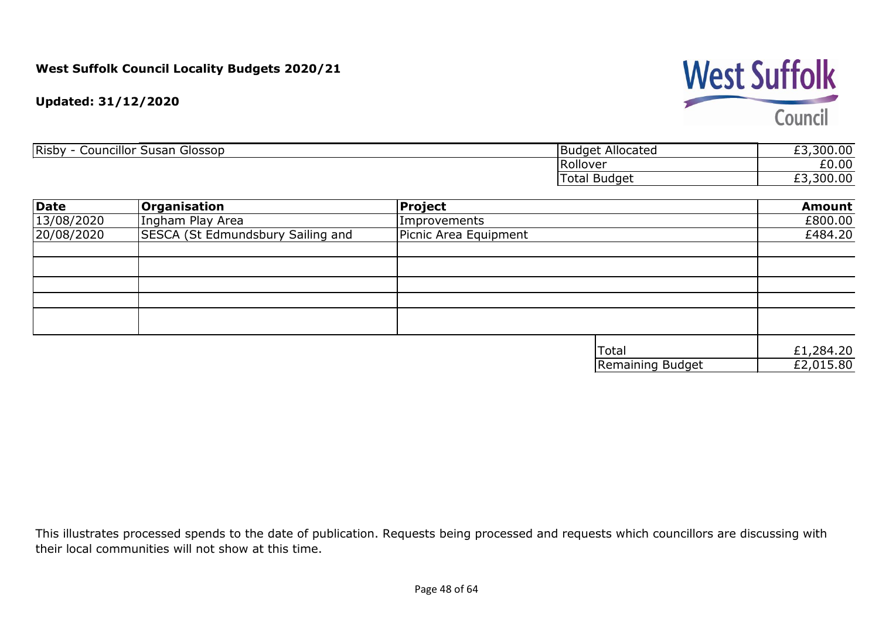**West Suffolk Council Locality Budgets 2020/21**

**Updated: 31/12/2020**

| Risby - Councillor Susan Glossop | Budget Allocated | £3,300.00 |
|---|---|---|
| | Rollover | £0.00 |
| | Total Budget | £3,300.00 |

| Date | Organisation | Project | Amount |
|---|---|---|---|
| 13/08/2020 | Ingham Play Area | Improvements | £800.00 |
| 20/08/2020 | SESCA (St Edmundsbury Sailing and | Picnic Area Equipment | £484.20 |
| | | | |
| | | | |
| | | | |
| | | | |
| | | | |
| | | Total | £1,284.20 |
| | | Remaining Budget | £2,015.80 |

This illustrates processed spends to the date of publication. Requests being processed and requests which councillors are discussing with their local communities will not show at this time.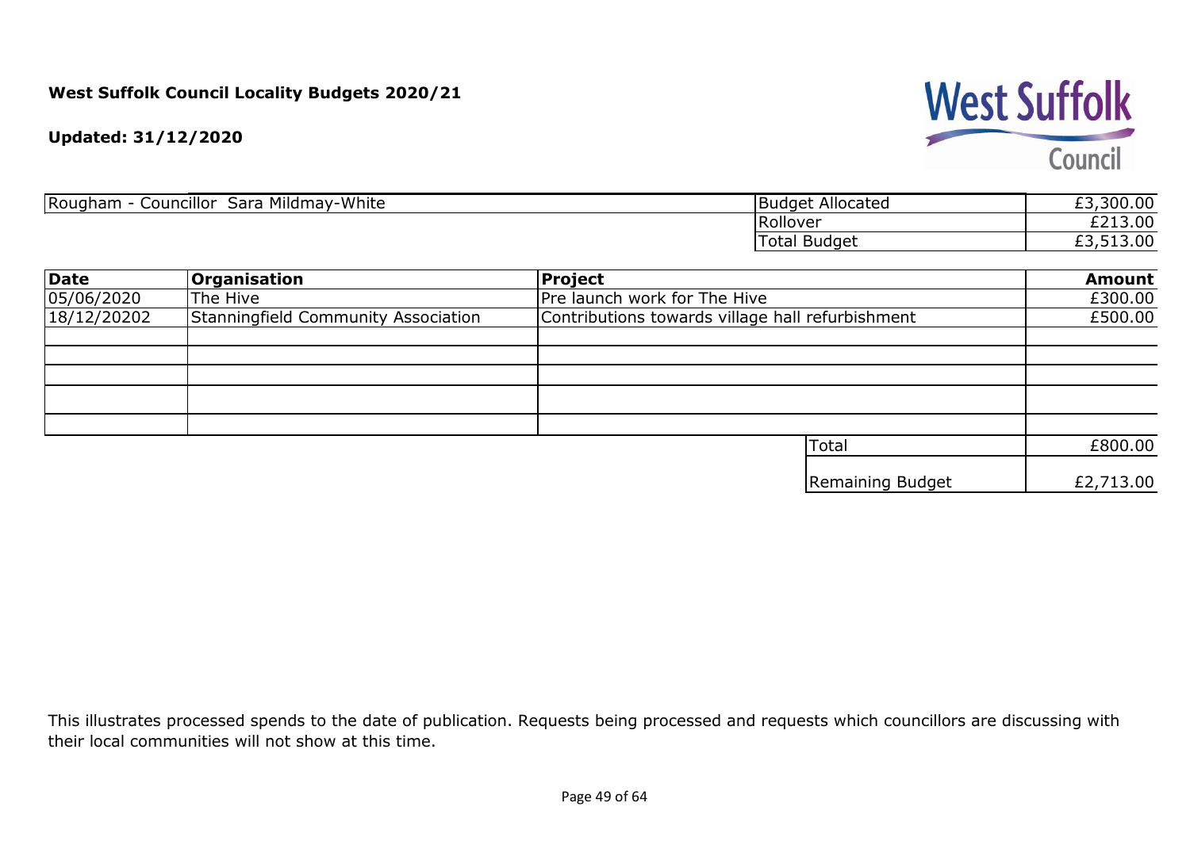**West Suffolk Council Locality Budgets 2020/21**

**Updated: 31/12/2020**

| Rougham - Councillor Sara Mildmay-White | Budget Allocated | £3,300.00 |
|---|---|---|
| | Rollover | £213.00 |
| | Total Budget | £3,513.00 |

| **Date** | **Organisation** | **Project** | **Amount** |
|---|---|---|---|
| 05/06/2020 | The Hive | Pre launch work for The Hive | £300.00 |
| 18/12/20202 | Stanningfield Community Association | Contributions towards village hall refurbishment | £500.00 |
| | | | |
| | | | |
| | | | |
| | | | |
| | | | |
| | | Total | £800.00 |
| | | Remaining Budget | £2,713.00 |

This illustrates processed spends to the date of publication. Requests being processed and requests which councillors are discussing with their local communities will not show at this time.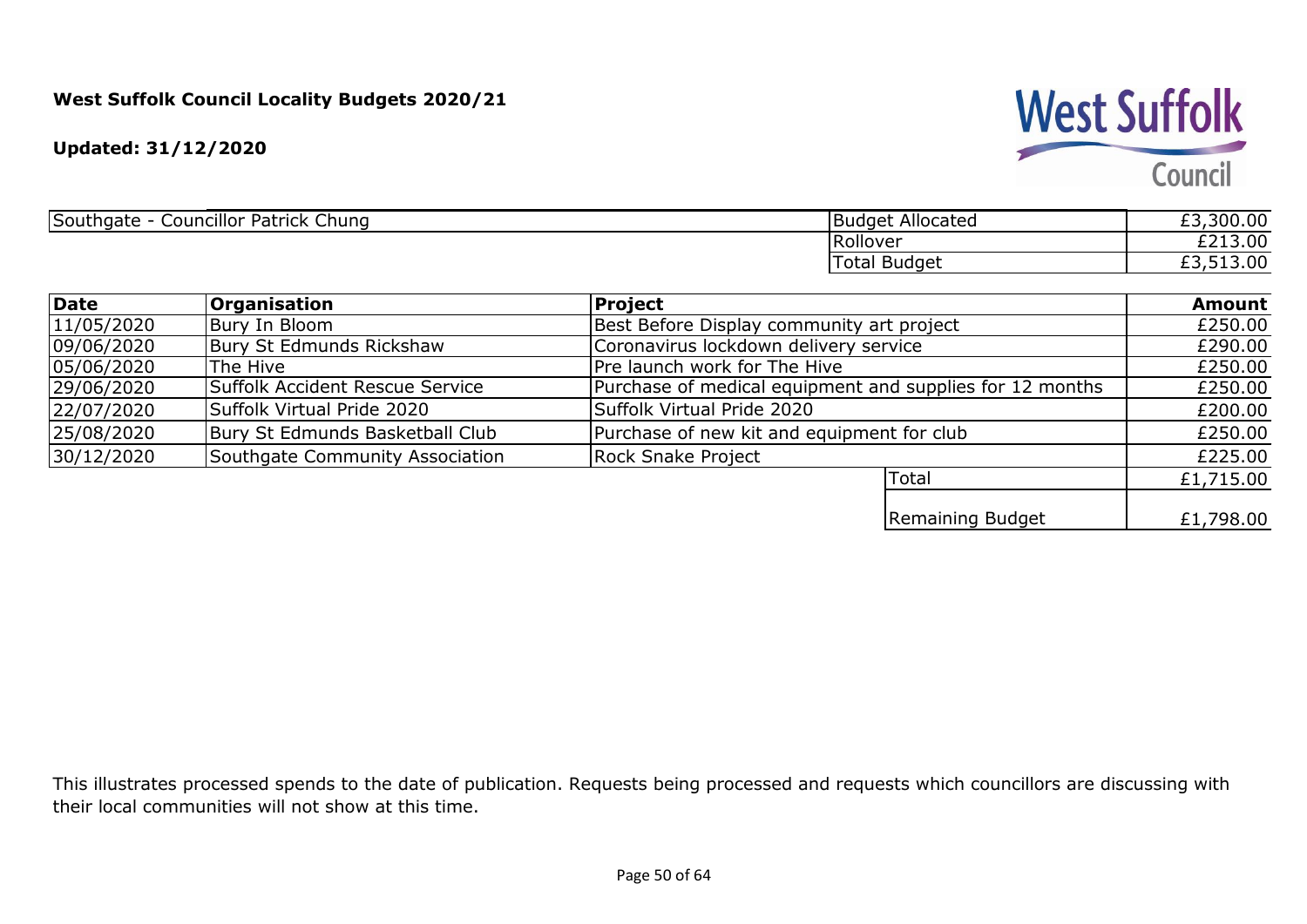**West Suffolk Council Locality Budgets 2020/21**

**Updated: 31/12/2020**

West Suffolk Council

| Southgate - Councillor Patrick Chung | Budget Allocated | £3,300.00 |
|---|---|---|
| | Rollover | £213.00 |
| | Total Budget | £3,513.00 |

| Date | Organisation | Project | | Amount |
|---|---|---|---|---|
| 11/05/2020 | Bury In Bloom | Best Before Display community art project | | £250.00 |
| 09/06/2020 | Bury St Edmunds Rickshaw | Coronavirus lockdown delivery service | | £290.00 |
| 05/06/2020 | The Hive | Pre launch work for The Hive | | £250.00 |
| 29/06/2020 | Suffolk Accident Rescue Service | Purchase of medical equipment and supplies for 12 months | | £250.00 |
| 22/07/2020 | Suffolk Virtual Pride 2020 | Suffolk Virtual Pride 2020 | | £200.00 |
| 25/08/2020 | Bury St Edmunds Basketball Club | Purchase of new kit and equipment for club | | £250.00 |
| 30/12/2020 | Southgate Community Association | Rock Snake Project | | £225.00 |
| | | | Total | £1,715.00 |
| | | | Remaining Budget | £1,798.00 |

This illustrates processed spends to the date of publication. Requests being processed and requests which councillors are discussing with their local communities will not show at this time.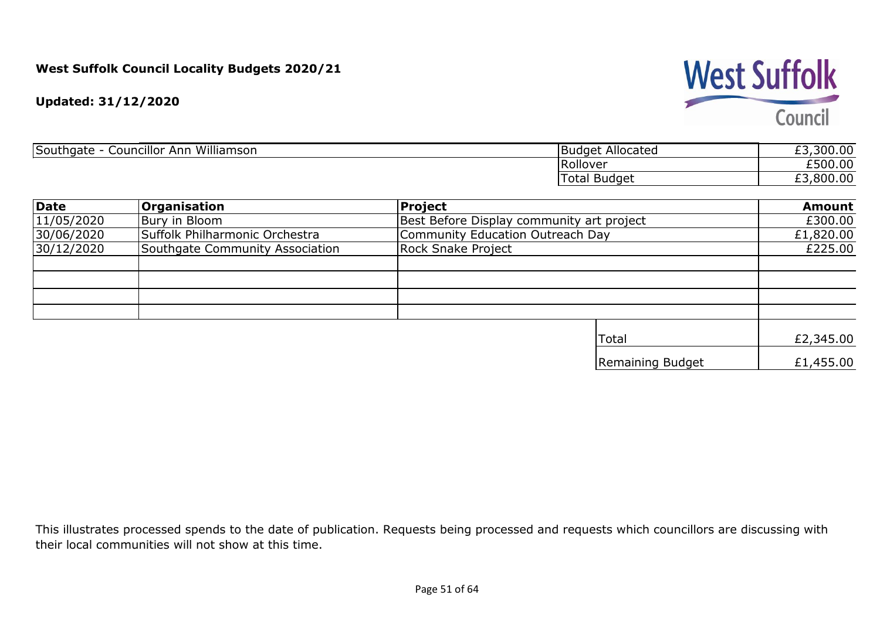**West Suffolk Council Locality Budgets 2020/21**

**Updated: 31/12/2020**

| Southgate - Councillor Ann Williamson | Budget Allocated | £3,300.00 |
|---|---|---|
| | Rollover | £500.00 |
| | Total Budget | £3,800.00 |

| Date | Organisation | Project | Amount |
|---|---|---|---|
| 11/05/2020 | Bury in Bloom | Best Before Display community art project | £300.00 |
| 30/06/2020 | Suffolk Philharmonic Orchestra | Community Education Outreach Day | £1,820.00 |
| 30/12/2020 | Southgate Community Association | Rock Snake Project | £225.00 |
| | | | |
| | | | |
| | | | |
| | | | |
| | | Total | £2,345.00 |
| | | Remaining Budget | £1,455.00 |

This illustrates processed spends to the date of publication. Requests being processed and requests which councillors are discussing with their local communities will not show at this time.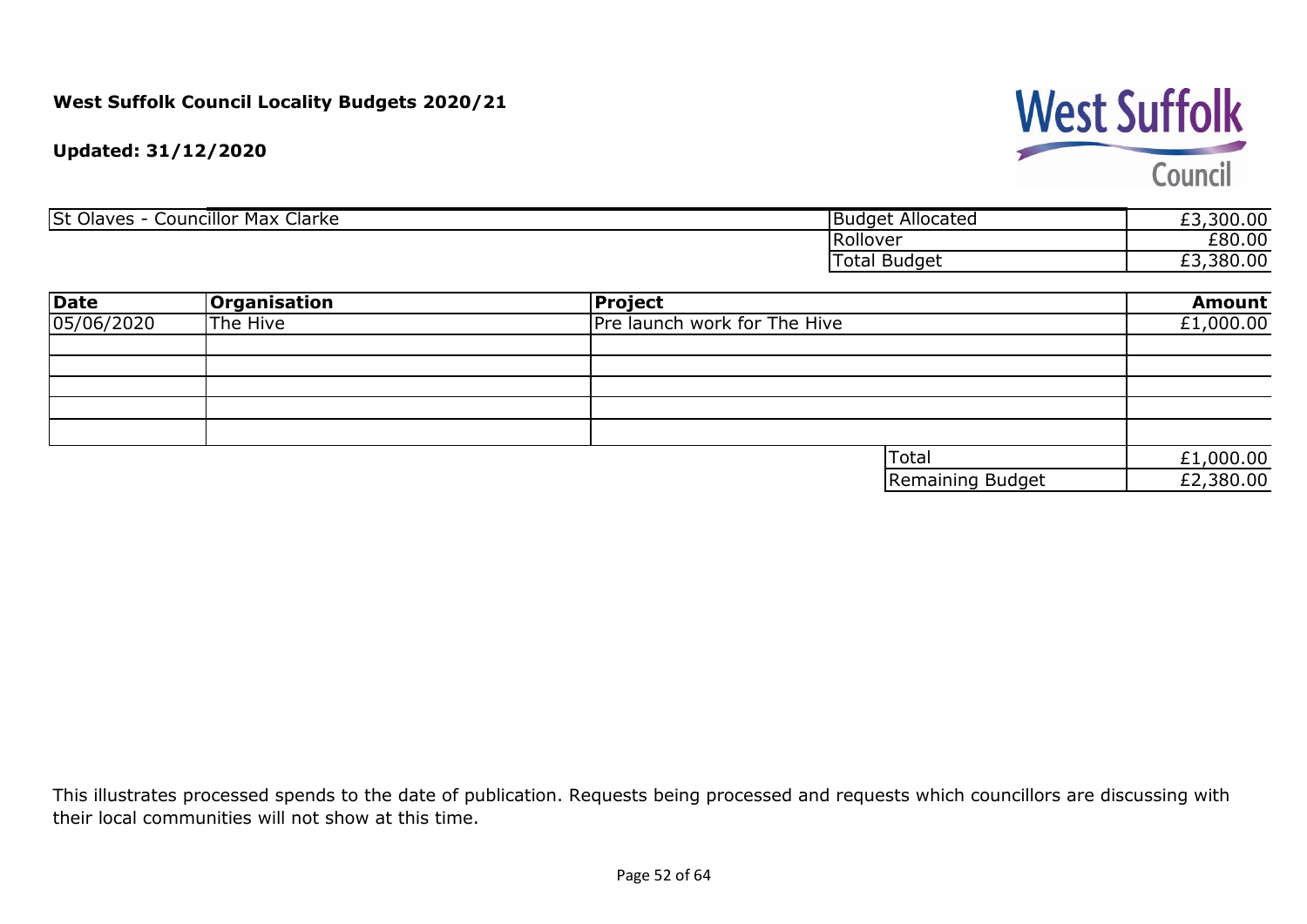**West Suffolk Council Locality Budgets 2020/21**

**Updated: 31/12/2020**

| St Olaves - Councillor Max Clarke | |
|---|---|
| Budget Allocated | £3,300.00 |
| Rollover | £80.00 |
| Total Budget | £3,380.00 |

| Date | Organisation | Project | Amount |
|---|---|---|---|
| 05/06/2020 | The Hive | Pre launch work for The Hive | £1,000.00 |
| | | | |
| | | | |
| | | | |
| | | | |
| | | | |
| | | Total | £1,000.00 |
| | | Remaining Budget | £2,380.00 |

This illustrates processed spends to the date of publication. Requests being processed and requests which councillors are discussing with their local communities will not show at this time.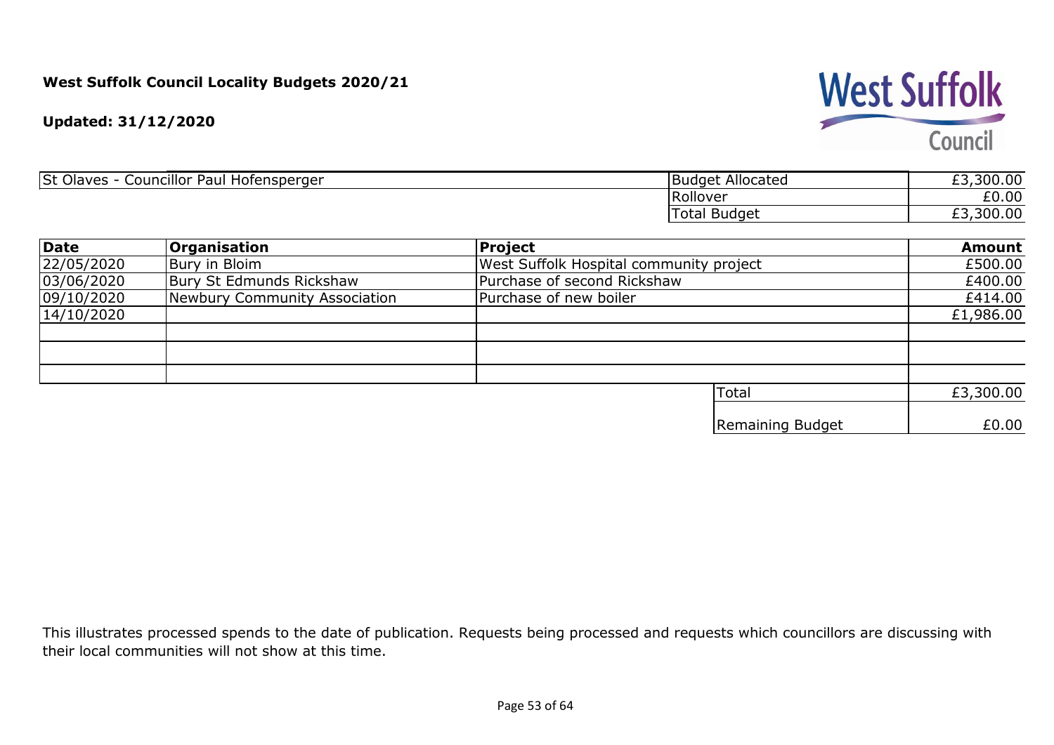**West Suffolk Council Locality Budgets 2020/21**

**Updated: 31/12/2020**

| St Olaves - Councillor Paul Hofensperger | |
|---|---|
| Budget Allocated | £3,300.00 |
| Rollover | £0.00 |
| Total Budget | £3,300.00 |

| **Date** | **Organisation** | **Project** | **Amount** |
|---|---|---|---|
| 22/05/2020 | Bury in Bloim | West Suffolk Hospital community project | £500.00 |
| 03/06/2020 | Bury St Edmunds Rickshaw | Purchase of second Rickshaw | £400.00 |
| 09/10/2020 | Newbury Community Association | Purchase of new boiler | £414.00 |
| 14/10/2020 | | | £1,986.00 |
| | | | |
| | | | |
| | | | |
| | | Total | £3,300.00 |
| | | Remaining Budget | £0.00 |

This illustrates processed spends to the date of publication. Requests being processed and requests which councillors are discussing with their local communities will not show at this time.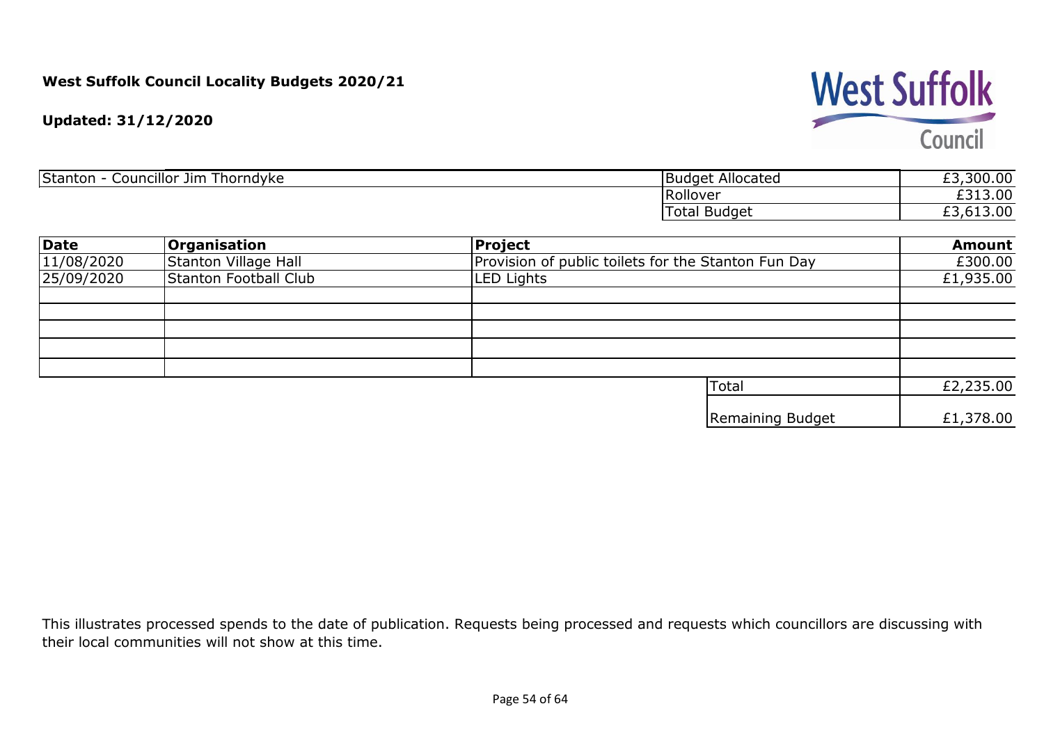**West Suffolk Council Locality Budgets 2020/21**

**Updated: 31/12/2020**

| Stanton - Councillor Jim Thorndyke | Budget Allocated | £3,300.00 |
|---|---|---|
| | Rollover | £313.00 |
| | Total Budget | £3,613.00 |

| Date | Organisation | Project | Amount |
|---|---|---|---|
| 11/08/2020 | Stanton Village Hall | Provision of public toilets for the Stanton Fun Day | £300.00 |
| 25/09/2020 | Stanton Football Club | LED Lights | £1,935.00 |
| | | | |
| | | | |
| | | | |
| | | | |
| | | | |
| | | Total | £2,235.00 |
| | | Remaining Budget | £1,378.00 |

This illustrates processed spends to the date of publication. Requests being processed and requests which councillors are discussing with their local communities will not show at this time.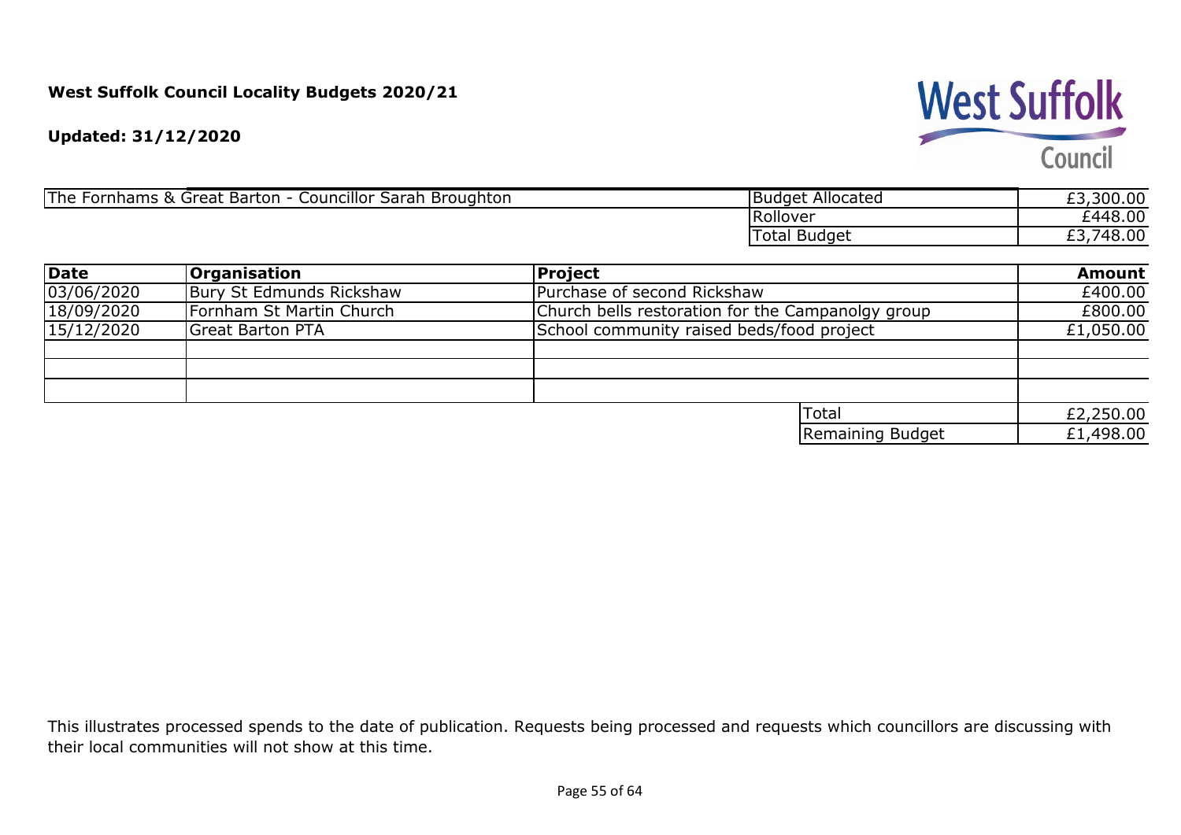**West Suffolk Council Locality Budgets 2020/21**

**Updated: 31/12/2020**

| The Fornhams & Great Barton - Councillor Sarah Broughton | Budget Allocated | £3,300.00 |
|---|---|---|
| | Rollover | £448.00 |
| | Total Budget | £3,748.00 |

| Date | Organisation | Project | Amount |
|---|---|---|---|
| 03/06/2020 | Bury St Edmunds Rickshaw | Purchase of second Rickshaw | £400.00 |
| 18/09/2020 | Fornham St Martin Church | Church bells restoration for the Campanolgy group | £800.00 |
| 15/12/2020 | Great Barton PTA | School community raised beds/food project | £1,050.00 |
| | | | |
| | | | |
| | | | |
| | | Total | £2,250.00 |
| | | Remaining Budget | £1,498.00 |

This illustrates processed spends to the date of publication. Requests being processed and requests which councillors are discussing with their local communities will not show at this time.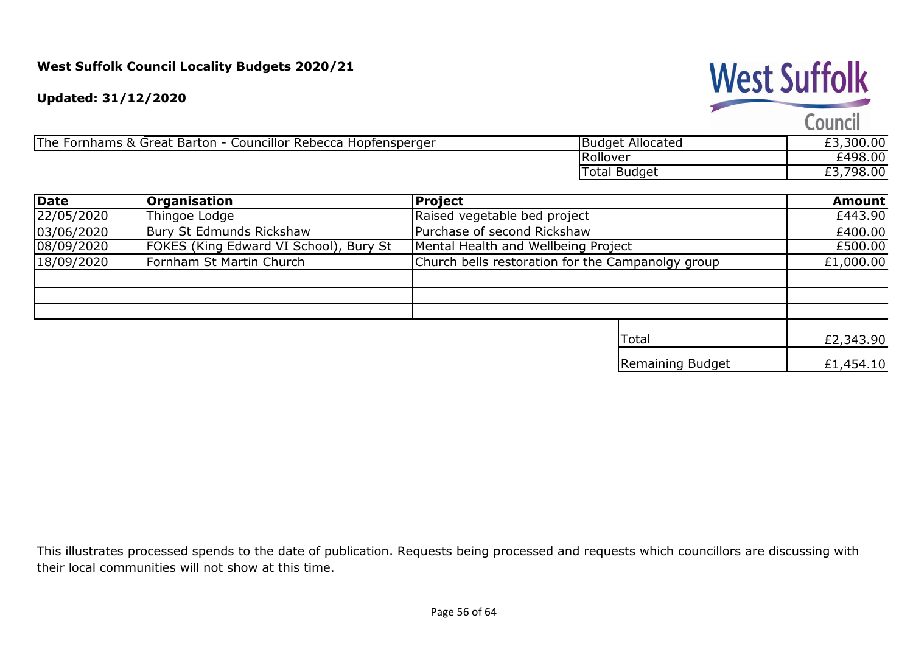**West Suffolk Council Locality Budgets 2020/21**

**Updated: 31/12/2020**

West Suffolk Council

| The Fornhams & Great Barton - Councillor Rebecca Hopfensperger | Budget Allocated | £3,300.00 |
|---|---|---|
| | Rollover | £498.00 |
| | Total Budget | £3,798.00 |

| Date | Organisation | Project | Amount |
|---|---|---|---|
| 22/05/2020 | Thingoe Lodge | Raised vegetable bed project | £443.90 |
| 03/06/2020 | Bury St Edmunds Rickshaw | Purchase of second Rickshaw | £400.00 |
| 08/09/2020 | FOKES (King Edward VI School), Bury St | Mental Health and Wellbeing Project | £500.00 |
| 18/09/2020 | Fornham St Martin Church | Church bells restoration for the Campanolgy group | £1,000.00 |
| | | | |
| | | | |
| | | | |
| | | Total | £2,343.90 |
| | | Remaining Budget | £1,454.10 |

This illustrates processed spends to the date of publication. Requests being processed and requests which councillors are discussing with their local communities will not show at this time.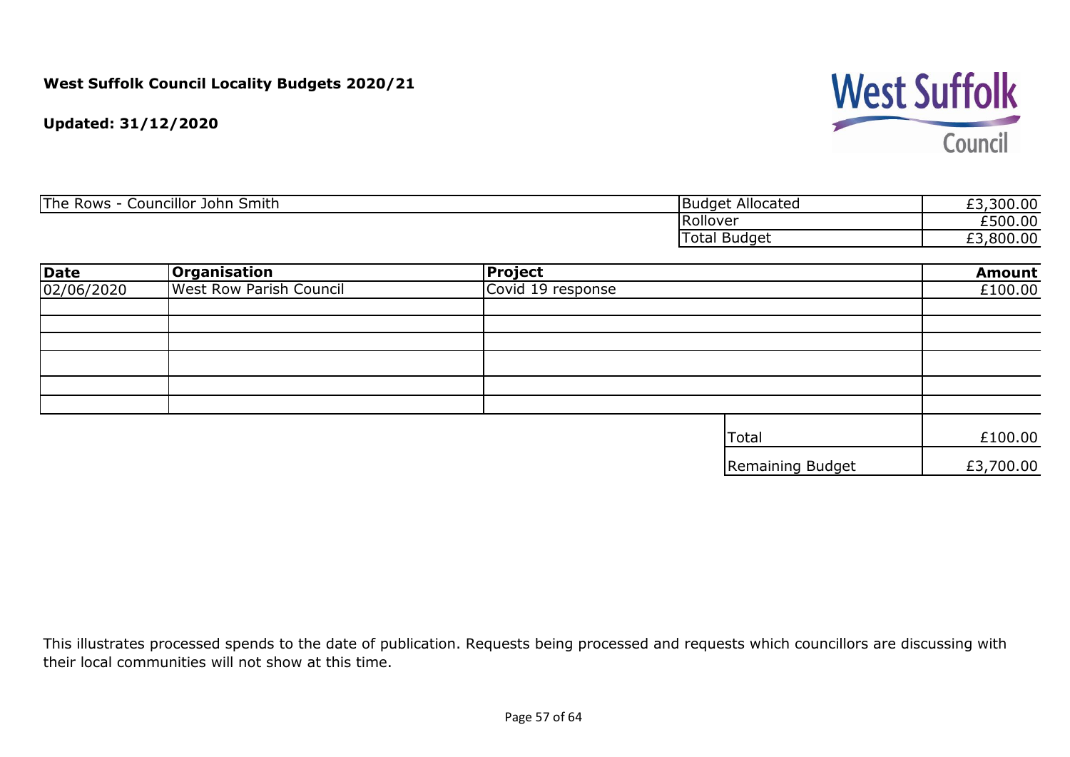**West Suffolk Council Locality Budgets 2020/21**

**Updated: 31/12/2020**

| The Rows - Councillor John Smith | Budget Allocated | £3,300.00 |
|---|---|---|
| | Rollover | £500.00 |
| | Total Budget | £3,800.00 |

| Date | Organisation | Project | Amount |
|---|---|---|---|
| 02/06/2020 | West Row Parish Council | Covid 19 response | £100.00 |
| | | | |
| | | | |
| | | | |
| | | | |
| | | | |
| | | | |
| | | Total | £100.00 |
| | | Remaining Budget | £3,700.00 |

This illustrates processed spends to the date of publication. Requests being processed and requests which councillors are discussing with their local communities will not show at this time.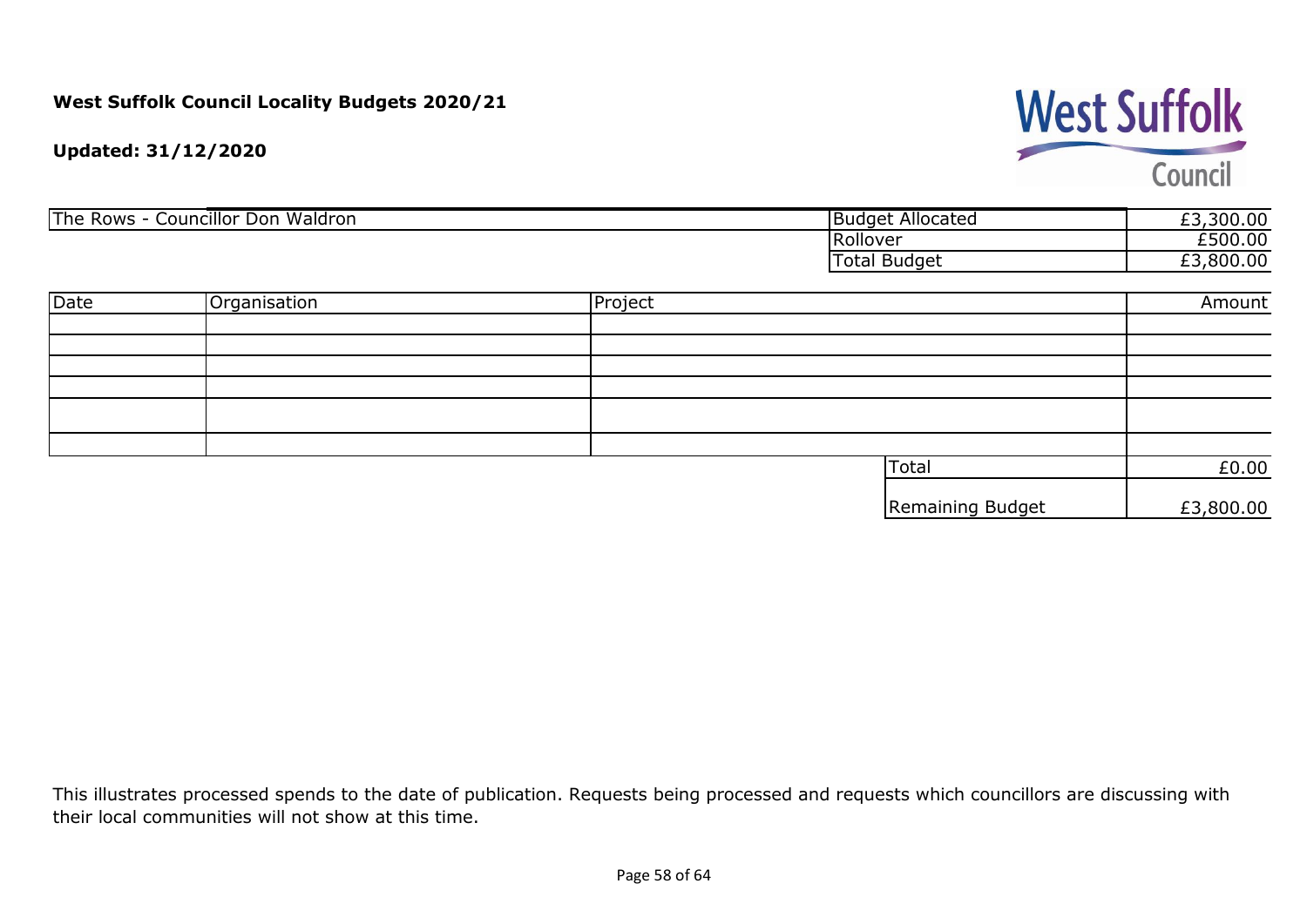**West Suffolk Council Locality Budgets 2020/21**

**Updated: 31/12/2020**

West Suffolk Council

| The Rows - Councillor Don Waldron | Budget Allocated | £3,300.00 |
|---|---|---|
| | Rollover | £500.00 |
| | Total Budget | £3,800.00 |

| Date | Organisation | Project | Amount |
|---|---|---|---|
| | | | |
| | | | |
| | | | |
| | | | |
| | | | |
| | | | |
| | | Total | £0.00 |
| | | Remaining Budget | £3,800.00 |

This illustrates processed spends to the date of publication. Requests being processed and requests which councillors are discussing with their local communities will not show at this time.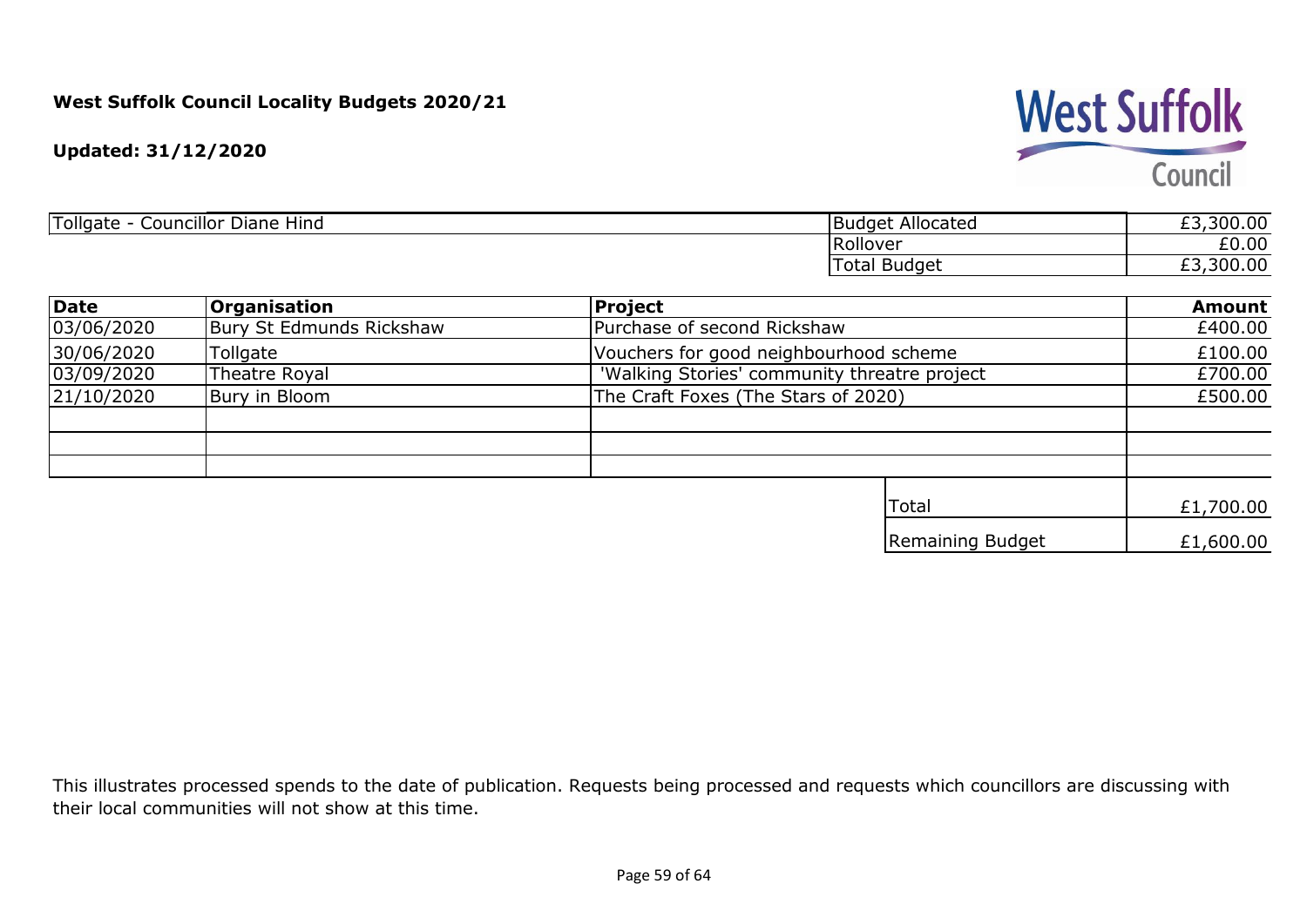**West Suffolk Council Locality Budgets 2020/21**

**Updated: 31/12/2020**

| Tollgate - Councillor Diane Hind | | |
|---|---|---|
| | Budget Allocated | £3,300.00 |
| | Rollover | £0.00 |
| | Total Budget | £3,300.00 |

| Date | Organisation | Project | Amount |
|---|---|---|---|
| 03/06/2020 | Bury St Edmunds Rickshaw | Purchase of second Rickshaw | £400.00 |
| 30/06/2020 | Tollgate | Vouchers for good neighbourhood scheme | £100.00 |
| 03/09/2020 | Theatre Royal | 'Walking Stories' community threatre project | £700.00 |
| 21/10/2020 | Bury in Bloom | The Craft Foxes (The Stars of 2020) | £500.00 |
| | | | |
| | | | |
| | | | |
| | | Total | £1,700.00 |
| | | Remaining Budget | £1,600.00 |

This illustrates processed spends to the date of publication. Requests being processed and requests which councillors are discussing with their local communities will not show at this time.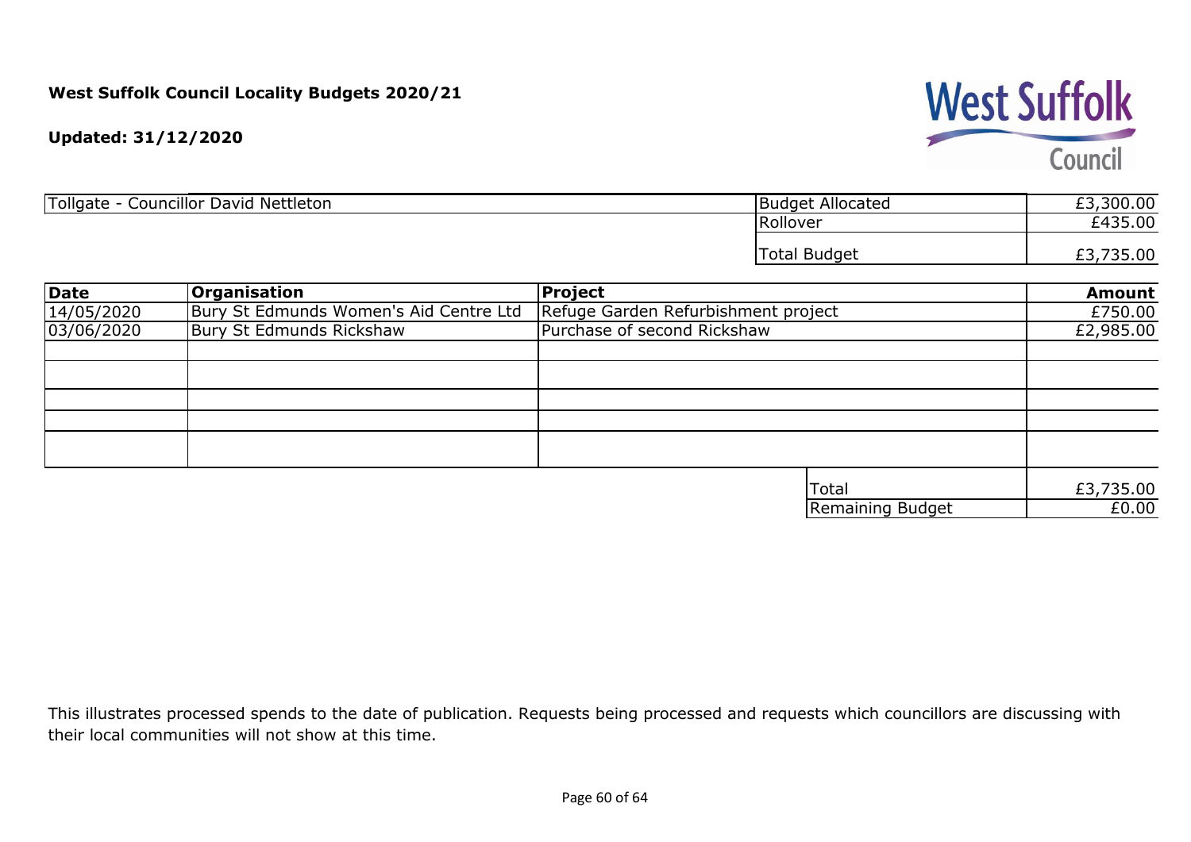**West Suffolk Council Locality Budgets 2020/21**

**Updated: 31/12/2020**

West Suffolk Council

| Tollgate - Councillor David Nettleton | Budget Allocated | £3,300.00 |
|---|---|---|
| | Rollover | £435.00 |
| | Total Budget | £3,735.00 |

| Date | Organisation | Project | Amount |
|---|---|---|---|
| 14/05/2020 | Bury St Edmunds Women's Aid Centre Ltd | Refuge Garden Refurbishment project | £750.00 |
| 03/06/2020 | Bury St Edmunds Rickshaw | Purchase of second Rickshaw | £2,985.00 |
| | | | |
| | | | |
| | | | |
| | | | |
| | | | |
| | | Total | £3,735.00 |
| | | Remaining Budget | £0.00 |

This illustrates processed spends to the date of publication. Requests being processed and requests which councillors are discussing with their local communities will not show at this time.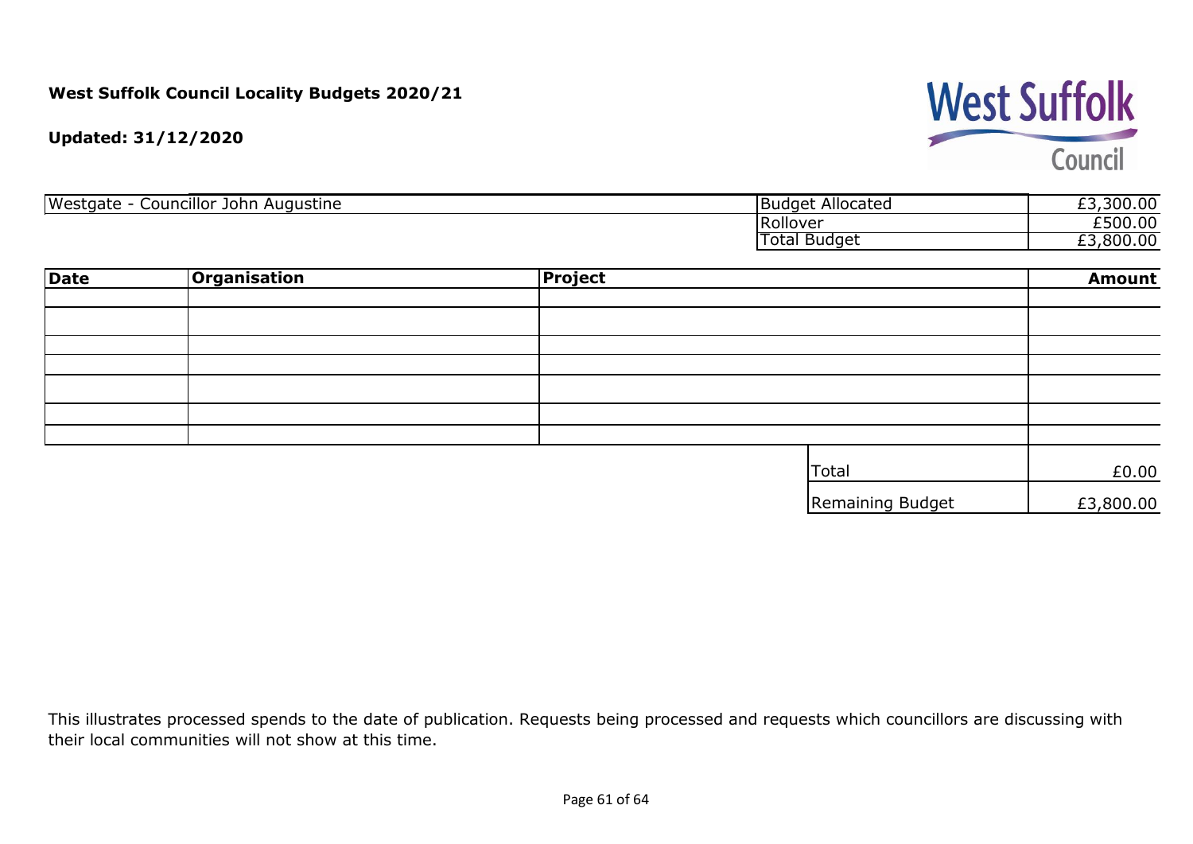**West Suffolk Council Locality Budgets 2020/21**

**Updated: 31/12/2020**

| Westgate - Councillor John Augustine | Budget Allocated | £3,300.00 |
|---|---|---|
| | Rollover | £500.00 |
| | Total Budget | £3,800.00 |

| Date | Organisation | Project | Amount |
|---|---|---|---|
| | | | |
| | | | |
| | | | |
| | | | |
| | | | |
| | | | |
| | | | |
| | | Total | £0.00 |
| | | Remaining Budget | £3,800.00 |

This illustrates processed spends to the date of publication. Requests being processed and requests which councillors are discussing with their local communities will not show at this time.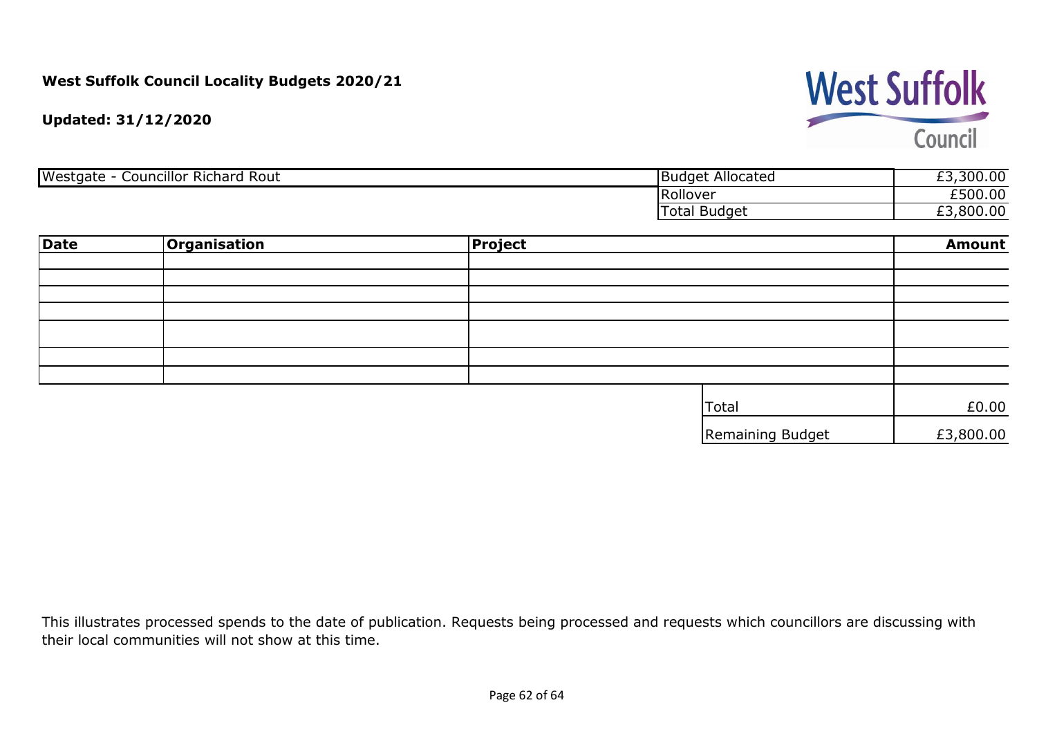**West Suffolk Council Locality Budgets 2020/21**

**Updated: 31/12/2020**

| Westgate - Councillor Richard Rout | Budget Allocated | £3,300.00 |
|---|---|---|
| | Rollover | £500.00 |
| | Total Budget | £3,800.00 |

| **Date** | **Organisation** | **Project** | **Amount** |
|---|---|---|---|
| | | | |
| | | | |
| | | | |
| | | | |
| | | | |
| | | | |
| | | | |
| | | Total | £0.00 |
| | | Remaining Budget | £3,800.00 |

This illustrates processed spends to the date of publication. Requests being processed and requests which councillors are discussing with their local communities will not show at this time.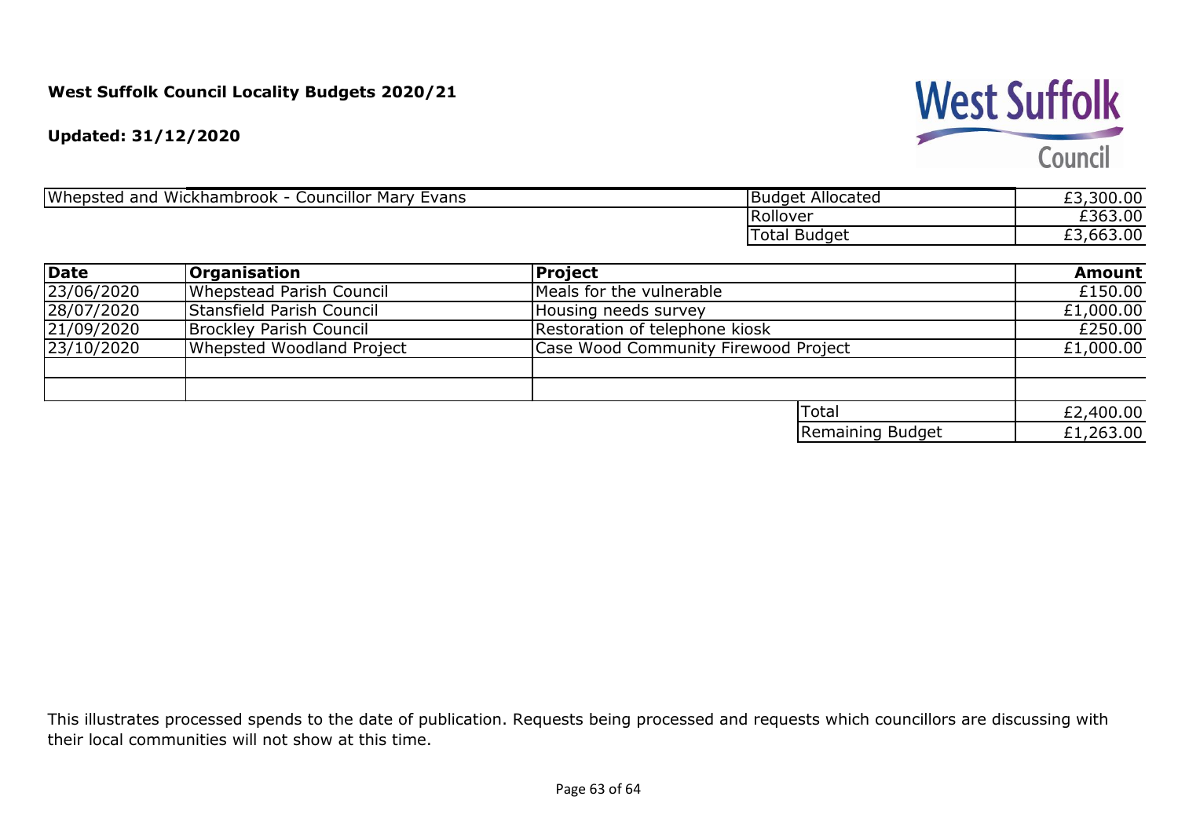**West Suffolk Council Locality Budgets 2020/21**

**Updated: 31/12/2020**

West Suffolk Council

| Whepsted and Wickhambrook - Councillor Mary Evans | Budget Allocated | £3,300.00 |
|---|---|---|
| | Rollover | £363.00 |
| | Total Budget | £3,663.00 |

| **Date** | **Organisation** | **Project** | **Amount** |
|---|---|---|---|
| 23/06/2020 | Whepstead Parish Council | Meals for the vulnerable | £150.00 |
| 28/07/2020 | Stansfield Parish Council | Housing needs survey | £1,000.00 |
| 21/09/2020 | Brockley Parish Council | Restoration of telephone kiosk | £250.00 |
| 23/10/2020 | Whepsted Woodland Project | Case Wood Community Firewood Project | £1,000.00 |
| | | | |
| | | | |
| | | Total | £2,400.00 |
| | | Remaining Budget | £1,263.00 |

This illustrates processed spends to the date of publication. Requests being processed and requests which councillors are discussing with their local communities will not show at this time.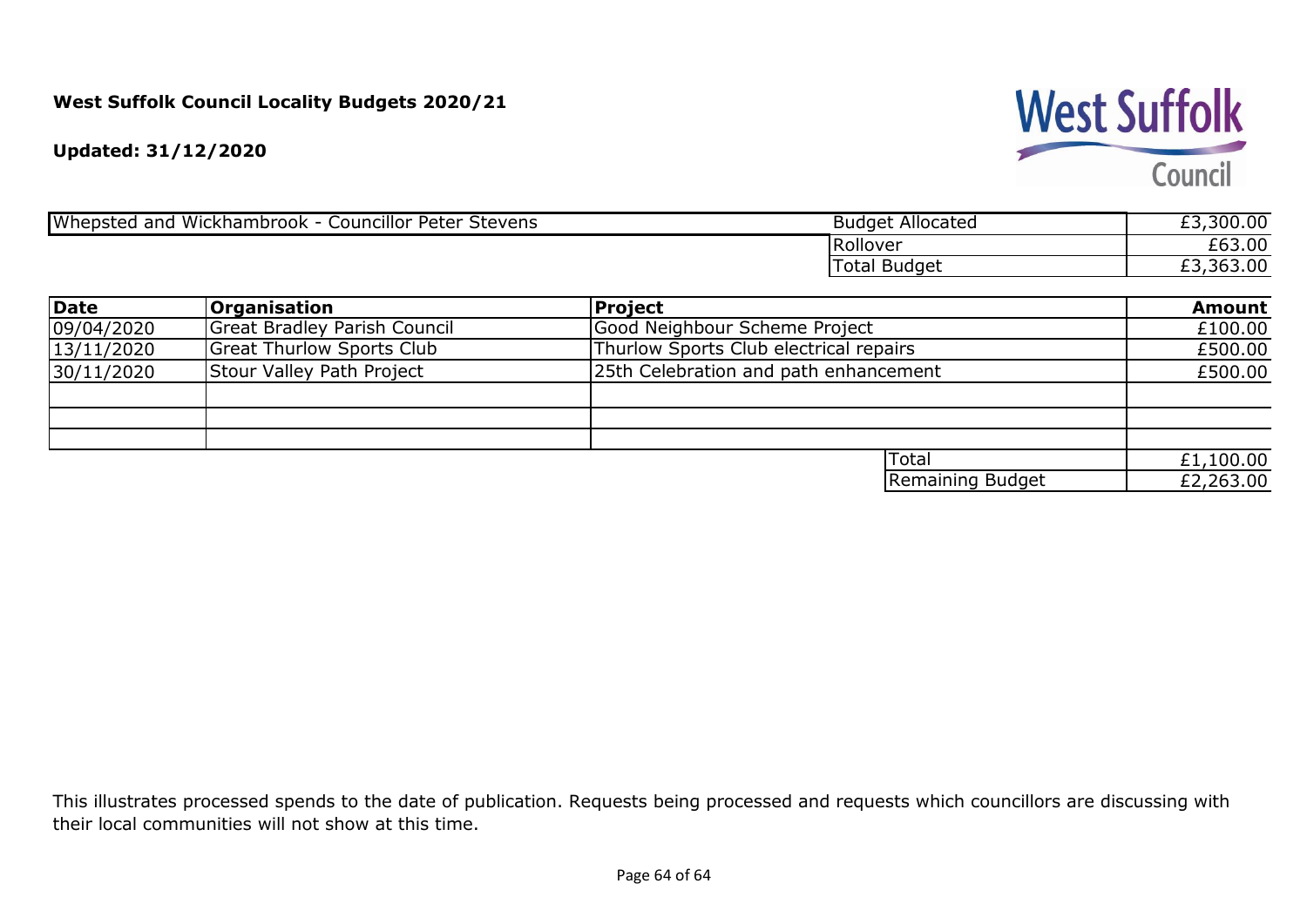**West Suffolk Council Locality Budgets 2020/21**

**Updated: 31/12/2020**

| Whepsted and Wickhambrook - Councillor Peter Stevens | | |
|---|---|---|
| | Budget Allocated | £3,300.00 |
| | Rollover | £63.00 |
| | Total Budget | £3,363.00 |

| Date | Organisation | Project | Amount |
|---|---|---|---|
| 09/04/2020 | Great Bradley Parish Council | Good Neighbour Scheme Project | £100.00 |
| 13/11/2020 | Great Thurlow Sports Club | Thurlow Sports Club electrical repairs | £500.00 |
| 30/11/2020 | Stour Valley Path Project | 25th Celebration and path enhancement | £500.00 |
| | | | |
| | | | |
| | | | |
| | | Total | £1,100.00 |
| | | Remaining Budget | £2,263.00 |

This illustrates processed spends to the date of publication. Requests being processed and requests which councillors are discussing with their local communities will not show at this time.